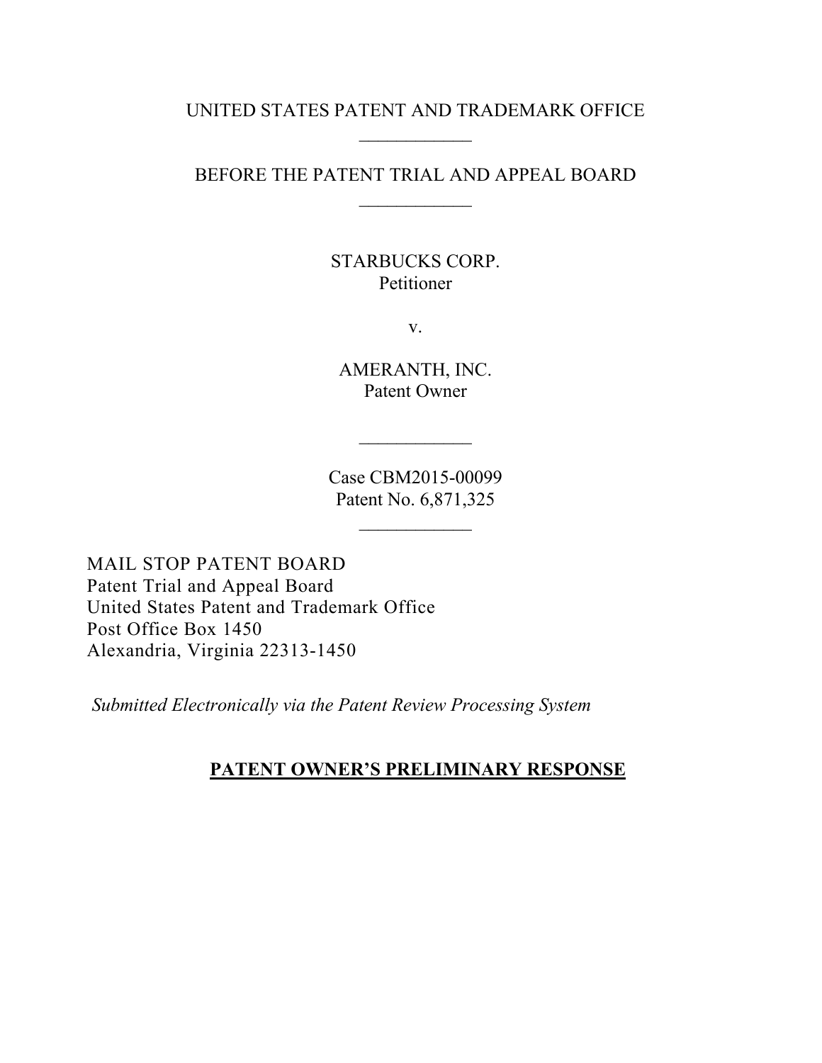UNITED STATES PATENT AND TRADEMARK OFFICE

\_\_\_\_\_\_\_\_\_\_\_\_

BEFORE THE PATENT TRIAL AND APPEAL BOARD

\_\_\_\_\_\_\_\_\_\_\_\_

STARBUCKS CORP.
Petitioner

v.

AMERANTH, INC.
Patent Owner

\_\_\_\_\_\_\_\_\_\_\_\_

Case CBM2015-00099
Patent No. 6,871,325

\_\_\_\_\_\_\_\_\_\_\_\_

MAIL STOP PATENT BOARD
Patent Trial and Appeal Board
United States Patent and Trademark Office
Post Office Box 1450
Alexandria, Virginia 22313-1450

*Submitted Electronically via the Patent Review Processing System*

**PATENT OWNER'S PRELIMINARY RESPONSE**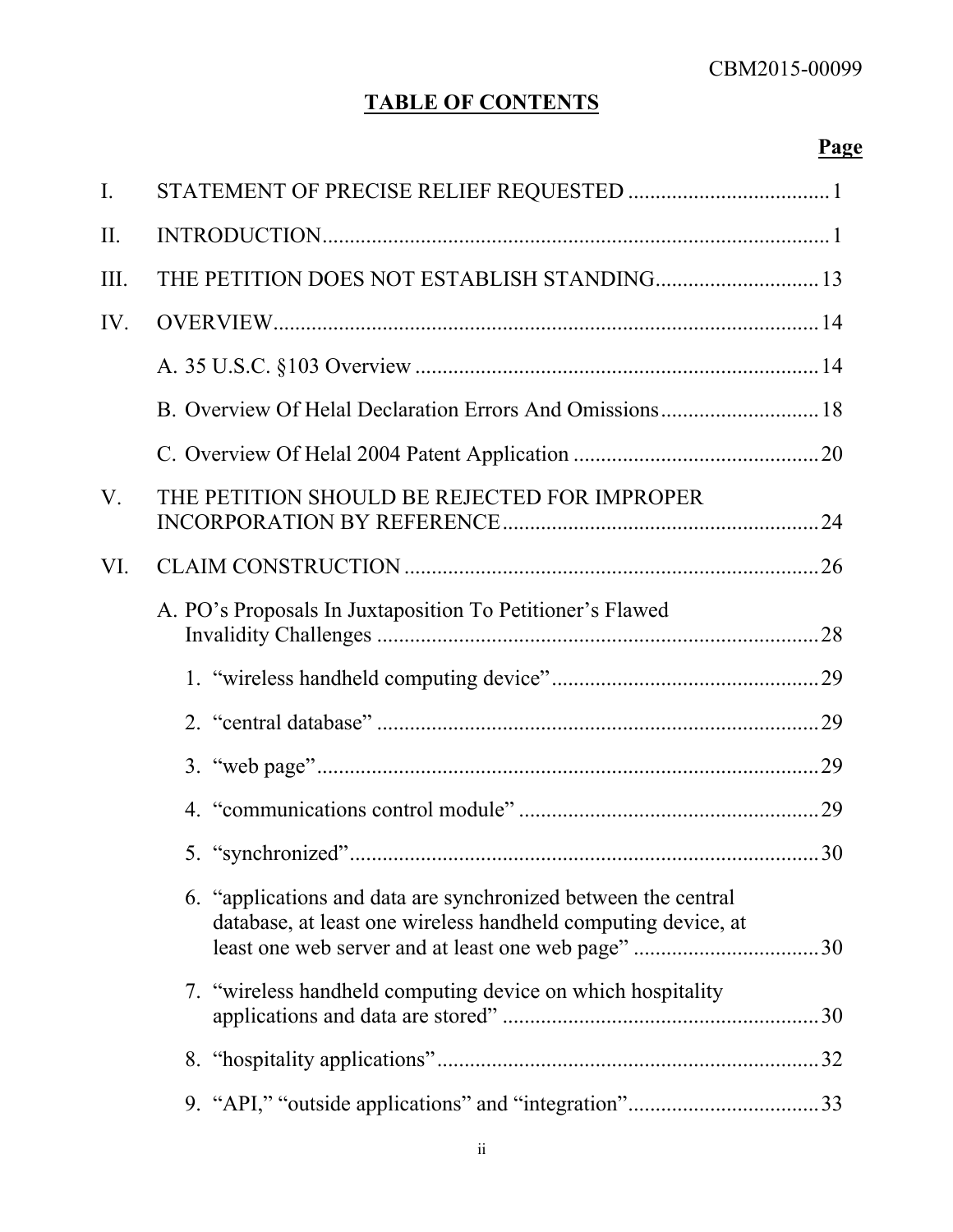**TABLE OF CONTENTS**

| | | Page |
|---|---|---|
| I. | STATEMENT OF PRECISE RELIEF REQUESTED | 1 |
| II. | INTRODUCTION | 1 |
| III. | THE PETITION DOES NOT ESTABLISH STANDING | 13 |
| IV. | OVERVIEW | 14 |
| | A. 35 U.S.C. §103 Overview | 14 |
| | B. Overview Of Helal Declaration Errors And Omissions | 18 |
| | C. Overview Of Helal 2004 Patent Application | 20 |
| V. | THE PETITION SHOULD BE REJECTED FOR IMPROPER INCORPORATION BY REFERENCE | 24 |
| VI. | CLAIM CONSTRUCTION | 26 |
| | A. PO's Proposals In Juxtaposition To Petitioner's Flawed Invalidity Challenges | 28 |
| | 1. "wireless handheld computing device" | 29 |
| | 2. "central database" | 29 |
| | 3. "web page" | 29 |
| | 4. "communications control module" | 29 |
| | 5. "synchronized" | 30 |
| | 6. "applications and data are synchronized between the central database, at least one wireless handheld computing device, at least one web server and at least one web page" | 30 |
| | 7. "wireless handheld computing device on which hospitality applications and data are stored" | 30 |
| | 8. "hospitality applications" | 32 |
| | 9. "API," "outside applications" and "integration" | 33 |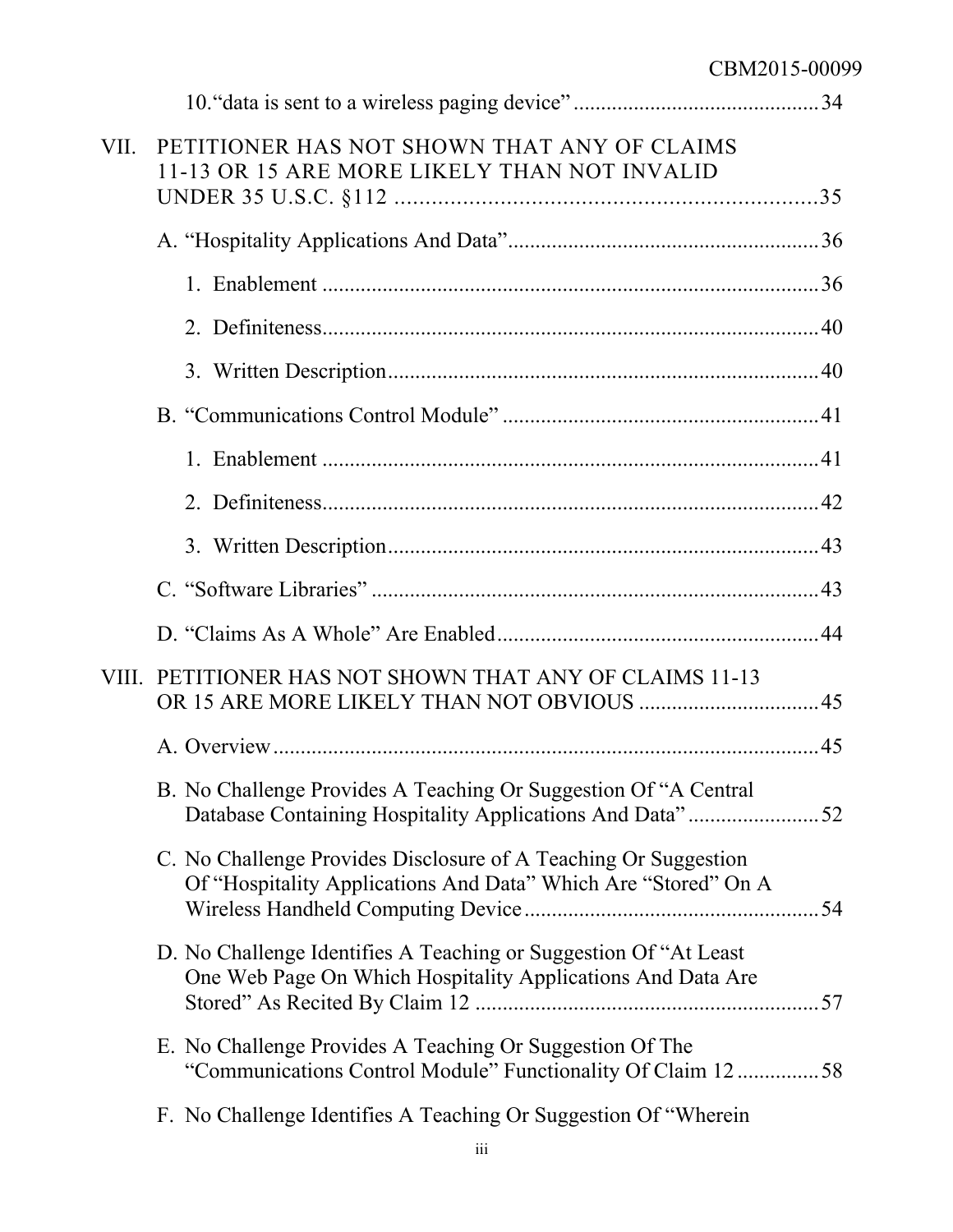10. "data is sent to a wireless paging device" ............................................ 34

VII. PETITIONER HAS NOT SHOWN THAT ANY OF CLAIMS 11-13 OR 15 ARE MORE LIKELY THAN NOT INVALID UNDER 35 U.S.C. §112 ...................................................................... 35

A. "Hospitality Applications And Data" ........................................................ 36

1. Enablement .......................................................................................... 36

2. Definiteness .......................................................................................... 40

3. Written Description .............................................................................. 40

B. "Communications Control Module" .......................................................... 41

1. Enablement .......................................................................................... 41

2. Definiteness .......................................................................................... 42

3. Written Description .............................................................................. 43

C. "Software Libraries" .................................................................................. 43

D. "Claims As A Whole" Are Enabled .......................................................... 44

VIII. PETITIONER HAS NOT SHOWN THAT ANY OF CLAIMS 11-13 OR 15 ARE MORE LIKELY THAN NOT OBVIOUS ................................. 45

A. Overview .................................................................................................... 45

B. No Challenge Provides A Teaching Or Suggestion Of "A Central Database Containing Hospitality Applications And Data" ........................ 52

C. No Challenge Provides Disclosure of A Teaching Or Suggestion Of "Hospitality Applications And Data" Which Are "Stored" On A Wireless Handheld Computing Device ..................................................... 54

D. No Challenge Identifies A Teaching or Suggestion Of "At Least One Web Page On Which Hospitality Applications And Data Are Stored" As Recited By Claim 12 .............................................................. 57

E. No Challenge Provides A Teaching Or Suggestion Of The "Communications Control Module" Functionality Of Claim 12 ............... 58

F. No Challenge Identifies A Teaching Or Suggestion Of "Wherein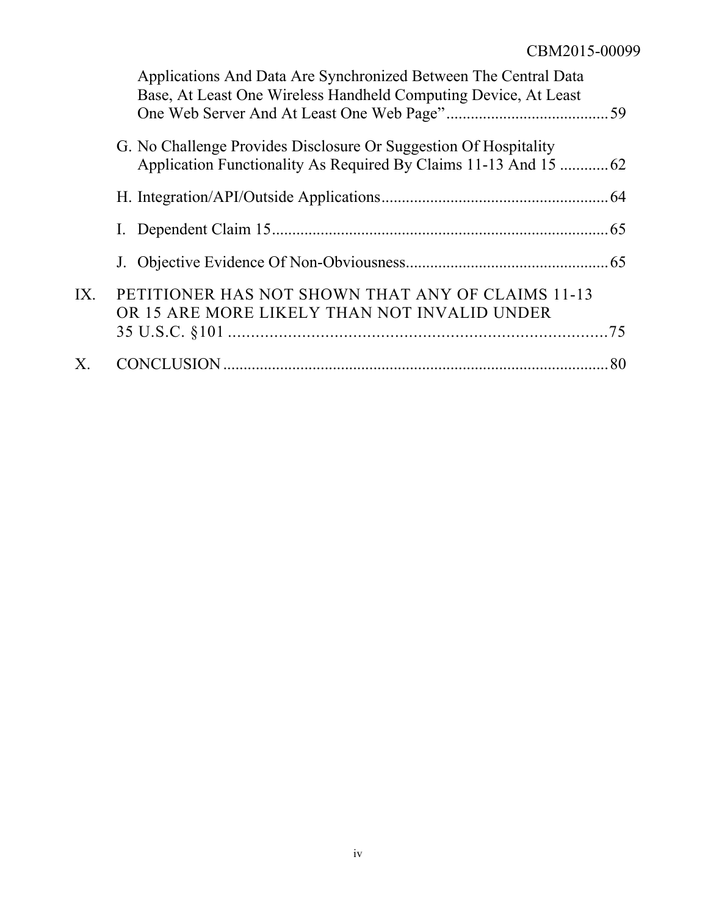Applications And Data Are Synchronized Between The Central Data Base, At Least One Wireless Handheld Computing Device, At Least One Web Server And At Least One Web Page" ........................................ 59

G. No Challenge Provides Disclosure Or Suggestion Of Hospitality Application Functionality As Required By Claims 11-13 And 15 ............ 62

H. Integration/API/Outside Applications ........................................................ 64

I. Dependent Claim 15 .................................................................................. 65

J. Objective Evidence Of Non-Obviousness .................................................. 65

IX. PETITIONER HAS NOT SHOWN THAT ANY OF CLAIMS 11-13 OR 15 ARE MORE LIKELY THAN NOT INVALID UNDER 35 U.S.C. §101 ........................................................................................ 75

X. CONCLUSION ................................................................................................ 80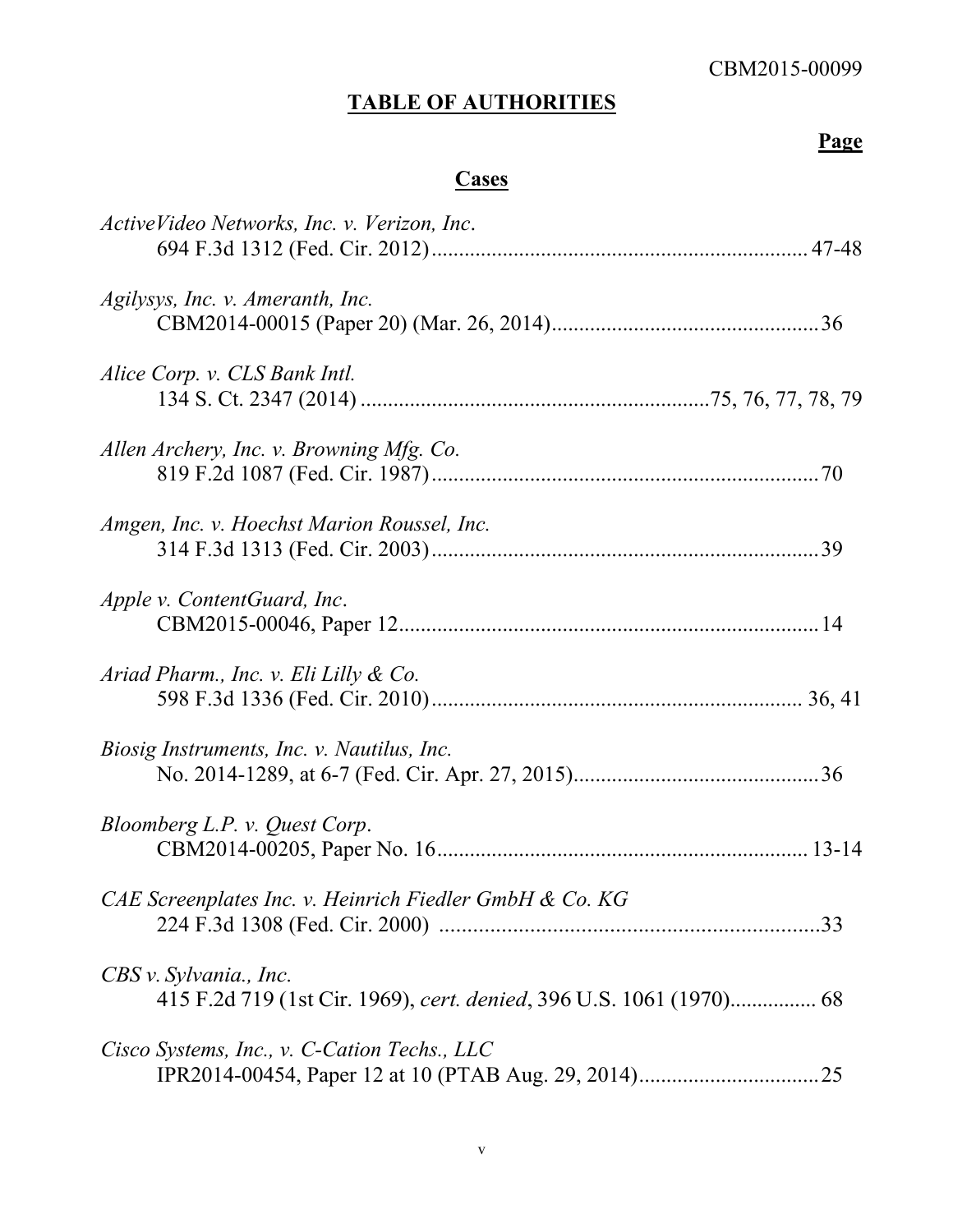## TABLE OF AUTHORITIES

**Page**

### Cases

*ActiveVideo Networks, Inc. v. Verizon, Inc.*
694 F.3d 1312 (Fed. Cir. 2012) .................................................................... 47-48

*Agilysys, Inc. v. Ameranth, Inc.*
CBM2014-00015 (Paper 20) (Mar. 26, 2014) ................................................ 36

*Alice Corp. v. CLS Bank Intl.*
134 S. Ct. 2347 (2014) ................................................................ 75, 76, 77, 78, 79

*Allen Archery, Inc. v. Browning Mfg. Co.*
819 F.2d 1087 (Fed. Cir. 1987) ...................................................................... 70

*Amgen, Inc. v. Hoechst Marion Roussel, Inc.*
314 F.3d 1313 (Fed. Cir. 2003) ...................................................................... 39

*Apple v. ContentGuard, Inc.*
CBM2015-00046, Paper 12 ............................................................................ 14

*Ariad Pharm., Inc. v. Eli Lilly & Co.*
598 F.3d 1336 (Fed. Cir. 2010) .................................................................. 36, 41

*Biosig Instruments, Inc. v. Nautilus, Inc.*
No. 2014-1289, at 6-7 (Fed. Cir. Apr. 27, 2015) ............................................ 36

*Bloomberg L.P. v. Quest Corp.*
CBM2014-00205, Paper No. 16 ................................................................... 13-14

*CAE Screenplates Inc. v. Heinrich Fiedler GmbH & Co. KG*
224 F.3d 1308 (Fed. Cir. 2000) ..................................................................... 33

*CBS v. Sylvania., Inc.*
415 F.2d 719 (1st Cir. 1969), *cert. denied*, 396 U.S. 1061 (1970) ................ 68

*Cisco Systems, Inc., v. C-Cation Techs., LLC*
IPR2014-00454, Paper 12 at 10 (PTAB Aug. 29, 2014) ................................ 25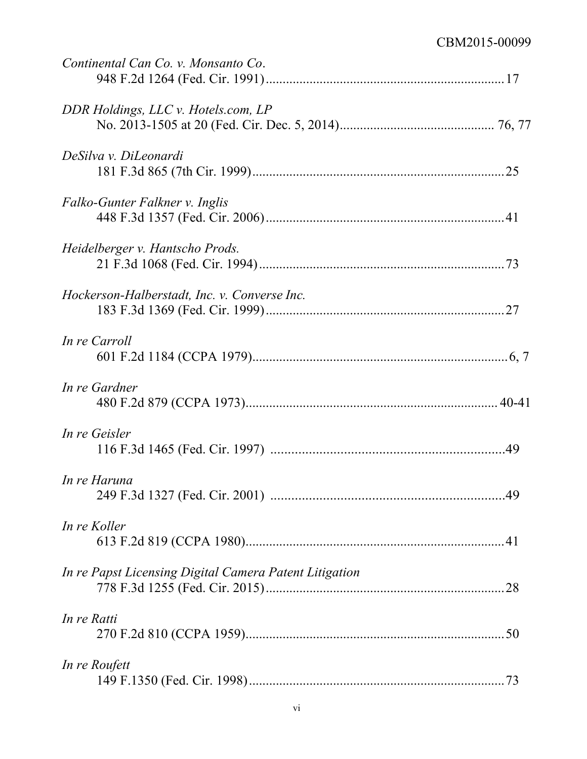*Continental Can Co. v. Monsanto Co.*
948 F.2d 1264 (Fed. Cir. 1991) ........................................................................ 17

*DDR Holdings, LLC v. Hotels.com, LP*
No. 2013-1505 at 20 (Fed. Cir. Dec. 5, 2014) .............................................. 76, 77

*DeSilva v. DiLeonardi*
181 F.3d 865 (7th Cir. 1999) ........................................................................... 25

*Falko-Gunter Falkner v. Inglis*
448 F.3d 1357 (Fed. Cir. 2006) ....................................................................... 41

*Heidelberger v. Hantscho Prods.*
21 F.3d 1068 (Fed. Cir. 1994) ......................................................................... 73

*Hockerson-Halberstadt, Inc. v. Converse Inc.*
183 F.3d 1369 (Fed. Cir. 1999) ....................................................................... 27

*In re Carroll*
601 F.2d 1184 (CCPA 1979) ............................................................................ 6, 7

*In re Gardner*
480 F.2d 879 (CCPA 1973) ............................................................................ 40-41

*In re Geisler*
116 F.3d 1465 (Fed. Cir. 1997) ...................................................................... 49

*In re Haruna*
249 F.3d 1327 (Fed. Cir. 2001) ...................................................................... 49

*In re Koller*
613 F.2d 819 (CCPA 1980) ............................................................................. 41

*In re Papst Licensing Digital Camera Patent Litigation*
778 F.3d 1255 (Fed. Cir. 2015) ....................................................................... 28

*In re Ratti*
270 F.2d 810 (CCPA 1959) ............................................................................. 50

*In re Roufett*
149 F.1350 (Fed. Cir. 1998) ............................................................................ 73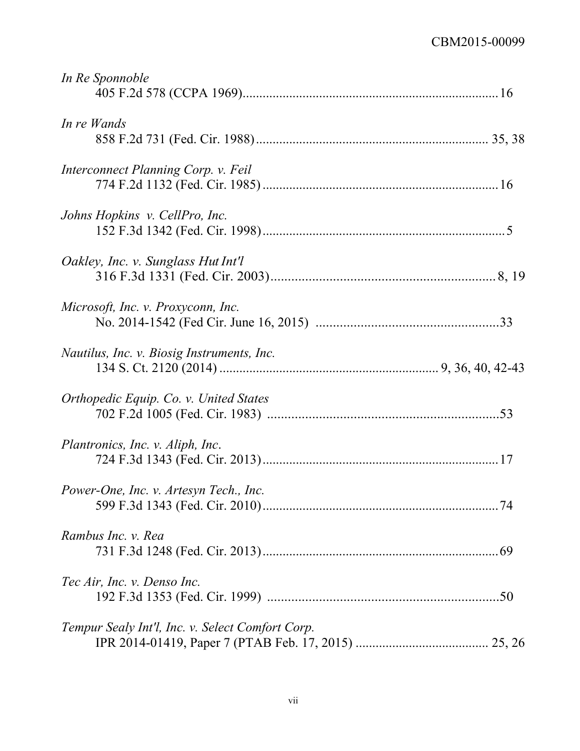*In Re Sponnoble*
405 F.2d 578 (CCPA 1969)............................................................................16

*In re Wands*
858 F.2d 731 (Fed. Cir. 1988)...................................................................... 35, 38

*Interconnect Planning Corp. v. Feil*
774 F.2d 1132 (Fed. Cir. 1985)......................................................................16

*Johns Hopkins v. CellPro, Inc.*
152 F.3d 1342 (Fed. Cir. 1998)........................................................................5

*Oakley, Inc. v. Sunglass Hut Int'l*
316 F.3d 1331 (Fed. Cir. 2003).................................................................. 8, 19

*Microsoft, Inc. v. Proxyconn, Inc.*
No. 2014-1542 (Fed Cir. June 16, 2015) .....................................................33

*Nautilus, Inc. v. Biosig Instruments, Inc.*
134 S. Ct. 2120 (2014) .................................................................. 9, 36, 40, 42-43

*Orthopedic Equip. Co. v. United States*
702 F.2d 1005 (Fed. Cir. 1983) ....................................................................53

*Plantronics, Inc. v. Aliph, Inc*.
724 F.3d 1343 (Fed. Cir. 2013)......................................................................17

*Power-One, Inc. v. Artesyn Tech., Inc.*
599 F.3d 1343 (Fed. Cir. 2010)......................................................................74

*Rambus Inc. v. Rea*
731 F.3d 1248 (Fed. Cir. 2013)......................................................................69

*Tec Air, Inc. v. Denso Inc.*
192 F.3d 1353 (Fed. Cir. 1999) ....................................................................50

*Tempur Sealy Int'l, Inc. v. Select Comfort Corp.*
IPR 2014-01419, Paper 7 (PTAB Feb. 17, 2015) ........................................ 25, 26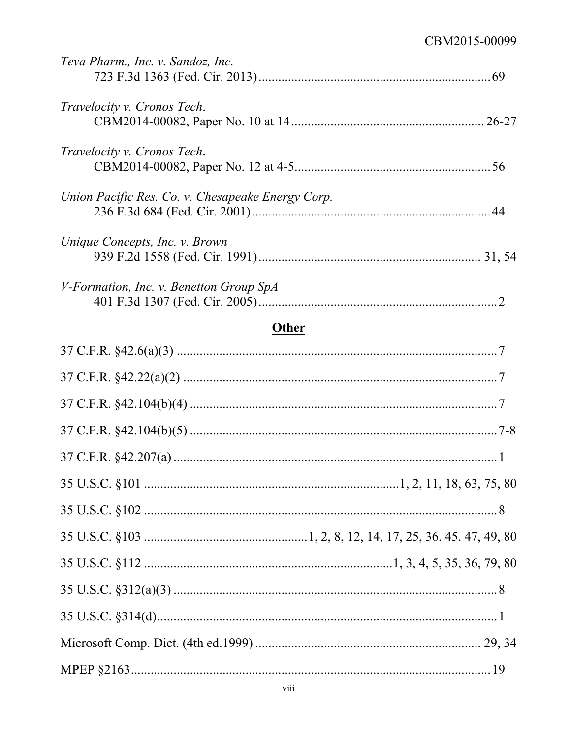*Teva Pharm., Inc. v. Sandoz, Inc.*
723 F.3d 1363 (Fed. Cir. 2013) ....................................................................... 69

*Travelocity v. Cronos Tech.*
CBM2014-00082, Paper No. 10 at 14 ........................................................... 26-27

*Travelocity v. Cronos Tech.*
CBM2014-00082, Paper No. 12 at 4-5 ............................................................ 56

*Union Pacific Res. Co. v. Chesapeake Energy Corp.*
236 F.3d 684 (Fed. Cir. 2001) ......................................................................... 44

*Unique Concepts, Inc. v. Brown*
939 F.2d 1558 (Fed. Cir. 1991) ................................................................... 31, 54

*V-Formation, Inc. v. Benetton Group SpA*
401 F.3d 1307 (Fed. Cir. 2005) ......................................................................... 2

## Other

37 C.F.R. §42.6(a)(3) ........................................................................................ 7

37 C.F.R. §42.22(a)(2) ...................................................................................... 7

37 C.F.R. §42.104(b)(4) .................................................................................... 7

37 C.F.R. §42.104(b)(5) ................................................................................. 7-8

37 C.F.R. §42.207(a) ........................................................................................ 1

35 U.S.C. §101 ............................................................................ 1, 2, 11, 18, 63, 75, 80

35 U.S.C. §102 ................................................................................................. 8

35 U.S.C. §103 ................................................. 1, 2, 8, 12, 14, 17, 25, 36. 45. 47, 49, 80

35 U.S.C. §112 ........................................................................... 1, 3, 4, 5, 35, 36, 79, 80

35 U.S.C. §312(a)(3) ......................................................................................... 8

35 U.S.C. §314(d) .............................................................................................. 1

Microsoft Comp. Dict. (4th ed.1999) ..................................................................... 29, 34

MPEP §2163 ..................................................................................................... 19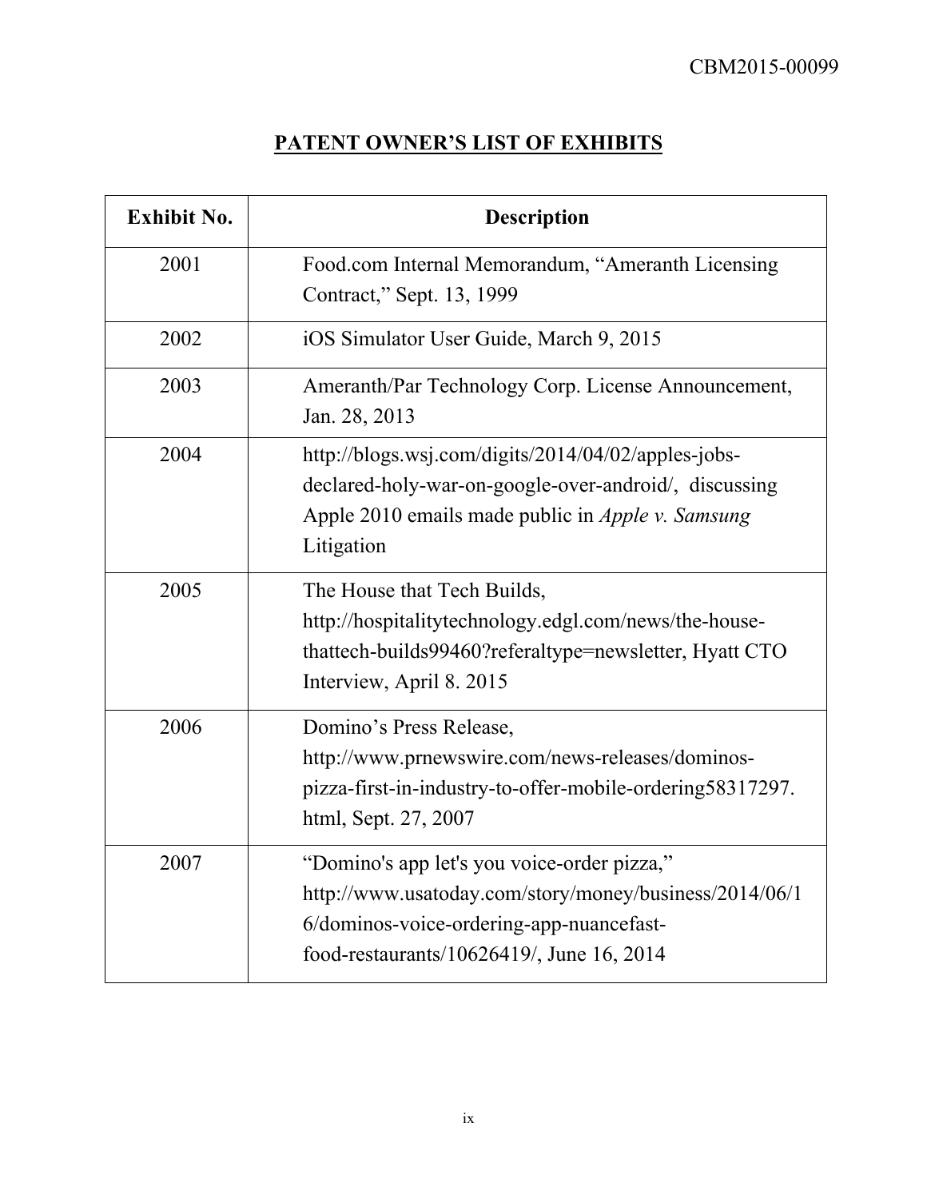## PATENT OWNER'S LIST OF EXHIBITS

| Exhibit No. | Description |
|---|---|
| 2001 | Food.com Internal Memorandum, "Ameranth Licensing Contract," Sept. 13, 1999 |
| 2002 | iOS Simulator User Guide, March 9, 2015 |
| 2003 | Ameranth/Par Technology Corp. License Announcement, Jan. 28, 2013 |
| 2004 | http://blogs.wsj.com/digits/2014/04/02/apples-jobs-declared-holy-war-on-google-over-android/, discussing Apple 2010 emails made public in *Apple v. Samsung* Litigation |
| 2005 | The House that Tech Builds, http://hospitalitytechnology.edgl.com/news/the-house-thattech-builds99460?referaltype=newsletter, Hyatt CTO Interview, April 8. 2015 |
| 2006 | Domino's Press Release, http://www.prnewswire.com/news-releases/dominos-pizza-first-in-industry-to-offer-mobile-ordering58317297.html, Sept. 27, 2007 |
| 2007 | "Domino's app let's you voice-order pizza," http://www.usatoday.com/story/money/business/2014/06/16/dominos-voice-ordering-app-nuancefast-food-restaurants/10626419/, June 16, 2014 |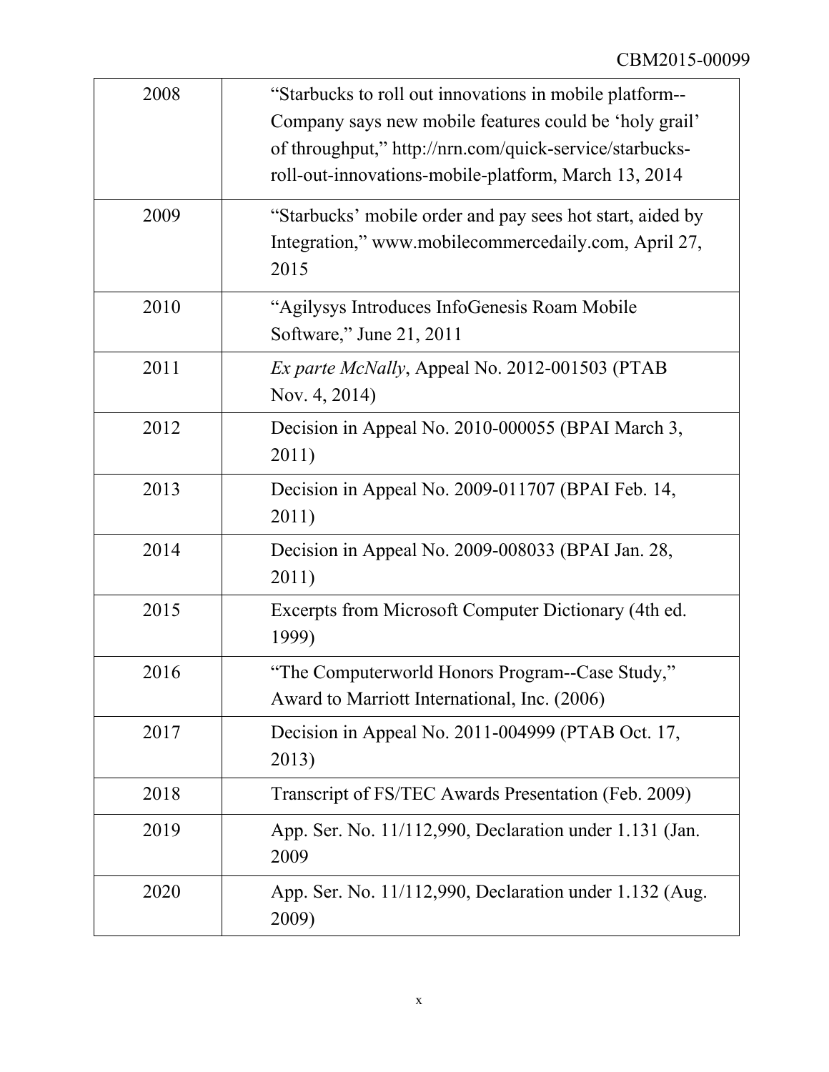| | |
|---|---|
| 2008 | "Starbucks to roll out innovations in mobile platform--Company says new mobile features could be 'holy grail' of throughput," http://nrn.com/quick-service/starbucks-roll-out-innovations-mobile-platform, March 13, 2014 |
| 2009 | "Starbucks' mobile order and pay sees hot start, aided by Integration," www.mobilecommercedaily.com, April 27, 2015 |
| 2010 | "Agilysys Introduces InfoGenesis Roam Mobile Software," June 21, 2011 |
| 2011 | *Ex parte McNally*, Appeal No. 2012-001503 (PTAB Nov. 4, 2014) |
| 2012 | Decision in Appeal No. 2010-000055 (BPAI March 3, 2011) |
| 2013 | Decision in Appeal No. 2009-011707 (BPAI Feb. 14, 2011) |
| 2014 | Decision in Appeal No. 2009-008033 (BPAI Jan. 28, 2011) |
| 2015 | Excerpts from Microsoft Computer Dictionary (4th ed. 1999) |
| 2016 | "The Computerworld Honors Program--Case Study," Award to Marriott International, Inc. (2006) |
| 2017 | Decision in Appeal No. 2011-004999 (PTAB Oct. 17, 2013) |
| 2018 | Transcript of FS/TEC Awards Presentation (Feb. 2009) |
| 2019 | App. Ser. No. 11/112,990, Declaration under 1.131 (Jan. 2009 |
| 2020 | App. Ser. No. 11/112,990, Declaration under 1.132 (Aug. 2009) |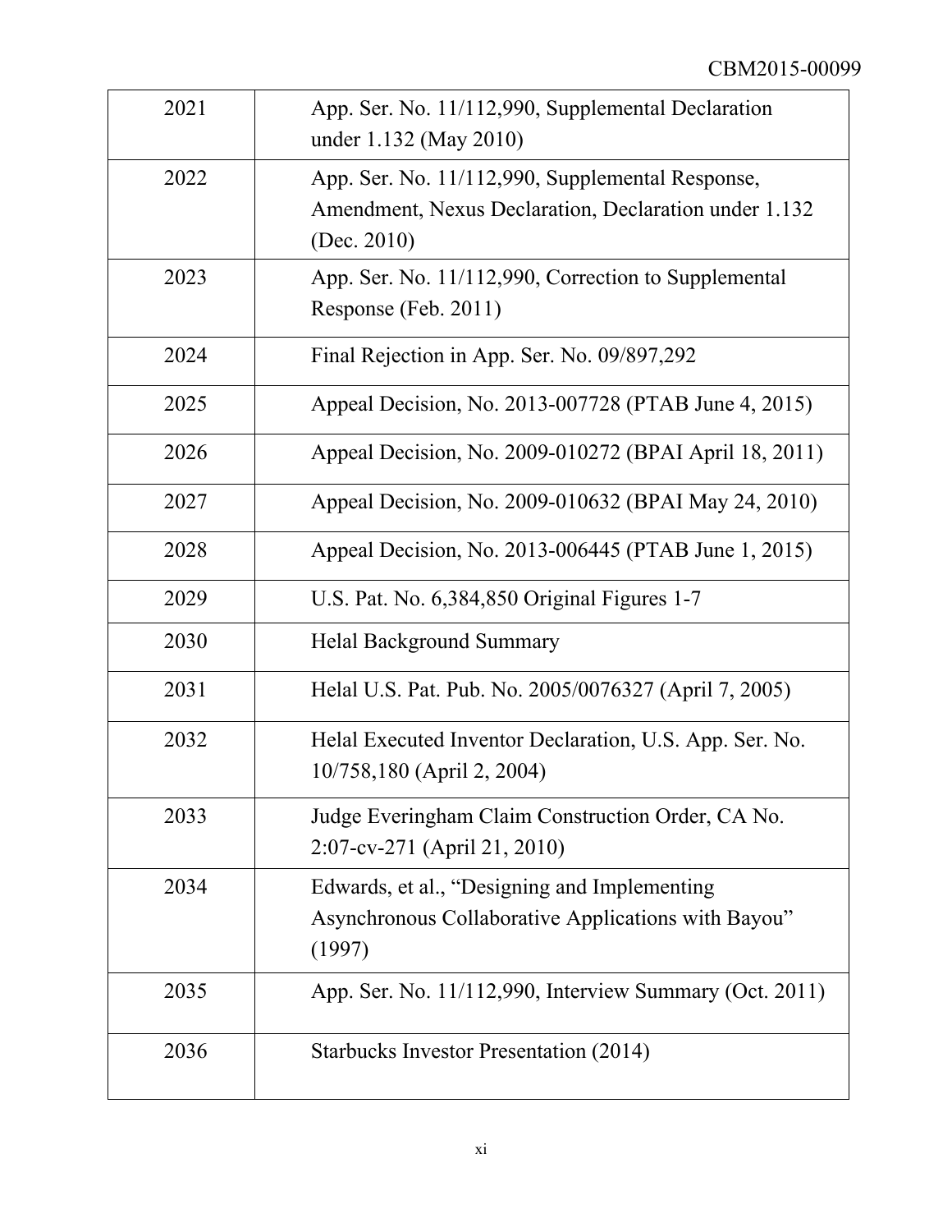| | |
|---|---|
| 2021 | App. Ser. No. 11/112,990, Supplemental Declaration under 1.132 (May 2010) |
| 2022 | App. Ser. No. 11/112,990, Supplemental Response, Amendment, Nexus Declaration, Declaration under 1.132 (Dec. 2010) |
| 2023 | App. Ser. No. 11/112,990, Correction to Supplemental Response (Feb. 2011) |
| 2024 | Final Rejection in App. Ser. No. 09/897,292 |
| 2025 | Appeal Decision, No. 2013-007728 (PTAB June 4, 2015) |
| 2026 | Appeal Decision, No. 2009-010272 (BPAI April 18, 2011) |
| 2027 | Appeal Decision, No. 2009-010632 (BPAI May 24, 2010) |
| 2028 | Appeal Decision, No. 2013-006445 (PTAB June 1, 2015) |
| 2029 | U.S. Pat. No. 6,384,850 Original Figures 1-7 |
| 2030 | Helal Background Summary |
| 2031 | Helal U.S. Pat. Pub. No. 2005/0076327 (April 7, 2005) |
| 2032 | Helal Executed Inventor Declaration, U.S. App. Ser. No. 10/758,180 (April 2, 2004) |
| 2033 | Judge Everingham Claim Construction Order, CA No. 2:07-cv-271 (April 21, 2010) |
| 2034 | Edwards, et al., "Designing and Implementing Asynchronous Collaborative Applications with Bayou" (1997) |
| 2035 | App. Ser. No. 11/112,990, Interview Summary (Oct. 2011) |
| 2036 | Starbucks Investor Presentation (2014) |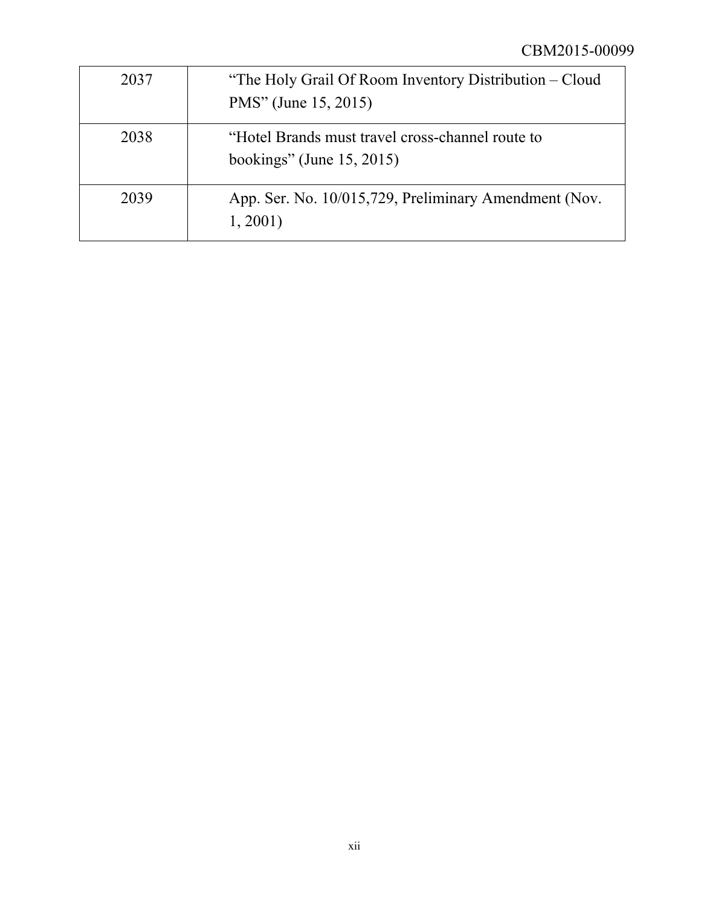| | |
|---|---|
| 2037 | "The Holy Grail Of Room Inventory Distribution – Cloud PMS" (June 15, 2015) |
| 2038 | "Hotel Brands must travel cross-channel route to bookings" (June 15, 2015) |
| 2039 | App. Ser. No. 10/015,729, Preliminary Amendment (Nov. 1, 2001) |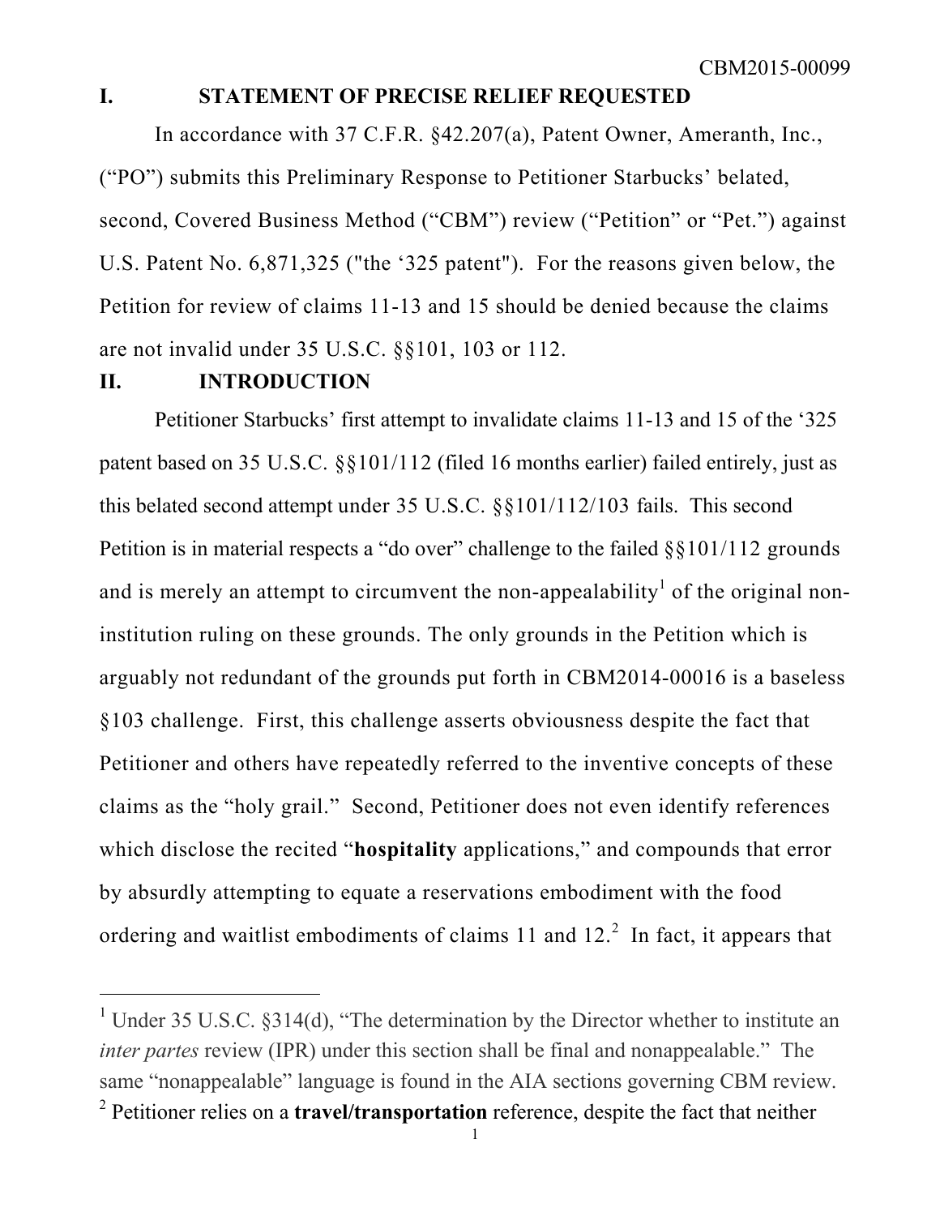## I. STATEMENT OF PRECISE RELIEF REQUESTED

In accordance with 37 C.F.R. §42.207(a), Patent Owner, Ameranth, Inc., ("PO") submits this Preliminary Response to Petitioner Starbucks' belated, second, Covered Business Method ("CBM") review ("Petition" or "Pet.") against U.S. Patent No. 6,871,325 ("the '325 patent"). For the reasons given below, the Petition for review of claims 11-13 and 15 should be denied because the claims are not invalid under 35 U.S.C. §§101, 103 or 112.

## II. INTRODUCTION

Petitioner Starbucks' first attempt to invalidate claims 11-13 and 15 of the '325 patent based on 35 U.S.C. §§101/112 (filed 16 months earlier) failed entirely, just as this belated second attempt under 35 U.S.C. §§101/112/103 fails. This second Petition is in material respects a "do over" challenge to the failed §§101/112 grounds and is merely an attempt to circumvent the non-appealability[1] of the original non-institution ruling on these grounds. The only grounds in the Petition which is arguably not redundant of the grounds put forth in CBM2014-00016 is a baseless §103 challenge. First, this challenge asserts obviousness despite the fact that Petitioner and others have repeatedly referred to the inventive concepts of these claims as the "holy grail." Second, Petitioner does not even identify references which disclose the recited "**hospitality** applications," and compounds that error by absurdly attempting to equate a reservations embodiment with the food ordering and waitlist embodiments of claims 11 and 12.[2] In fact, it appears that

---

[1] Under 35 U.S.C. §314(d), "The determination by the Director whether to institute an *inter partes* review (IPR) under this section shall be final and nonappealable." The same "nonappealable" language is found in the AIA sections governing CBM review.

[2] Petitioner relies on a **travel/transportation** reference, despite the fact that neither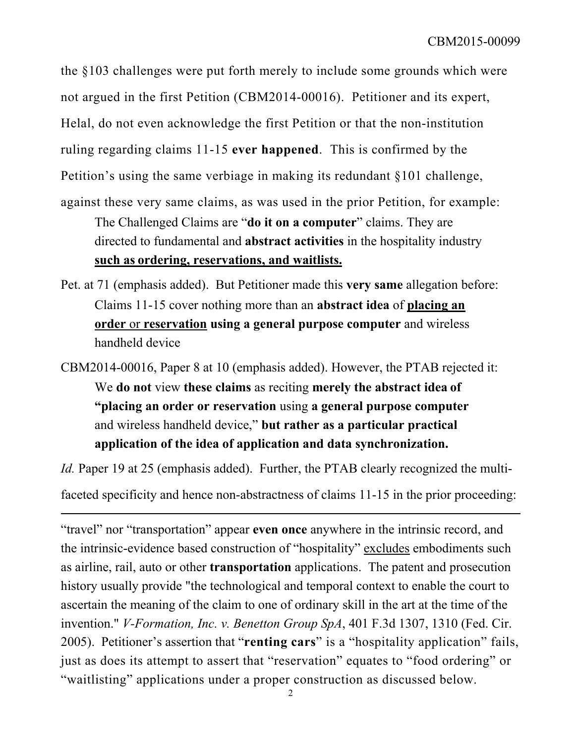the §103 challenges were put forth merely to include some grounds which were not argued in the first Petition (CBM2014-00016). Petitioner and its expert, Helal, do not even acknowledge the first Petition or that the non-institution ruling regarding claims 11-15 **ever happened**. This is confirmed by the Petition's using the same verbiage in making its redundant §101 challenge, against these very same claims, as was used in the prior Petition, for example:

> The Challenged Claims are "**do it on a computer**" claims. They are directed to fundamental and **abstract activities** in the hospitality industry <u>**such as ordering, reservations, and waitlists.**</u>

Pet. at 71 (emphasis added). But Petitioner made this **very same** allegation before:

> Claims 11-15 cover nothing more than an **abstract idea** of <u>**placing an order**</u> or <u>**reservation**</u> **using a general purpose computer** and wireless handheld device

CBM2014-00016, Paper 8 at 10 (emphasis added). However, the PTAB rejected it:

> We **do not** view **these claims** as reciting **merely the abstract idea of "placing an order or reservation** using **a general purpose computer** and wireless handheld device," **but rather as a particular practical application of the idea of application and data synchronization.**

*Id.* Paper 19 at 25 (emphasis added). Further, the PTAB clearly recognized the multi-faceted specificity and hence non-abstractness of claims 11-15 in the prior proceeding:

---

"travel" nor "transportation" appear **even once** anywhere in the intrinsic record, and the intrinsic-evidence based construction of "hospitality" <u>excludes</u> embodiments such as airline, rail, auto or other **transportation** applications. The patent and prosecution history usually provide "the technological and temporal context to enable the court to ascertain the meaning of the claim to one of ordinary skill in the art at the time of the invention." *V-Formation, Inc. v. Benetton Group SpA*, 401 F.3d 1307, 1310 (Fed. Cir. 2005). Petitioner's assertion that "**renting cars**" is a "hospitality application" fails, just as does its attempt to assert that "reservation" equates to "food ordering" or "waitlisting" applications under a proper construction as discussed below.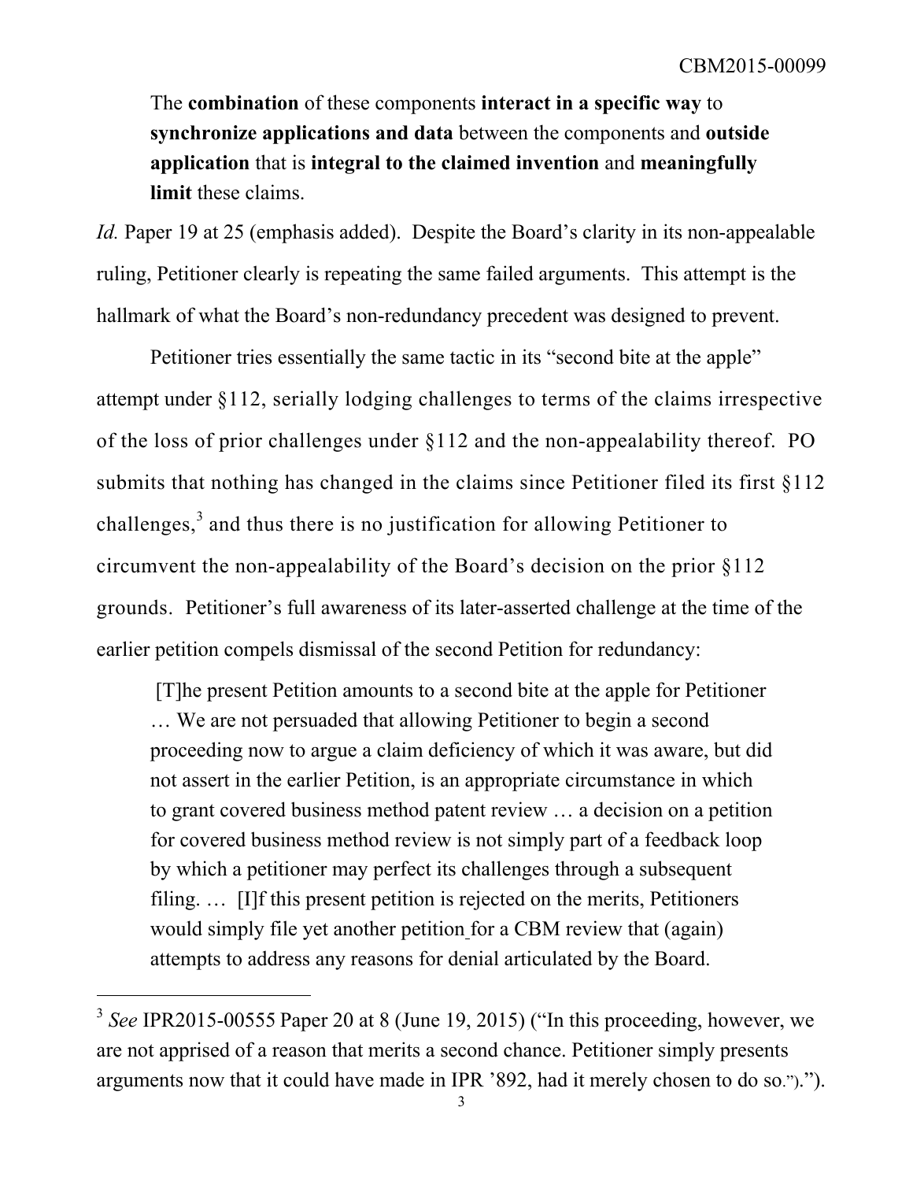> The **combination** of these components **interact in a specific way** to **synchronize applications and data** between the components and **outside application** that is **integral to the claimed invention** and **meaningfully limit** these claims.

*Id.* Paper 19 at 25 (emphasis added). Despite the Board's clarity in its non-appealable ruling, Petitioner clearly is repeating the same failed arguments. This attempt is the hallmark of what the Board's non-redundancy precedent was designed to prevent.

Petitioner tries essentially the same tactic in its "second bite at the apple" attempt under §112, serially lodging challenges to terms of the claims irrespective of the loss of prior challenges under §112 and the non-appealability thereof. PO submits that nothing has changed in the claims since Petitioner filed its first §112 challenges,[3] and thus there is no justification for allowing Petitioner to circumvent the non-appealability of the Board's decision on the prior §112 grounds. Petitioner's full awareness of its later-asserted challenge at the time of the earlier petition compels dismissal of the second Petition for redundancy:

> [T]he present Petition amounts to a second bite at the apple for Petitioner … We are not persuaded that allowing Petitioner to begin a second proceeding now to argue a claim deficiency of which it was aware, but did not assert in the earlier Petition, is an appropriate circumstance in which to grant covered business method patent review … a decision on a petition for covered business method review is not simply part of a feedback loop by which a petitioner may perfect its challenges through a subsequent filing. … [I]f this present petition is rejected on the merits, Petitioners would simply file yet another petition for a CBM review that (again) attempts to address any reasons for denial articulated by the Board.

---

[3] *See* IPR2015-00555 Paper 20 at 8 (June 19, 2015) ("In this proceeding, however, we are not apprised of a reason that merits a second chance. Petitioner simply presents arguments now that it could have made in IPR '892, had it merely chosen to do so.").").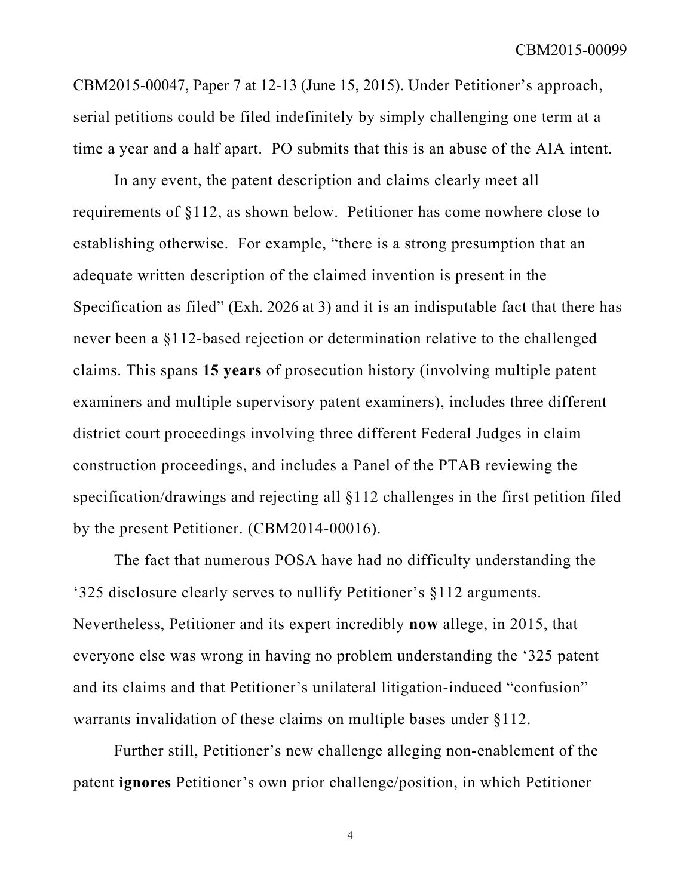CBM2015-00047, Paper 7 at 12-13 (June 15, 2015). Under Petitioner's approach, serial petitions could be filed indefinitely by simply challenging one term at a time a year and a half apart. PO submits that this is an abuse of the AIA intent.

In any event, the patent description and claims clearly meet all requirements of §112, as shown below. Petitioner has come nowhere close to establishing otherwise. For example, "there is a strong presumption that an adequate written description of the claimed invention is present in the Specification as filed" (Exh. 2026 at 3) and it is an indisputable fact that there has never been a §112-based rejection or determination relative to the challenged claims. This spans **15 years** of prosecution history (involving multiple patent examiners and multiple supervisory patent examiners), includes three different district court proceedings involving three different Federal Judges in claim construction proceedings, and includes a Panel of the PTAB reviewing the specification/drawings and rejecting all §112 challenges in the first petition filed by the present Petitioner. (CBM2014-00016).

The fact that numerous POSA have had no difficulty understanding the '325 disclosure clearly serves to nullify Petitioner's §112 arguments. Nevertheless, Petitioner and its expert incredibly **now** allege, in 2015, that everyone else was wrong in having no problem understanding the '325 patent and its claims and that Petitioner's unilateral litigation-induced "confusion" warrants invalidation of these claims on multiple bases under §112.

Further still, Petitioner's new challenge alleging non-enablement of the patent **ignores** Petitioner's own prior challenge/position, in which Petitioner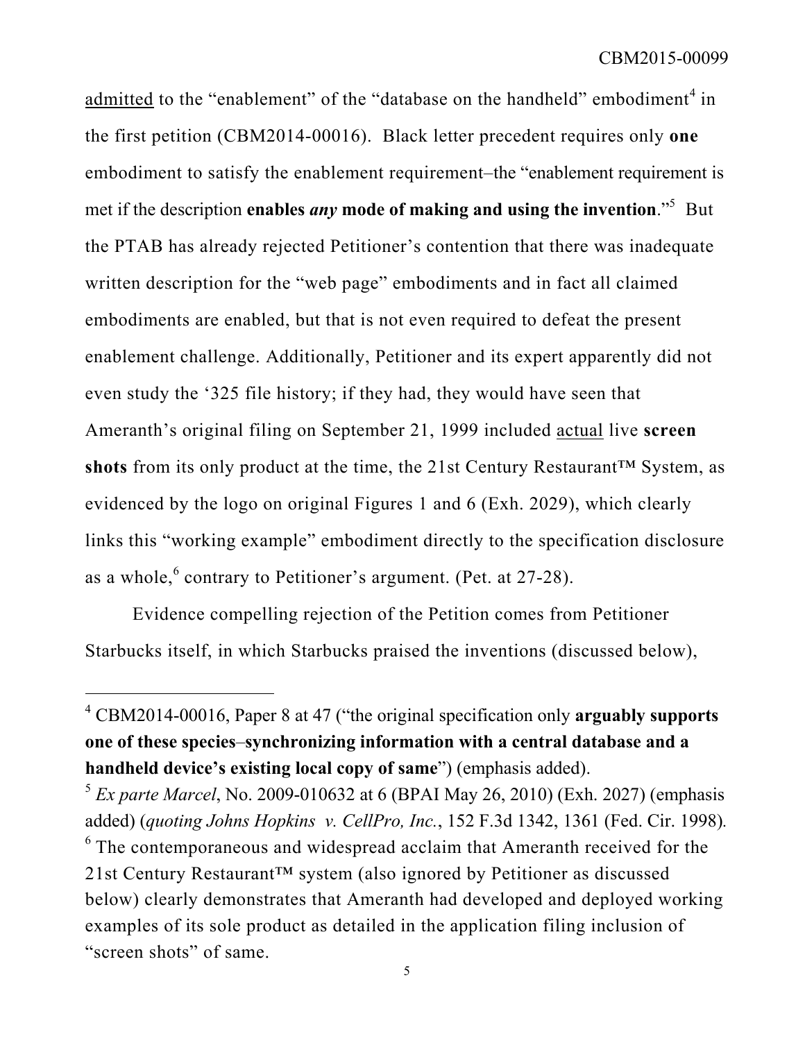admitted to the "enablement" of the "database on the handheld" embodiment[4] in the first petition (CBM2014-00016). Black letter precedent requires only **one** embodiment to satisfy the enablement requirement–the "enablement requirement is met if the description **enables *any* mode of making and using the invention**."[5] But the PTAB has already rejected Petitioner's contention that there was inadequate written description for the "web page" embodiments and in fact all claimed embodiments are enabled, but that is not even required to defeat the present enablement challenge. Additionally, Petitioner and its expert apparently did not even study the '325 file history; if they had, they would have seen that Ameranth's original filing on September 21, 1999 included actual live **screen shots** from its only product at the time, the 21st Century Restaurant™ System, as evidenced by the logo on original Figures 1 and 6 (Exh. 2029), which clearly links this "working example" embodiment directly to the specification disclosure as a whole,[6] contrary to Petitioner's argument. (Pet. at 27-28).

Evidence compelling rejection of the Petition comes from Petitioner Starbucks itself, in which Starbucks praised the inventions (discussed below),

---

[4] CBM2014-00016, Paper 8 at 47 ("the original specification only **arguably supports one of these species–synchronizing information with a central database and a handheld device's existing local copy of same**") (emphasis added).

[5] *Ex parte Marcel*, No. 2009-010632 at 6 (BPAI May 26, 2010) (Exh. 2027) (emphasis added) (*quoting Johns Hopkins v. CellPro, Inc.*, 152 F.3d 1342, 1361 (Fed. Cir. 1998).

[6] The contemporaneous and widespread acclaim that Ameranth received for the 21st Century Restaurant™ system (also ignored by Petitioner as discussed below) clearly demonstrates that Ameranth had developed and deployed working examples of its sole product as detailed in the application filing inclusion of "screen shots" of same.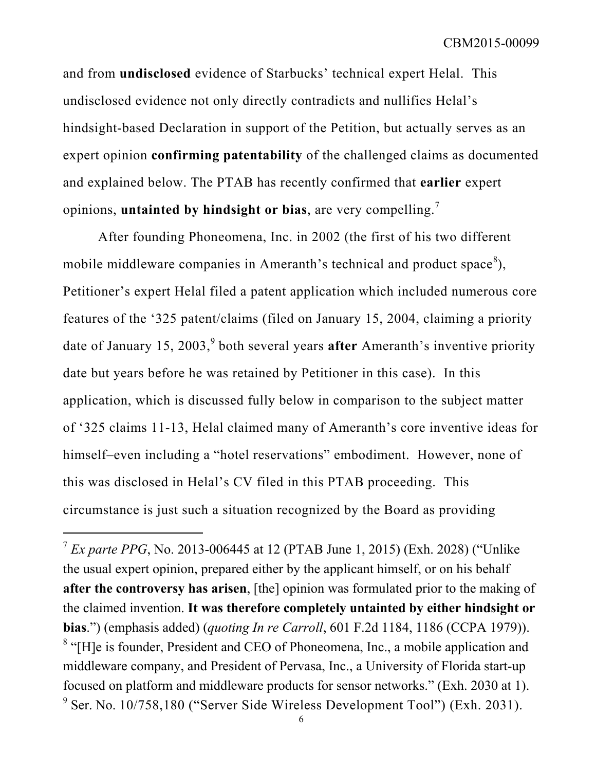and from **undisclosed** evidence of Starbucks' technical expert Helal. This undisclosed evidence not only directly contradicts and nullifies Helal's hindsight-based Declaration in support of the Petition, but actually serves as an expert opinion **confirming patentability** of the challenged claims as documented and explained below. The PTAB has recently confirmed that **earlier** expert opinions, **untainted by hindsight or bias**, are very compelling.[7]

After founding Phoneomena, Inc. in 2002 (the first of his two different mobile middleware companies in Ameranth's technical and product space[8]), Petitioner's expert Helal filed a patent application which included numerous core features of the '325 patent/claims (filed on January 15, 2004, claiming a priority date of January 15, 2003,[9] both several years **after** Ameranth's inventive priority date but years before he was retained by Petitioner in this case). In this application, which is discussed fully below in comparison to the subject matter of '325 claims 11-13, Helal claimed many of Ameranth's core inventive ideas for himself–even including a "hotel reservations" embodiment. However, none of this was disclosed in Helal's CV filed in this PTAB proceeding. This circumstance is just such a situation recognized by the Board as providing

---

[7] *Ex parte PPG*, No. 2013-006445 at 12 (PTAB June 1, 2015) (Exh. 2028) ("Unlike the usual expert opinion, prepared either by the applicant himself, or on his behalf **after the controversy has arisen**, [the] opinion was formulated prior to the making of the claimed invention. **It was therefore completely untainted by either hindsight or bias**.") (emphasis added) (*quoting In re Carroll*, 601 F.2d 1184, 1186 (CCPA 1979)).

[8] "[H]e is founder, President and CEO of Phoneomena, Inc., a mobile application and middleware company, and President of Pervasa, Inc., a University of Florida start-up focused on platform and middleware products for sensor networks." (Exh. 2030 at 1).

[9] Ser. No. 10/758,180 ("Server Side Wireless Development Tool") (Exh. 2031).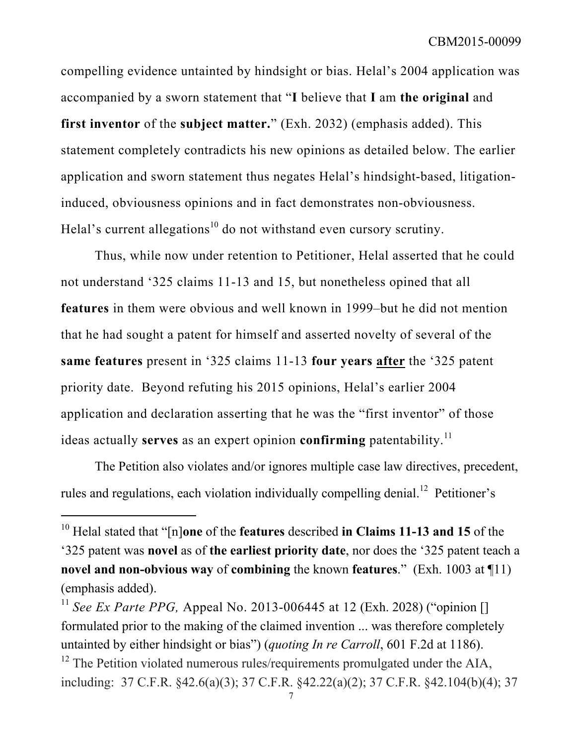compelling evidence untainted by hindsight or bias. Helal's 2004 application was accompanied by a sworn statement that "**I** believe that **I** am **the original** and **first inventor** of the **subject matter.**" (Exh. 2032) (emphasis added). This statement completely contradicts his new opinions as detailed below. The earlier application and sworn statement thus negates Helal's hindsight-based, litigation-induced, obviousness opinions and in fact demonstrates non-obviousness. Helal's current allegations[10] do not withstand even cursory scrutiny.

Thus, while now under retention to Petitioner, Helal asserted that he could not understand '325 claims 11-13 and 15, but nonetheless opined that all **features** in them were obvious and well known in 1999–but he did not mention that he had sought a patent for himself and asserted novelty of several of the **same features** present in '325 claims 11-13 **four years <u>after</u>** the '325 patent priority date. Beyond refuting his 2015 opinions, Helal's earlier 2004 application and declaration asserting that he was the "first inventor" of those ideas actually **serves** as an expert opinion **confirming** patentability.[11]

The Petition also violates and/or ignores multiple case law directives, precedent, rules and regulations, each violation individually compelling denial.[12] Petitioner's

---

[10] Helal stated that "[n]**one** of the **features** described **in Claims 11-13 and 15** of the '325 patent was **novel** as of **the earliest priority date**, nor does the '325 patent teach a **novel and non-obvious way** of **combining** the known **features**." (Exh. 1003 at ¶11) (emphasis added).

[11] *See Ex Parte PPG,* Appeal No. 2013-006445 at 12 (Exh. 2028) ("opinion [] formulated prior to the making of the claimed invention ... was therefore completely untainted by either hindsight or bias") (*quoting In re Carroll*, 601 F.2d at 1186).

[12] The Petition violated numerous rules/requirements promulgated under the AIA, including: 37 C.F.R. §42.6(a)(3); 37 C.F.R. §42.22(a)(2); 37 C.F.R. §42.104(b)(4); 37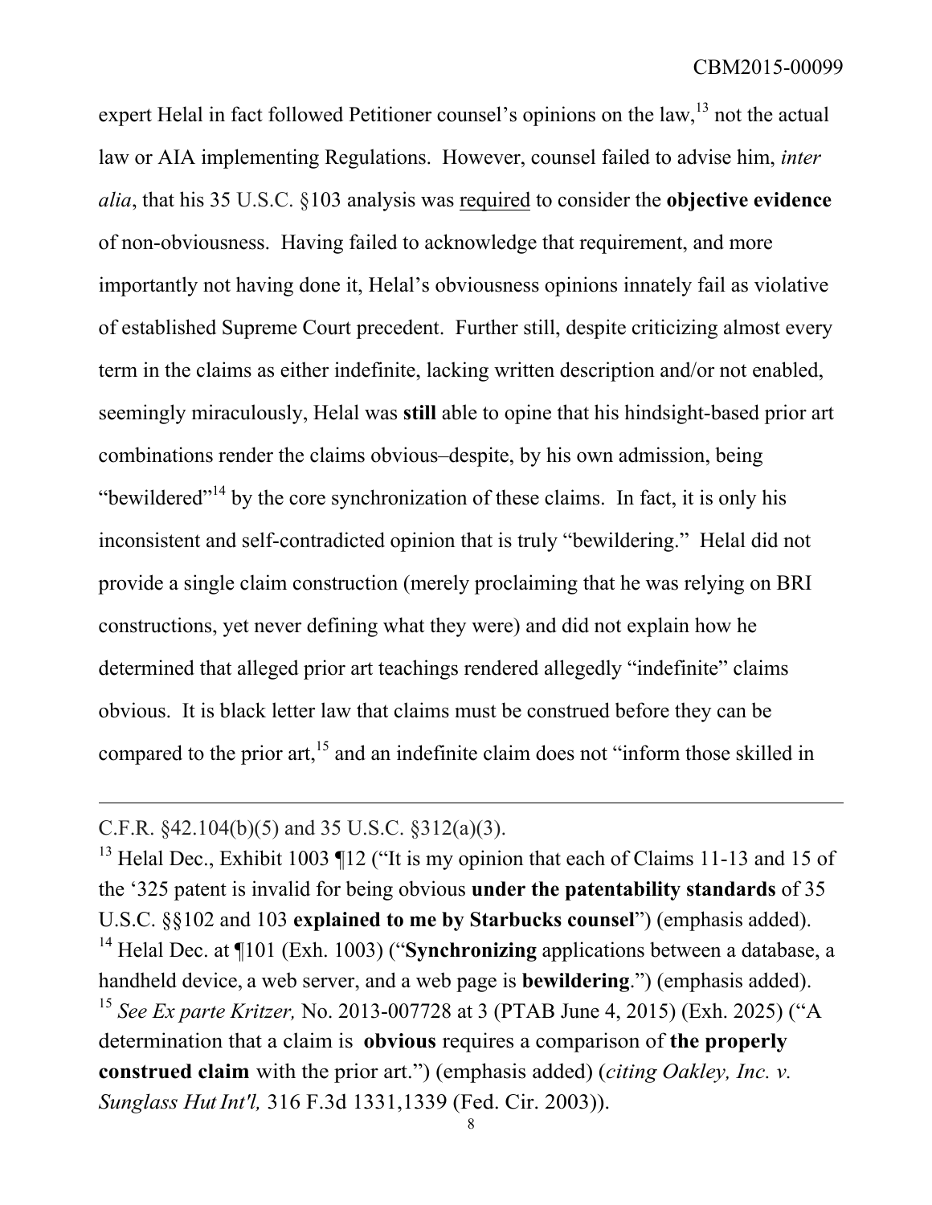expert Helal in fact followed Petitioner counsel's opinions on the law,[13] not the actual law or AIA implementing Regulations. However, counsel failed to advise him, *inter alia*, that his 35 U.S.C. §103 analysis was required to consider the **objective evidence** of non-obviousness. Having failed to acknowledge that requirement, and more importantly not having done it, Helal's obviousness opinions innately fail as violative of established Supreme Court precedent. Further still, despite criticizing almost every term in the claims as either indefinite, lacking written description and/or not enabled, seemingly miraculously, Helal was **still** able to opine that his hindsight-based prior art combinations render the claims obvious–despite, by his own admission, being "bewildered"[14] by the core synchronization of these claims. In fact, it is only his inconsistent and self-contradicted opinion that is truly "bewildering." Helal did not provide a single claim construction (merely proclaiming that he was relying on BRI constructions, yet never defining what they were) and did not explain how he determined that alleged prior art teachings rendered allegedly "indefinite" claims obvious. It is black letter law that claims must be construed before they can be compared to the prior art,[15] and an indefinite claim does not "inform those skilled in

---

C.F.R. §42.104(b)(5) and 35 U.S.C. §312(a)(3).

[13] Helal Dec., Exhibit 1003 ¶12 ("It is my opinion that each of Claims 11-13 and 15 of the '325 patent is invalid for being obvious **under the patentability standards** of 35 U.S.C. §§102 and 103 **explained to me by Starbucks counsel**") (emphasis added).

[14] Helal Dec. at ¶101 (Exh. 1003) ("**Synchronizing** applications between a database, a handheld device, a web server, and a web page is **bewildering**.") (emphasis added).

[15] *See Ex parte Kritzer,* No. 2013-007728 at 3 (PTAB June 4, 2015) (Exh. 2025) ("A determination that a claim is **obvious** requires a comparison of **the properly construed claim** with the prior art.") (emphasis added) (*citing Oakley, Inc. v. Sunglass Hut Int'l,* 316 F.3d 1331,1339 (Fed. Cir. 2003)).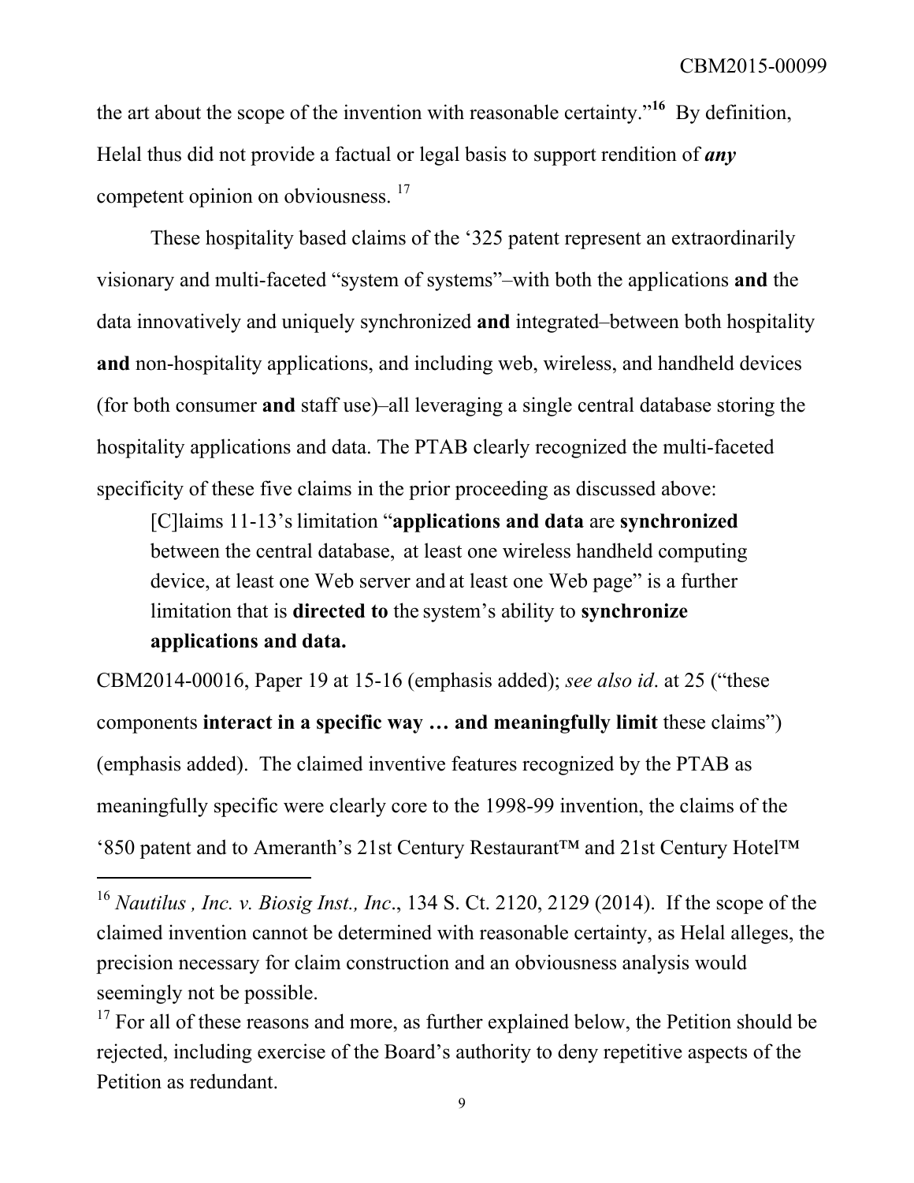the art about the scope of the invention with reasonable certainty."[16] By definition, Helal thus did not provide a factual or legal basis to support rendition of ***any*** competent opinion on obviousness.[17]

These hospitality based claims of the '325 patent represent an extraordinarily visionary and multi-faceted "system of systems"–with both the applications **and** the data innovatively and uniquely synchronized **and** integrated–between both hospitality **and** non-hospitality applications, and including web, wireless, and handheld devices (for both consumer **and** staff use)–all leveraging a single central database storing the hospitality applications and data. The PTAB clearly recognized the multi-faceted specificity of these five claims in the prior proceeding as discussed above:

> [C]laims 11-13's limitation "**applications and data** are **synchronized** between the central database, at least one wireless handheld computing device, at least one Web server and at least one Web page" is a further limitation that is **directed to** the system's ability to **synchronize applications and data.**

CBM2014-00016, Paper 19 at 15-16 (emphasis added); *see also id*. at 25 ("these components **interact in a specific way … and meaningfully limit** these claims") (emphasis added). The claimed inventive features recognized by the PTAB as meaningfully specific were clearly core to the 1998-99 invention, the claims of the '850 patent and to Ameranth's 21st Century Restaurant™ and 21st Century Hotel™

---

[16] *Nautilus , Inc. v. Biosig Inst., Inc*., 134 S. Ct. 2120, 2129 (2014). If the scope of the claimed invention cannot be determined with reasonable certainty, as Helal alleges, the precision necessary for claim construction and an obviousness analysis would seemingly not be possible.

[17] For all of these reasons and more, as further explained below, the Petition should be rejected, including exercise of the Board's authority to deny repetitive aspects of the Petition as redundant.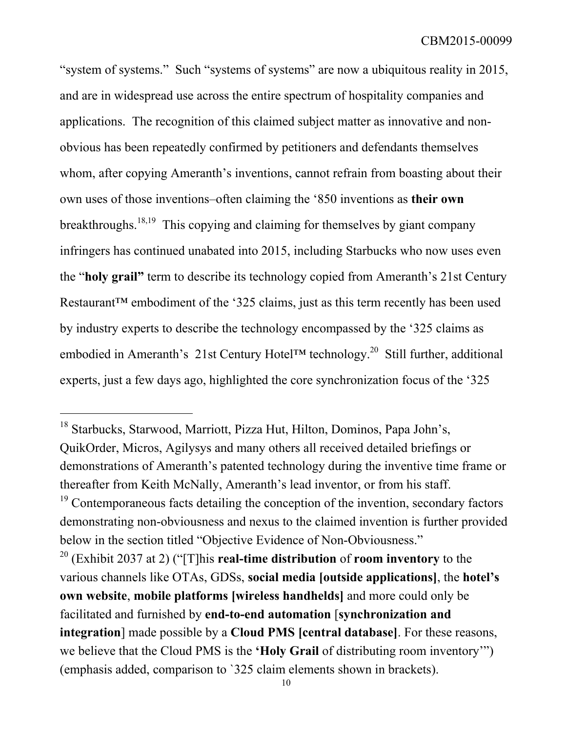"system of systems." Such "systems of systems" are now a ubiquitous reality in 2015, and are in widespread use across the entire spectrum of hospitality companies and applications. The recognition of this claimed subject matter as innovative and non-obvious has been repeatedly confirmed by petitioners and defendants themselves whom, after copying Ameranth's inventions, cannot refrain from boasting about their own uses of those inventions–often claiming the '850 inventions as **their own** breakthroughs.[18,19] This copying and claiming for themselves by giant company infringers has continued unabated into 2015, including Starbucks who now uses even the "**holy grail"** term to describe its technology copied from Ameranth's 21st Century Restaurant™ embodiment of the '325 claims, just as this term recently has been used by industry experts to describe the technology encompassed by the '325 claims as embodied in Ameranth's 21st Century Hotel™ technology.[20] Still further, additional experts, just a few days ago, highlighted the core synchronization focus of the '325

---

[18] Starbucks, Starwood, Marriott, Pizza Hut, Hilton, Dominos, Papa John's, QuikOrder, Micros, Agilysys and many others all received detailed briefings or demonstrations of Ameranth's patented technology during the inventive time frame or thereafter from Keith McNally, Ameranth's lead inventor, or from his staff.

[19] Contemporaneous facts detailing the conception of the invention, secondary factors demonstrating non-obviousness and nexus to the claimed invention is further provided below in the section titled "Objective Evidence of Non-Obviousness."

[20] (Exhibit 2037 at 2) ("[T]his **real-time distribution** of **room inventory** to the various channels like OTAs, GDSs, **social media [outside applications]**, the **hotel's own website**, **mobile platforms [wireless handhelds]** and more could only be facilitated and furnished by **end-to-end automation** [**synchronization and integration**] made possible by a **Cloud PMS [central database]**. For these reasons, we believe that the Cloud PMS is the **'Holy Grail** of distributing room inventory'") (emphasis added, comparison to `325 claim elements shown in brackets).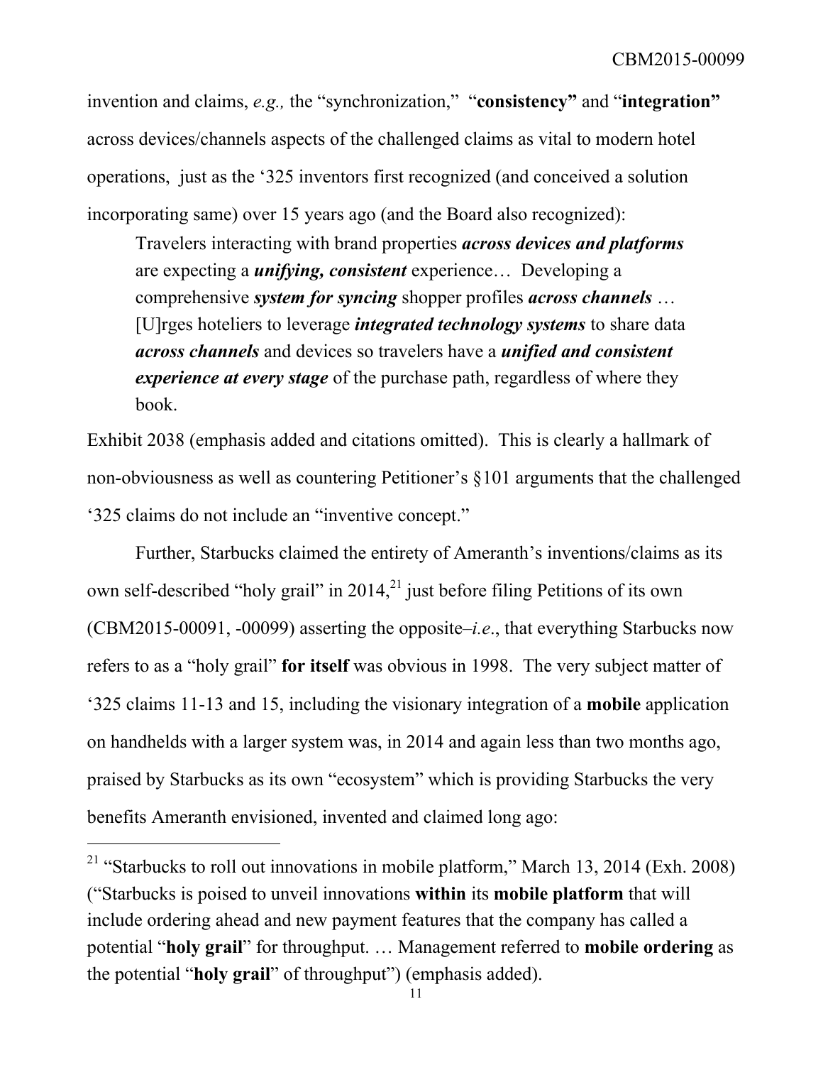invention and claims, *e.g.,* the "synchronization," "**consistency"** and "**integration"** across devices/channels aspects of the challenged claims as vital to modern hotel operations, just as the '325 inventors first recognized (and conceived a solution incorporating same) over 15 years ago (and the Board also recognized):

> Travelers interacting with brand properties ***across devices and platforms*** are expecting a ***unifying, consistent*** experience… Developing a comprehensive ***system for syncing*** shopper profiles ***across channels*** … [U]rges hoteliers to leverage ***integrated technology systems*** to share data ***across channels*** and devices so travelers have a ***unified and consistent experience at every stage*** of the purchase path, regardless of where they book.

Exhibit 2038 (emphasis added and citations omitted). This is clearly a hallmark of non-obviousness as well as countering Petitioner's §101 arguments that the challenged '325 claims do not include an "inventive concept."

Further, Starbucks claimed the entirety of Ameranth's inventions/claims as its own self-described "holy grail" in 2014,[21] just before filing Petitions of its own (CBM2015-00091, -00099) asserting the opposite–*i.e*., that everything Starbucks now refers to as a "holy grail" **for itself** was obvious in 1998. The very subject matter of '325 claims 11-13 and 15, including the visionary integration of a **mobile** application on handhelds with a larger system was, in 2014 and again less than two months ago, praised by Starbucks as its own "ecosystem" which is providing Starbucks the very benefits Ameranth envisioned, invented and claimed long ago:

[21] "Starbucks to roll out innovations in mobile platform," March 13, 2014 (Exh. 2008) ("Starbucks is poised to unveil innovations **within** its **mobile platform** that will include ordering ahead and new payment features that the company has called a potential "**holy grail**" for throughput. … Management referred to **mobile ordering** as the potential "**holy grail**" of throughput") (emphasis added).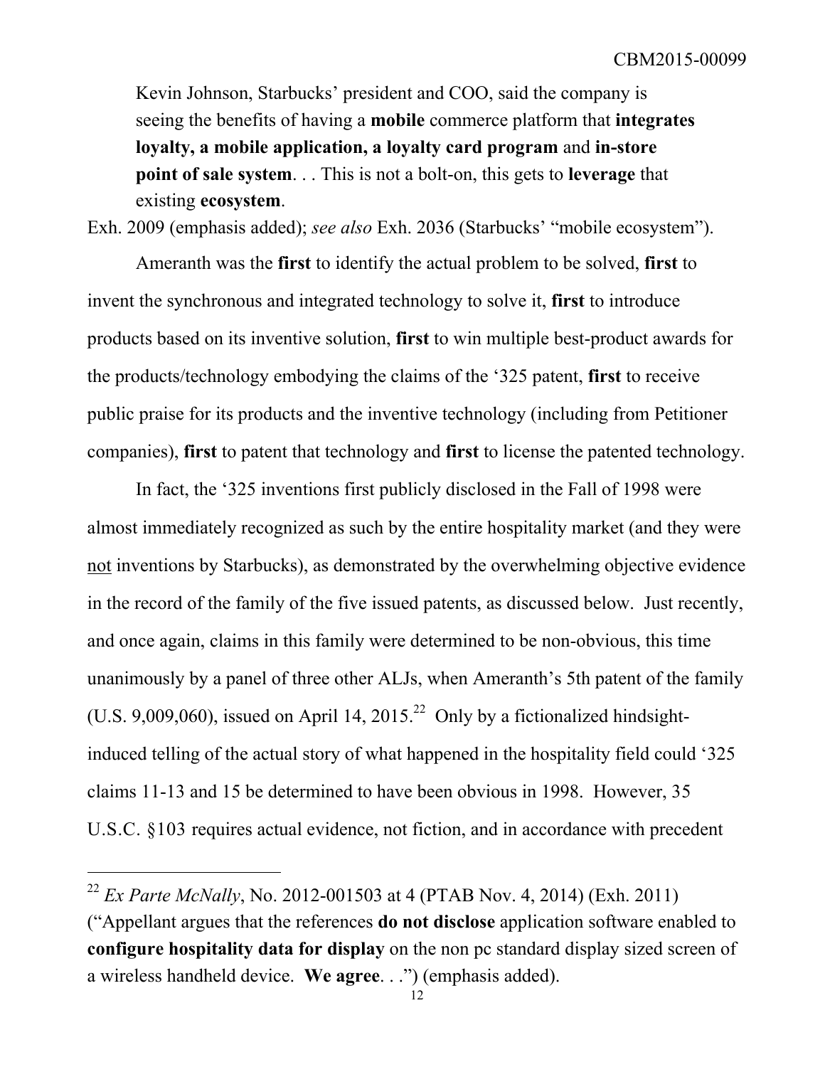> Kevin Johnson, Starbucks' president and COO, said the company is seeing the benefits of having a **mobile** commerce platform that **integrates loyalty, a mobile application, a loyalty card program** and **in-store point of sale system**. . . This is not a bolt-on, this gets to **leverage** that existing **ecosystem**.

Exh. 2009 (emphasis added); *see also* Exh. 2036 (Starbucks' "mobile ecosystem").

Ameranth was the **first** to identify the actual problem to be solved, **first** to invent the synchronous and integrated technology to solve it, **first** to introduce products based on its inventive solution, **first** to win multiple best-product awards for the products/technology embodying the claims of the '325 patent, **first** to receive public praise for its products and the inventive technology (including from Petitioner companies), **first** to patent that technology and **first** to license the patented technology.

In fact, the '325 inventions first publicly disclosed in the Fall of 1998 were almost immediately recognized as such by the entire hospitality market (and they were not inventions by Starbucks), as demonstrated by the overwhelming objective evidence in the record of the family of the five issued patents, as discussed below. Just recently, and once again, claims in this family were determined to be non-obvious, this time unanimously by a panel of three other ALJs, when Ameranth's 5th patent of the family (U.S. 9,009,060), issued on April 14, 2015.[22] Only by a fictionalized hindsight-induced telling of the actual story of what happened in the hospitality field could '325 claims 11-13 and 15 be determined to have been obvious in 1998. However, 35 U.S.C. §103 requires actual evidence, not fiction, and in accordance with precedent

---

[22] *Ex Parte McNally*, No. 2012-001503 at 4 (PTAB Nov. 4, 2014) (Exh. 2011) ("Appellant argues that the references **do not disclose** application software enabled to **configure hospitality data for display** on the non pc standard display sized screen of a wireless handheld device. **We agree**. . .") (emphasis added).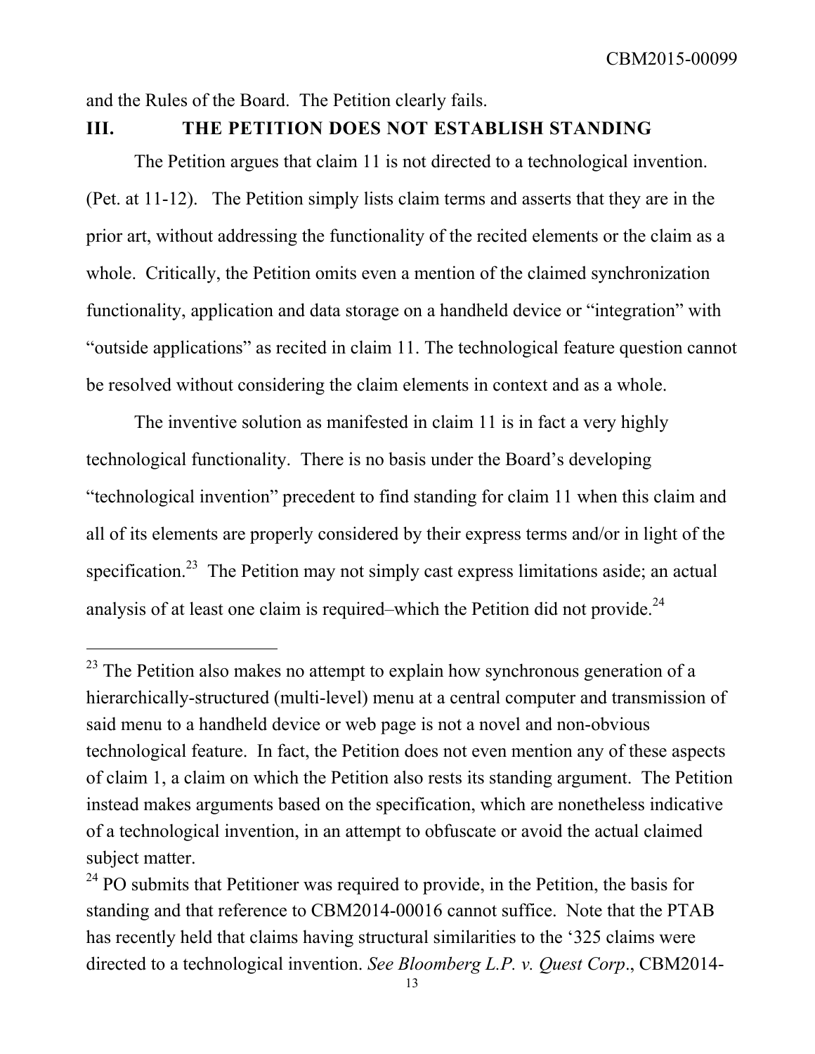and the Rules of the Board. The Petition clearly fails.

## III. THE PETITION DOES NOT ESTABLISH STANDING

The Petition argues that claim 11 is not directed to a technological invention. (Pet. at 11-12). The Petition simply lists claim terms and asserts that they are in the prior art, without addressing the functionality of the recited elements or the claim as a whole. Critically, the Petition omits even a mention of the claimed synchronization functionality, application and data storage on a handheld device or "integration" with "outside applications" as recited in claim 11. The technological feature question cannot be resolved without considering the claim elements in context and as a whole.

The inventive solution as manifested in claim 11 is in fact a very highly technological functionality. There is no basis under the Board's developing "technological invention" precedent to find standing for claim 11 when this claim and all of its elements are properly considered by their express terms and/or in light of the specification.[23] The Petition may not simply cast express limitations aside; an actual analysis of at least one claim is required–which the Petition did not provide.[24]

---

[23] The Petition also makes no attempt to explain how synchronous generation of a hierarchically-structured (multi-level) menu at a central computer and transmission of said menu to a handheld device or web page is not a novel and non-obvious technological feature. In fact, the Petition does not even mention any of these aspects of claim 1, a claim on which the Petition also rests its standing argument. The Petition instead makes arguments based on the specification, which are nonetheless indicative of a technological invention, in an attempt to obfuscate or avoid the actual claimed subject matter.

[24] PO submits that Petitioner was required to provide, in the Petition, the basis for standing and that reference to CBM2014-00016 cannot suffice. Note that the PTAB has recently held that claims having structural similarities to the '325 claims were directed to a technological invention. *See Bloomberg L.P. v. Quest Corp*., CBM2014-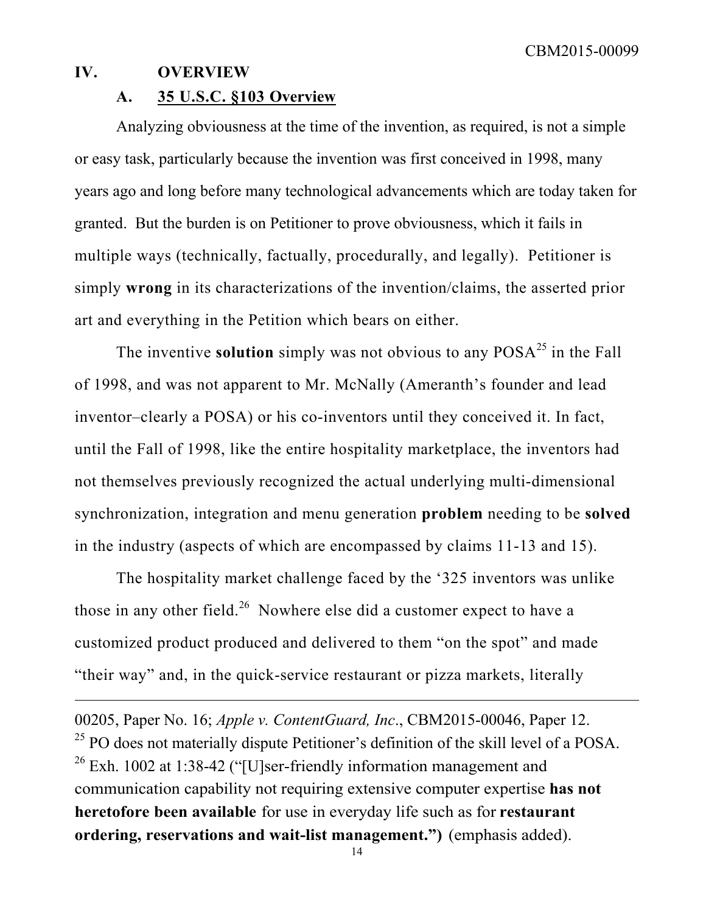## IV. OVERVIEW

### A. 35 U.S.C. §103 Overview

Analyzing obviousness at the time of the invention, as required, is not a simple or easy task, particularly because the invention was first conceived in 1998, many years ago and long before many technological advancements which are today taken for granted. But the burden is on Petitioner to prove obviousness, which it fails in multiple ways (technically, factually, procedurally, and legally). Petitioner is simply **wrong** in its characterizations of the invention/claims, the asserted prior art and everything in the Petition which bears on either.

The inventive **solution** simply was not obvious to any POSA[25] in the Fall of 1998, and was not apparent to Mr. McNally (Ameranth's founder and lead inventor–clearly a POSA) or his co-inventors until they conceived it. In fact, until the Fall of 1998, like the entire hospitality marketplace, the inventors had not themselves previously recognized the actual underlying multi-dimensional synchronization, integration and menu generation **problem** needing to be **solved** in the industry (aspects of which are encompassed by claims 11-13 and 15).

The hospitality market challenge faced by the '325 inventors was unlike those in any other field.[26] Nowhere else did a customer expect to have a customized product produced and delivered to them "on the spot" and made "their way" and, in the quick-service restaurant or pizza markets, literally

---

00205, Paper No. 16; *Apple v. ContentGuard, Inc*., CBM2015-00046, Paper 12.

[25] PO does not materially dispute Petitioner's definition of the skill level of a POSA.

[26] Exh. 1002 at 1:38-42 ("[U]ser-friendly information management and communication capability not requiring extensive computer expertise **has not heretofore been available** for use in everyday life such as for **restaurant ordering, reservations and wait-list management.")** (emphasis added).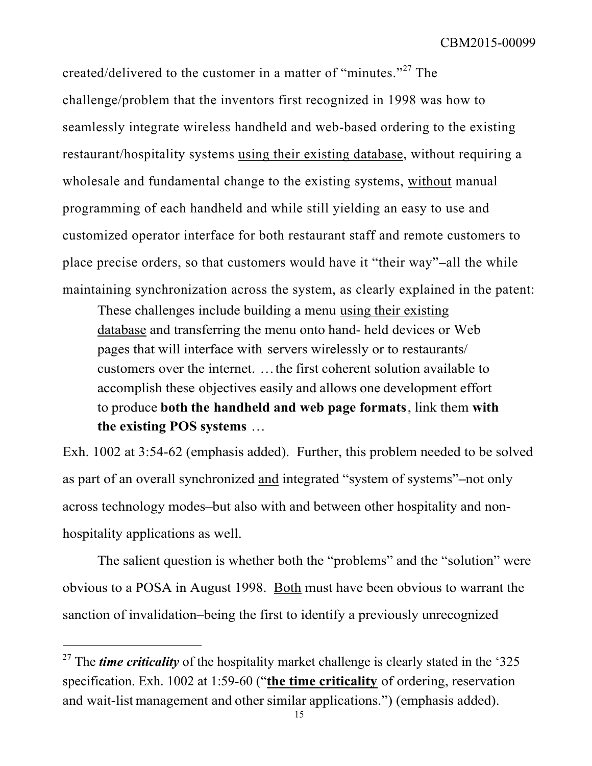created/delivered to the customer in a matter of "minutes."[27] The challenge/problem that the inventors first recognized in 1998 was how to seamlessly integrate wireless handheld and web-based ordering to the existing restaurant/hospitality systems <u>using their existing database</u>, without requiring a wholesale and fundamental change to the existing systems, <u>without</u> manual programming of each handheld and while still yielding an easy to use and customized operator interface for both restaurant staff and remote customers to place precise orders, so that customers would have it "their way"–all the while maintaining synchronization across the system, as clearly explained in the patent:

> These challenges include building a menu <u>using their existing database</u> and transferring the menu onto hand- held devices or Web pages that will interface with servers wirelessly or to restaurants/ customers over the internet. …the first coherent solution available to accomplish these objectives easily and allows one development effort to produce **both the handheld and web page formats**, link them **with the existing POS systems** …

Exh. 1002 at 3:54-62 (emphasis added). Further, this problem needed to be solved as part of an overall synchronized <u>and</u> integrated "system of systems"–not only across technology modes–but also with and between other hospitality and non-hospitality applications as well.

The salient question is whether both the "problems" and the "solution" were obvious to a POSA in August 1998. <u>Both</u> must have been obvious to warrant the sanction of invalidation–being the first to identify a previously unrecognized

---

[27] The ***time criticality*** of the hospitality market challenge is clearly stated in the '325 specification. Exh. 1002 at 1:59-60 ("**<u>the time criticality</u>** of ordering, reservation and wait-list management and other similar applications.") (emphasis added).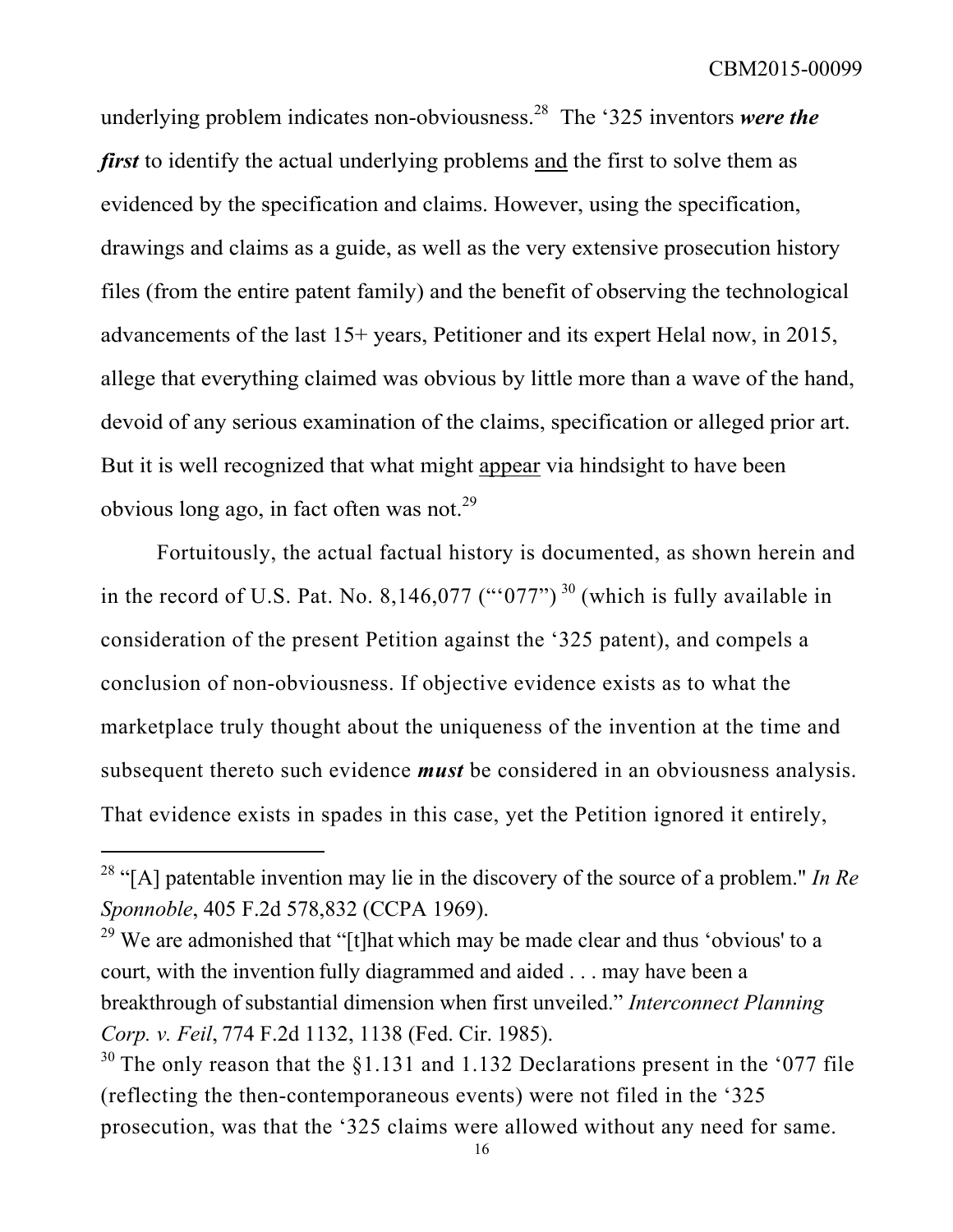underlying problem indicates non-obviousness.[28] The '325 inventors ***were the first*** to identify the actual underlying problems <u>and</u> the first to solve them as evidenced by the specification and claims. However, using the specification, drawings and claims as a guide, as well as the very extensive prosecution history files (from the entire patent family) and the benefit of observing the technological advancements of the last 15+ years, Petitioner and its expert Helal now, in 2015, allege that everything claimed was obvious by little more than a wave of the hand, devoid of any serious examination of the claims, specification or alleged prior art. But it is well recognized that what might <u>appear</u> via hindsight to have been obvious long ago, in fact often was not.[29]

Fortuitously, the actual factual history is documented, as shown herein and in the record of U.S. Pat. No. 8,146,077 ("'077")[30] (which is fully available in consideration of the present Petition against the '325 patent), and compels a conclusion of non-obviousness. If objective evidence exists as to what the marketplace truly thought about the uniqueness of the invention at the time and subsequent thereto such evidence ***must*** be considered in an obviousness analysis. That evidence exists in spades in this case, yet the Petition ignored it entirely,

---

[28] "[A] patentable invention may lie in the discovery of the source of a problem." *In Re Sponnoble*, 405 F.2d 578,832 (CCPA 1969).

[29] We are admonished that "[t]hat which may be made clear and thus 'obvious' to a court, with the invention fully diagrammed and aided . . . may have been a breakthrough of substantial dimension when first unveiled." *Interconnect Planning Corp. v. Feil*, 774 F.2d 1132, 1138 (Fed. Cir. 1985).

[30] The only reason that the §1.131 and 1.132 Declarations present in the '077 file (reflecting the then-contemporaneous events) were not filed in the '325 prosecution, was that the '325 claims were allowed without any need for same.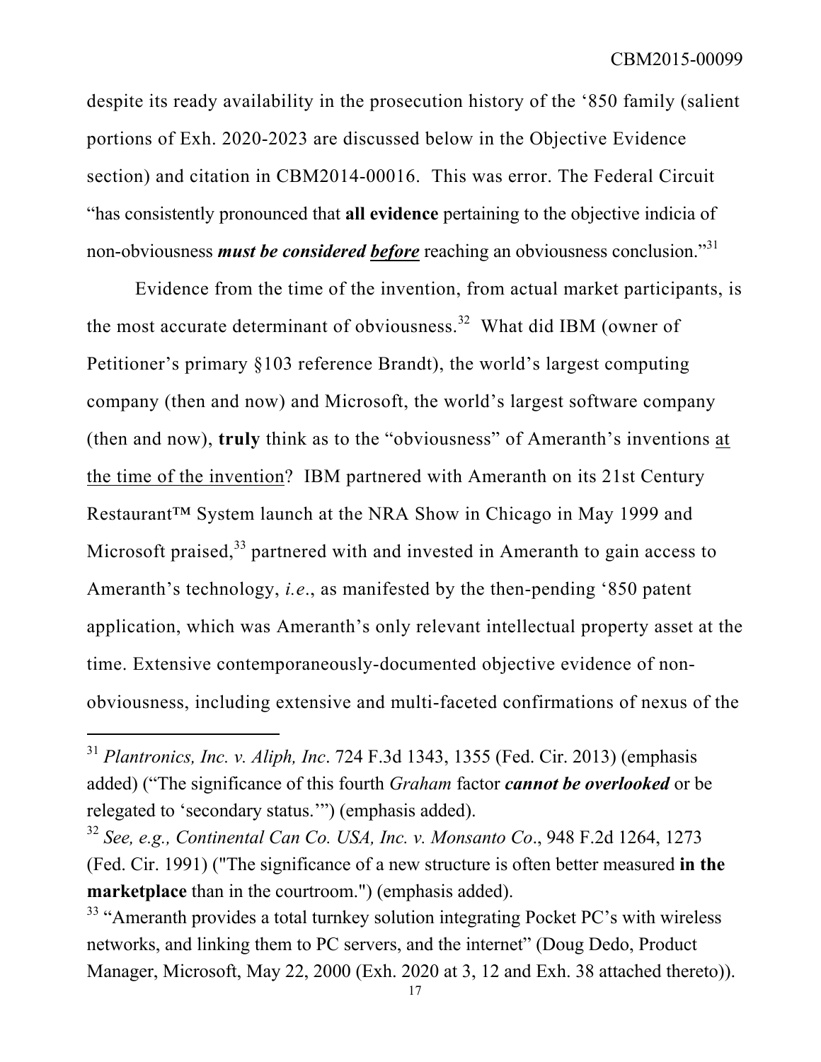despite its ready availability in the prosecution history of the '850 family (salient portions of Exh. 2020-2023 are discussed below in the Objective Evidence section) and citation in CBM2014-00016. This was error. The Federal Circuit "has consistently pronounced that **all evidence** pertaining to the objective indicia of non-obviousness ***must be considered <u>before</u>*** reaching an obviousness conclusion."[31]

Evidence from the time of the invention, from actual market participants, is the most accurate determinant of obviousness.[32] What did IBM (owner of Petitioner's primary §103 reference Brandt), the world's largest computing company (then and now) and Microsoft, the world's largest software company (then and now), **truly** think as to the "obviousness" of Ameranth's inventions <u>at the time of the invention</u>? IBM partnered with Ameranth on its 21st Century Restaurant™ System launch at the NRA Show in Chicago in May 1999 and Microsoft praised,[33] partnered with and invested in Ameranth to gain access to Ameranth's technology, *i.e*., as manifested by the then-pending '850 patent application, which was Ameranth's only relevant intellectual property asset at the time. Extensive contemporaneously-documented objective evidence of non-obviousness, including extensive and multi-faceted confirmations of nexus of the

---

[31] *Plantronics, Inc. v. Aliph, Inc*. 724 F.3d 1343, 1355 (Fed. Cir. 2013) (emphasis added) ("The significance of this fourth *Graham* factor ***cannot be overlooked*** or be relegated to 'secondary status.'") (emphasis added).

[32] *See, e.g., Continental Can Co. USA, Inc. v. Monsanto Co*., 948 F.2d 1264, 1273 (Fed. Cir. 1991) ("The significance of a new structure is often better measured **in the marketplace** than in the courtroom.") (emphasis added).

[33] "Ameranth provides a total turnkey solution integrating Pocket PC's with wireless networks, and linking them to PC servers, and the internet" (Doug Dedo, Product Manager, Microsoft, May 22, 2000 (Exh. 2020 at 3, 12 and Exh. 38 attached thereto)).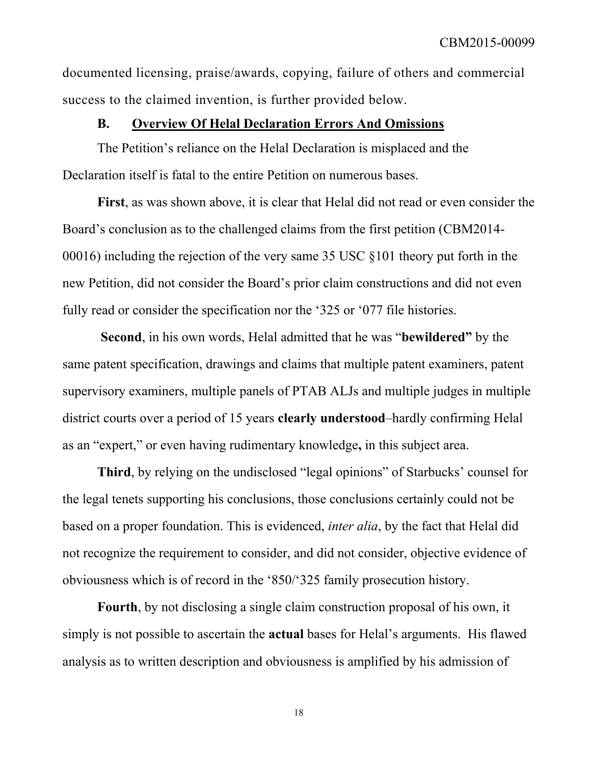documented licensing, praise/awards, copying, failure of others and commercial success to the claimed invention, is further provided below.

### B. Overview Of Helal Declaration Errors And Omissions

The Petition's reliance on the Helal Declaration is misplaced and the Declaration itself is fatal to the entire Petition on numerous bases.

**First**, as was shown above, it is clear that Helal did not read or even consider the Board's conclusion as to the challenged claims from the first petition (CBM2014-00016) including the rejection of the very same 35 USC §101 theory put forth in the new Petition, did not consider the Board's prior claim constructions and did not even fully read or consider the specification nor the '325 or '077 file histories.

**Second**, in his own words, Helal admitted that he was "**bewildered"** by the same patent specification, drawings and claims that multiple patent examiners, patent supervisory examiners, multiple panels of PTAB ALJs and multiple judges in multiple district courts over a period of 15 years **clearly understood**–hardly confirming Helal as an "expert," or even having rudimentary knowledge**,** in this subject area.

**Third**, by relying on the undisclosed "legal opinions" of Starbucks' counsel for the legal tenets supporting his conclusions, those conclusions certainly could not be based on a proper foundation. This is evidenced, *inter alia*, by the fact that Helal did not recognize the requirement to consider, and did not consider, objective evidence of obviousness which is of record in the '850/'325 family prosecution history.

**Fourth**, by not disclosing a single claim construction proposal of his own, it simply is not possible to ascertain the **actual** bases for Helal's arguments. His flawed analysis as to written description and obviousness is amplified by his admission of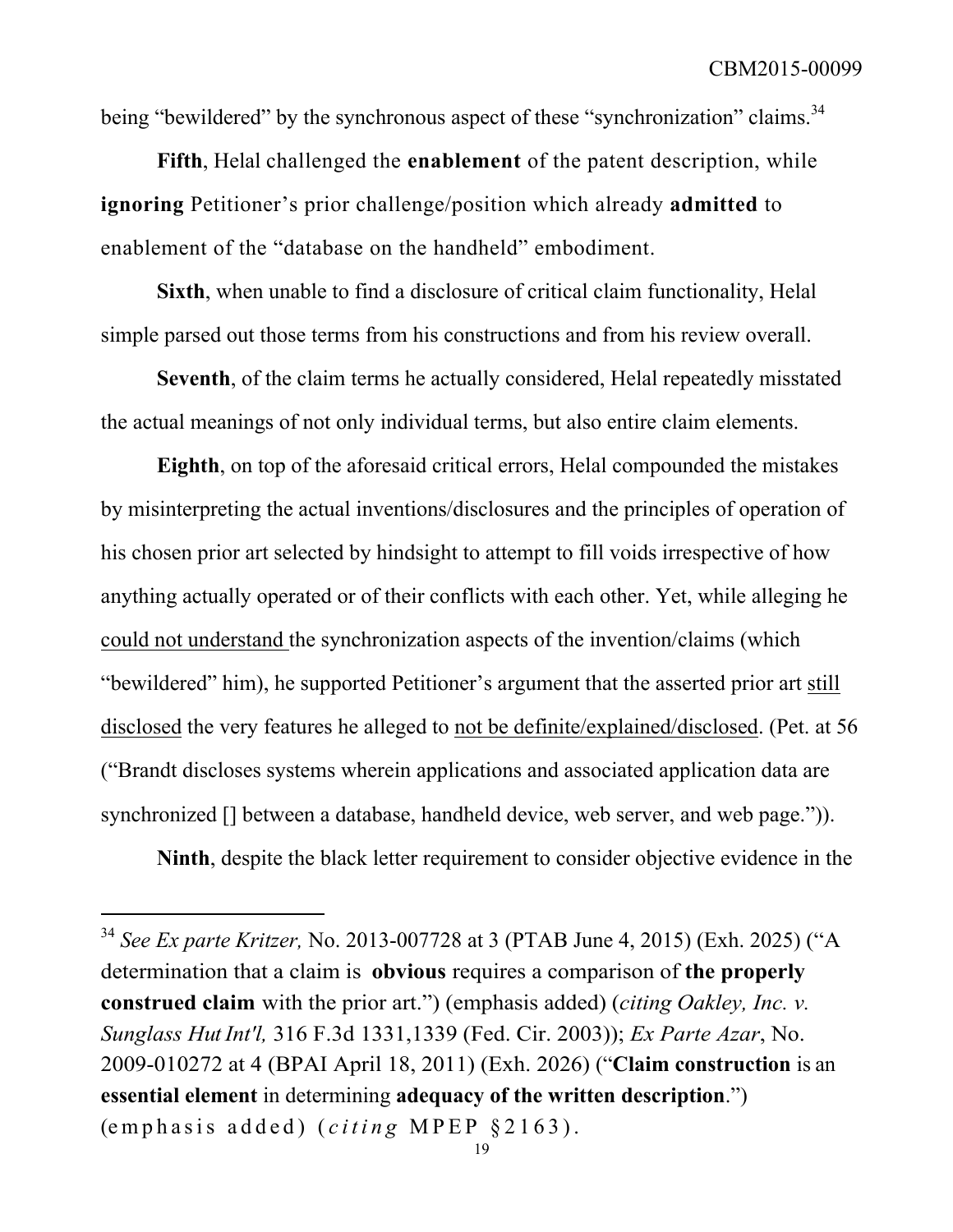being "bewildered" by the synchronous aspect of these "synchronization" claims.[34]

**Fifth**, Helal challenged the **enablement** of the patent description, while **ignoring** Petitioner's prior challenge/position which already **admitted** to enablement of the "database on the handheld" embodiment.

**Sixth**, when unable to find a disclosure of critical claim functionality, Helal simple parsed out those terms from his constructions and from his review overall.

**Seventh**, of the claim terms he actually considered, Helal repeatedly misstated the actual meanings of not only individual terms, but also entire claim elements.

**Eighth**, on top of the aforesaid critical errors, Helal compounded the mistakes by misinterpreting the actual inventions/disclosures and the principles of operation of his chosen prior art selected by hindsight to attempt to fill voids irrespective of how anything actually operated or of their conflicts with each other. Yet, while alleging he <u>could not understand</u> the synchronization aspects of the invention/claims (which "bewildered" him), he supported Petitioner's argument that the asserted prior art <u>still disclosed</u> the very features he alleged to <u>not be definite/explained/disclosed</u>. (Pet. at 56 ("Brandt discloses systems wherein applications and associated application data are synchronized [] between a database, handheld device, web server, and web page.")).

**Ninth**, despite the black letter requirement to consider objective evidence in the

---

[34] *See Ex parte Kritzer,* No. 2013-007728 at 3 (PTAB June 4, 2015) (Exh. 2025) ("A determination that a claim is **obvious** requires a comparison of **the properly construed claim** with the prior art.") (emphasis added) (*citing Oakley, Inc. v. Sunglass Hut Int'l,* 316 F.3d 1331,1339 (Fed. Cir. 2003)); *Ex Parte Azar*, No. 2009-010272 at 4 (BPAI April 18, 2011) (Exh. 2026) ("**Claim construction** is an **essential element** in determining **adequacy of the written description**.") (emphasis added) (*citing* MPEP §2163).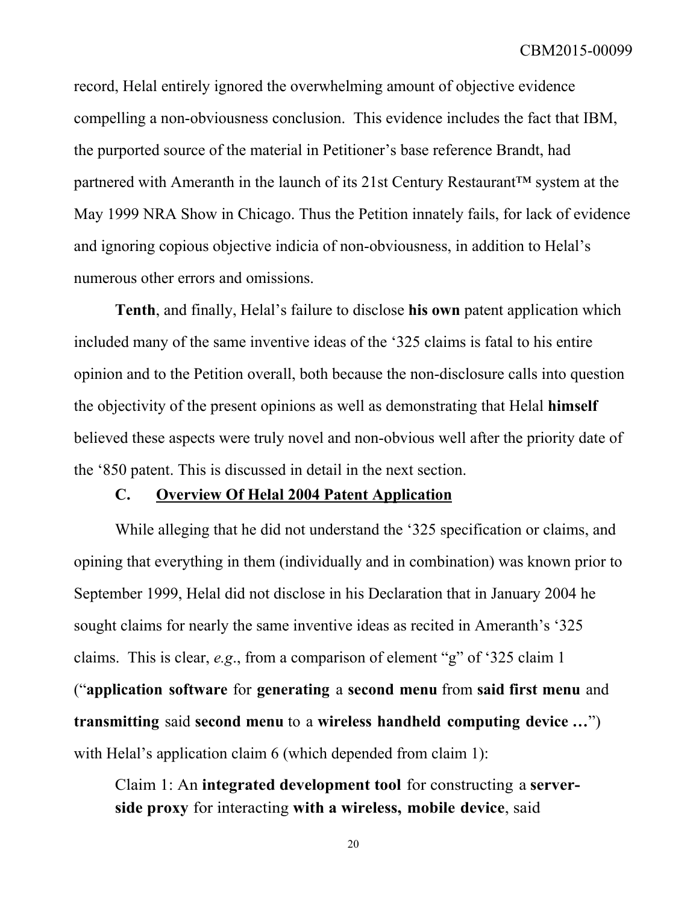record, Helal entirely ignored the overwhelming amount of objective evidence compelling a non-obviousness conclusion. This evidence includes the fact that IBM, the purported source of the material in Petitioner's base reference Brandt, had partnered with Ameranth in the launch of its 21st Century Restaurant™ system at the May 1999 NRA Show in Chicago. Thus the Petition innately fails, for lack of evidence and ignoring copious objective indicia of non-obviousness, in addition to Helal's numerous other errors and omissions.

**Tenth**, and finally, Helal's failure to disclose **his own** patent application which included many of the same inventive ideas of the '325 claims is fatal to his entire opinion and to the Petition overall, both because the non-disclosure calls into question the objectivity of the present opinions as well as demonstrating that Helal **himself** believed these aspects were truly novel and non-obvious well after the priority date of the '850 patent. This is discussed in detail in the next section.

### C. Overview Of Helal 2004 Patent Application

While alleging that he did not understand the '325 specification or claims, and opining that everything in them (individually and in combination) was known prior to September 1999, Helal did not disclose in his Declaration that in January 2004 he sought claims for nearly the same inventive ideas as recited in Ameranth's '325 claims. This is clear, *e.g*., from a comparison of element "g" of '325 claim 1 ("**application software** for **generating** a **second menu** from **said first menu** and **transmitting** said **second menu** to a **wireless handheld computing device …**") with Helal's application claim 6 (which depended from claim 1):

> Claim 1: An **integrated development tool** for constructing a **server-side proxy** for interacting **with a wireless, mobile device**, said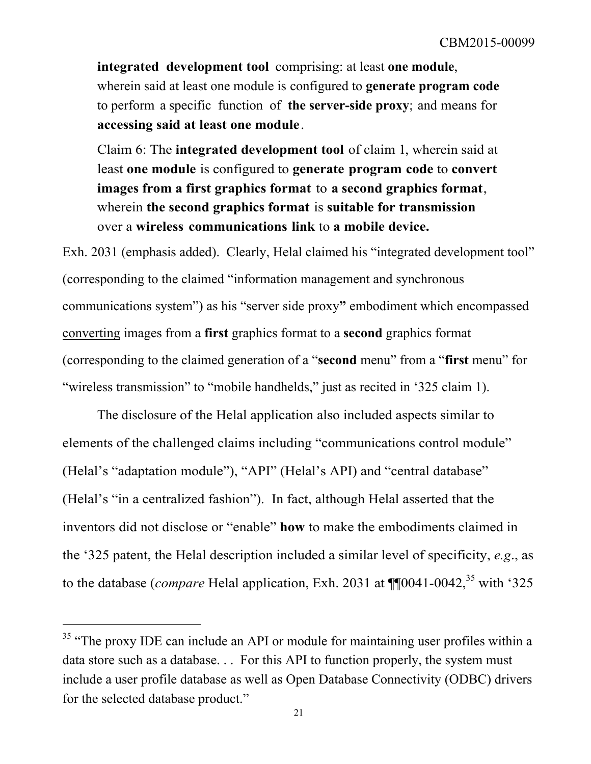> **integrated development tool** comprising: at least **one module**, wherein said at least one module is configured to **generate program code** to perform a specific function of **the server-side proxy**; and means for **accessing said at least one module**.
>
> Claim 6: The **integrated development tool** of claim 1, wherein said at least **one module** is configured to **generate program code** to **convert images from a first graphics format** to **a second graphics format**, wherein **the second graphics format** is **suitable for transmission** over a **wireless communications link** to **a mobile device.**

Exh. 2031 (emphasis added). Clearly, Helal claimed his "integrated development tool" (corresponding to the claimed "information management and synchronous communications system") as his "server side proxy**"** embodiment which encompassed <u>converting</u> images from a **first** graphics format to a **second** graphics format (corresponding to the claimed generation of a "**second** menu" from a "**first** menu" for "wireless transmission" to "mobile handhelds," just as recited in '325 claim 1).

The disclosure of the Helal application also included aspects similar to elements of the challenged claims including "communications control module" (Helal's "adaptation module"), "API" (Helal's API) and "central database" (Helal's "in a centralized fashion"). In fact, although Helal asserted that the inventors did not disclose or "enable" **how** to make the embodiments claimed in the '325 patent, the Helal description included a similar level of specificity, *e.g*., as to the database (*compare* Helal application, Exh. 2031 at ¶¶0041-0042,[35] with '325

---

[35] "The proxy IDE can include an API or module for maintaining user profiles within a data store such as a database. . . For this API to function properly, the system must include a user profile database as well as Open Database Connectivity (ODBC) drivers for the selected database product."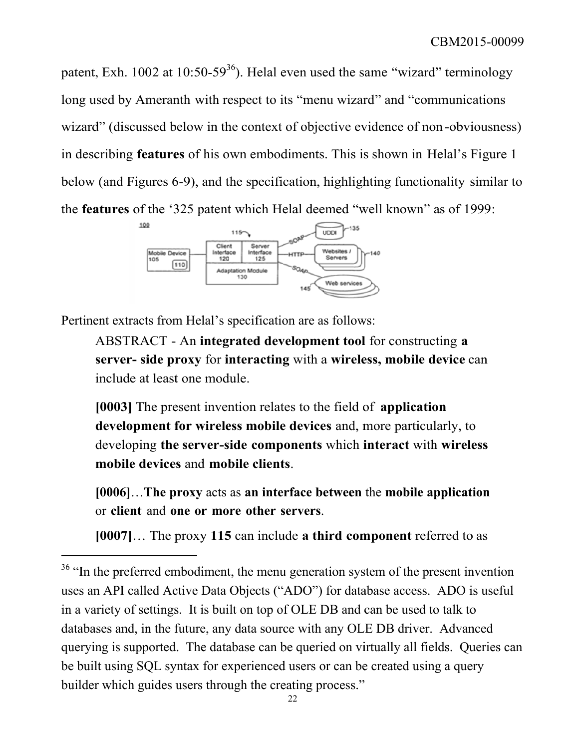patent, Exh. 1002 at 10:50-59[36]). Helal even used the same "wizard" terminology long used by Ameranth with respect to its "menu wizard" and "communications wizard" (discussed below in the context of objective evidence of non-obviousness) in describing **features** of his own embodiments. This is shown in Helal's Figure 1 below (and Figures 6-9), and the specification, highlighting functionality similar to the **features** of the '325 patent which Helal deemed "well known" as of 1999:

100

Mobile Device 105 110

115

Client Interface 120

Server Interface 125

Adaptation Module 130

SOAP

HTTP

SOAP

UDDI 135

Websites / Servers 140

Web services 145

Pertinent extracts from Helal's specification are as follows:

> ABSTRACT - An **integrated development tool** for constructing **a server- side proxy** for **interacting** with a **wireless, mobile device** can include at least one module.
>
> **[0003]** The present invention relates to the field of **application development for wireless mobile devices** and, more particularly, to developing **the server-side components** which **interact** with **wireless mobile devices** and **mobile clients**.
>
> **[0006]**…**The proxy** acts as **an interface between** the **mobile application** or **client** and **one or more other servers**.
>
> **[0007]**… The proxy **115** can include **a third component** referred to as

[36] "In the preferred embodiment, the menu generation system of the present invention uses an API called Active Data Objects ("ADO") for database access. ADO is useful in a variety of settings. It is built on top of OLE DB and can be used to talk to databases and, in the future, any data source with any OLE DB driver. Advanced querying is supported. The database can be queried on virtually all fields. Queries can be built using SQL syntax for experienced users or can be created using a query builder which guides users through the creating process."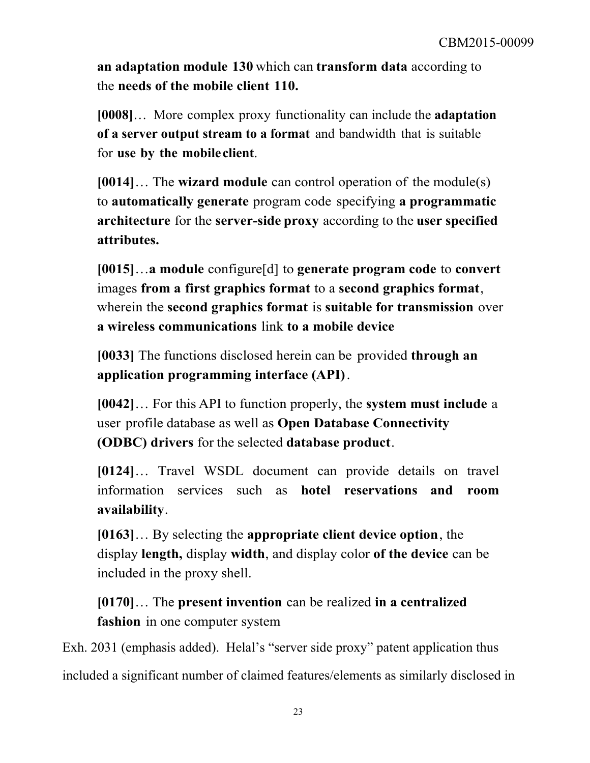**an adaptation module 130** which can **transform data** according to the **needs of the mobile client 110.**

**[0008]**… More complex proxy functionality can include the **adaptation of a server output stream to a format** and bandwidth that is suitable for **use by the mobile client**.

**[0014]**… The **wizard module** can control operation of the module(s) to **automatically generate** program code specifying **a programmatic architecture** for the **server-side proxy** according to the **user specified attributes.**

**[0015]**…**a module** configure[d] to **generate program code** to **convert** images **from a first graphics format** to a **second graphics format**, wherein the **second graphics format** is **suitable for transmission** over **a wireless communications** link **to a mobile device**

**[0033]** The functions disclosed herein can be provided **through an application programming interface (API)**.

**[0042]**… For this API to function properly, the **system must include** a user profile database as well as **Open Database Connectivity (ODBC) drivers** for the selected **database product**.

**[0124]**… Travel WSDL document can provide details on travel information services such as **hotel reservations and room availability**.

**[0163]**… By selecting the **appropriate client device option**, the display **length,** display **width**, and display color **of the device** can be included in the proxy shell.

**[0170]**… The **present invention** can be realized **in a centralized fashion** in one computer system

Exh. 2031 (emphasis added). Helal's "server side proxy" patent application thus included a significant number of claimed features/elements as similarly disclosed in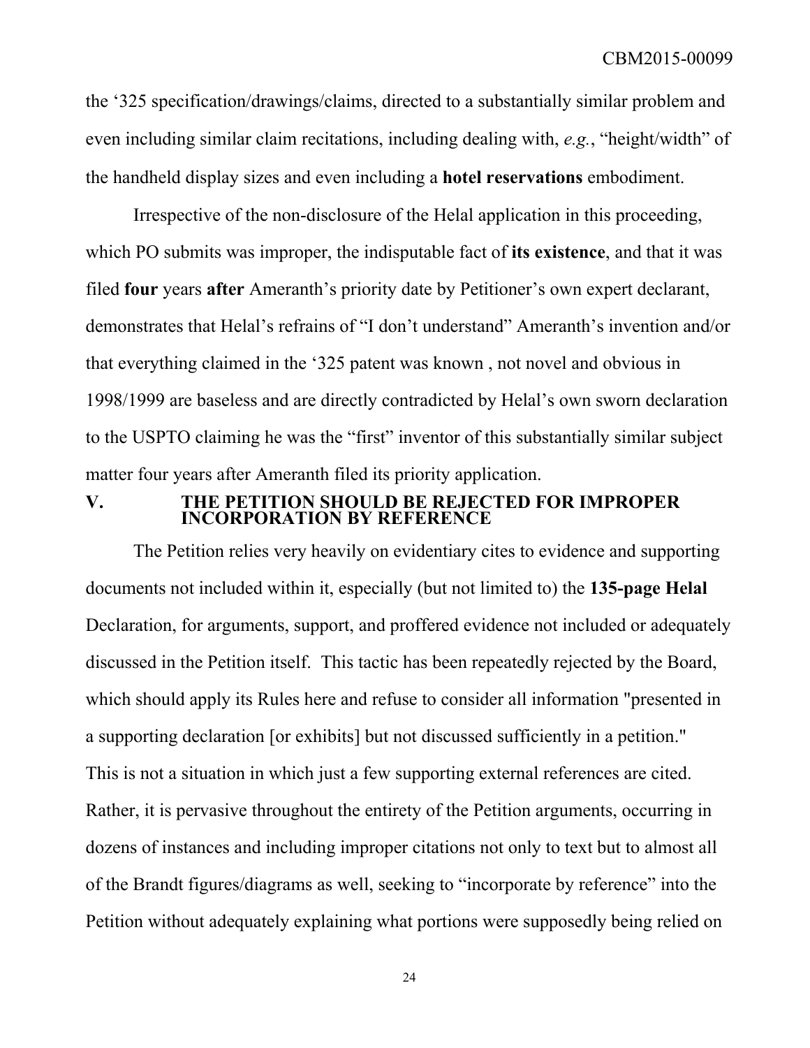the '325 specification/drawings/claims, directed to a substantially similar problem and even including similar claim recitations, including dealing with, *e.g.*, "height/width" of the handheld display sizes and even including a **hotel reservations** embodiment.

Irrespective of the non-disclosure of the Helal application in this proceeding, which PO submits was improper, the indisputable fact of **its existence**, and that it was filed **four** years **after** Ameranth's priority date by Petitioner's own expert declarant, demonstrates that Helal's refrains of "I don't understand" Ameranth's invention and/or that everything claimed in the '325 patent was known , not novel and obvious in 1998/1999 are baseless and are directly contradicted by Helal's own sworn declaration to the USPTO claiming he was the "first" inventor of this substantially similar subject matter four years after Ameranth filed its priority application.

## V. THE PETITION SHOULD BE REJECTED FOR IMPROPER INCORPORATION BY REFERENCE

The Petition relies very heavily on evidentiary cites to evidence and supporting documents not included within it, especially (but not limited to) the **135-page Helal** Declaration, for arguments, support, and proffered evidence not included or adequately discussed in the Petition itself. This tactic has been repeatedly rejected by the Board, which should apply its Rules here and refuse to consider all information "presented in a supporting declaration [or exhibits] but not discussed sufficiently in a petition." This is not a situation in which just a few supporting external references are cited. Rather, it is pervasive throughout the entirety of the Petition arguments, occurring in dozens of instances and including improper citations not only to text but to almost all of the Brandt figures/diagrams as well, seeking to "incorporate by reference" into the Petition without adequately explaining what portions were supposedly being relied on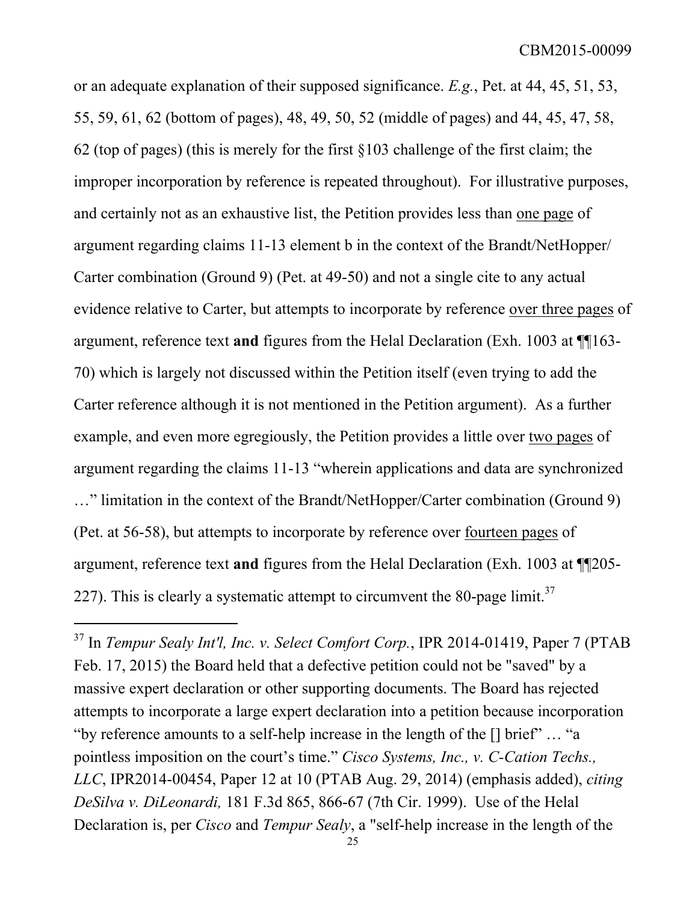or an adequate explanation of their supposed significance. *E.g.*, Pet. at 44, 45, 51, 53, 55, 59, 61, 62 (bottom of pages), 48, 49, 50, 52 (middle of pages) and 44, 45, 47, 58, 62 (top of pages) (this is merely for the first §103 challenge of the first claim; the improper incorporation by reference is repeated throughout). For illustrative purposes, and certainly not as an exhaustive list, the Petition provides less than <u>one page</u> of argument regarding claims 11-13 element b in the context of the Brandt/NetHopper/Carter combination (Ground 9) (Pet. at 49-50) and not a single cite to any actual evidence relative to Carter, but attempts to incorporate by reference <u>over three pages</u> of argument, reference text **and** figures from the Helal Declaration (Exh. 1003 at ¶¶163-70) which is largely not discussed within the Petition itself (even trying to add the Carter reference although it is not mentioned in the Petition argument). As a further example, and even more egregiously, the Petition provides a little over <u>two pages</u> of argument regarding the claims 11-13 "wherein applications and data are synchronized …" limitation in the context of the Brandt/NetHopper/Carter combination (Ground 9) (Pet. at 56-58), but attempts to incorporate by reference over <u>fourteen pages</u> of argument, reference text **and** figures from the Helal Declaration (Exh. 1003 at ¶¶205-227). This is clearly a systematic attempt to circumvent the 80-page limit.[37]

---

[37] In *Tempur Sealy Int'l, Inc. v. Select Comfort Corp.*, IPR 2014-01419, Paper 7 (PTAB Feb. 17, 2015) the Board held that a defective petition could not be "saved" by a massive expert declaration or other supporting documents. The Board has rejected attempts to incorporate a large expert declaration into a petition because incorporation "by reference amounts to a self-help increase in the length of the [] brief" … "a pointless imposition on the court's time." *Cisco Systems, Inc., v. C-Cation Techs., LLC*, IPR2014-00454, Paper 12 at 10 (PTAB Aug. 29, 2014) (emphasis added), *citing DeSilva v. DiLeonardi,* 181 F.3d 865, 866-67 (7th Cir. 1999). Use of the Helal Declaration is, per *Cisco* and *Tempur Sealy*, a "self-help increase in the length of the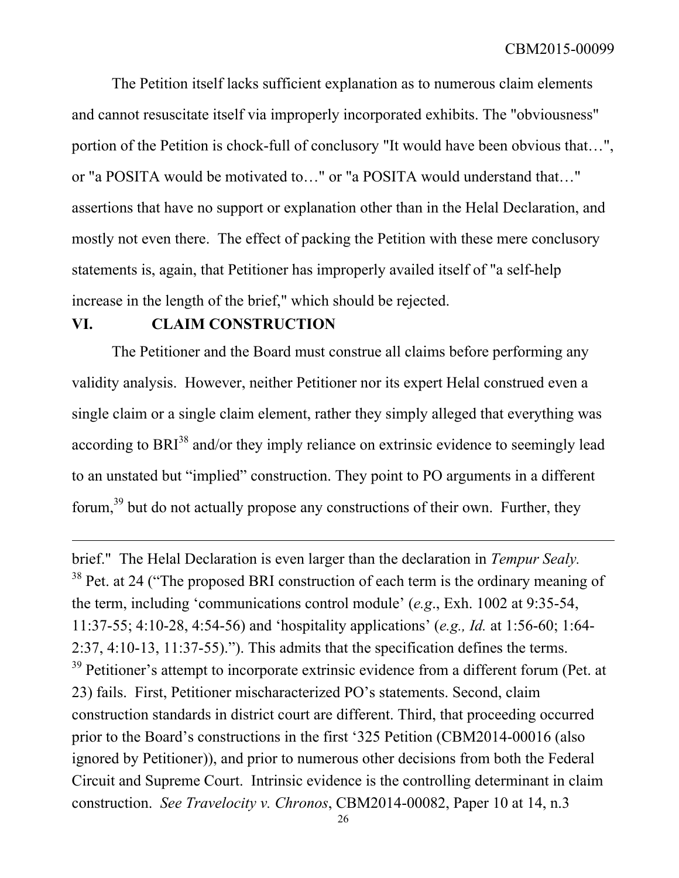The Petition itself lacks sufficient explanation as to numerous claim elements and cannot resuscitate itself via improperly incorporated exhibits. The "obviousness" portion of the Petition is chock-full of conclusory "It would have been obvious that…", or "a POSITA would be motivated to…" or "a POSITA would understand that…" assertions that have no support or explanation other than in the Helal Declaration, and mostly not even there. The effect of packing the Petition with these mere conclusory statements is, again, that Petitioner has improperly availed itself of "a self-help increase in the length of the brief," which should be rejected.

## VI. CLAIM CONSTRUCTION

The Petitioner and the Board must construe all claims before performing any validity analysis. However, neither Petitioner nor its expert Helal construed even a single claim or a single claim element, rather they simply alleged that everything was according to BRI[38] and/or they imply reliance on extrinsic evidence to seemingly lead to an unstated but "implied" construction. They point to PO arguments in a different forum,[39] but do not actually propose any constructions of their own. Further, they

---

brief." The Helal Declaration is even larger than the declaration in *Tempur Sealy.*

[38] Pet. at 24 ("The proposed BRI construction of each term is the ordinary meaning of the term, including 'communications control module' (*e.g*., Exh. 1002 at 9:35-54, 11:37-55; 4:10-28, 4:54-56) and 'hospitality applications' (*e.g., Id.* at 1:56-60; 1:64-2:37, 4:10-13, 11:37-55)."). This admits that the specification defines the terms.

[39] Petitioner's attempt to incorporate extrinsic evidence from a different forum (Pet. at 23) fails. First, Petitioner mischaracterized PO's statements. Second, claim construction standards in district court are different. Third, that proceeding occurred prior to the Board's constructions in the first '325 Petition (CBM2014-00016 (also ignored by Petitioner)), and prior to numerous other decisions from both the Federal Circuit and Supreme Court. Intrinsic evidence is the controlling determinant in claim construction. *See Travelocity v. Chronos*, CBM2014-00082, Paper 10 at 14, n.3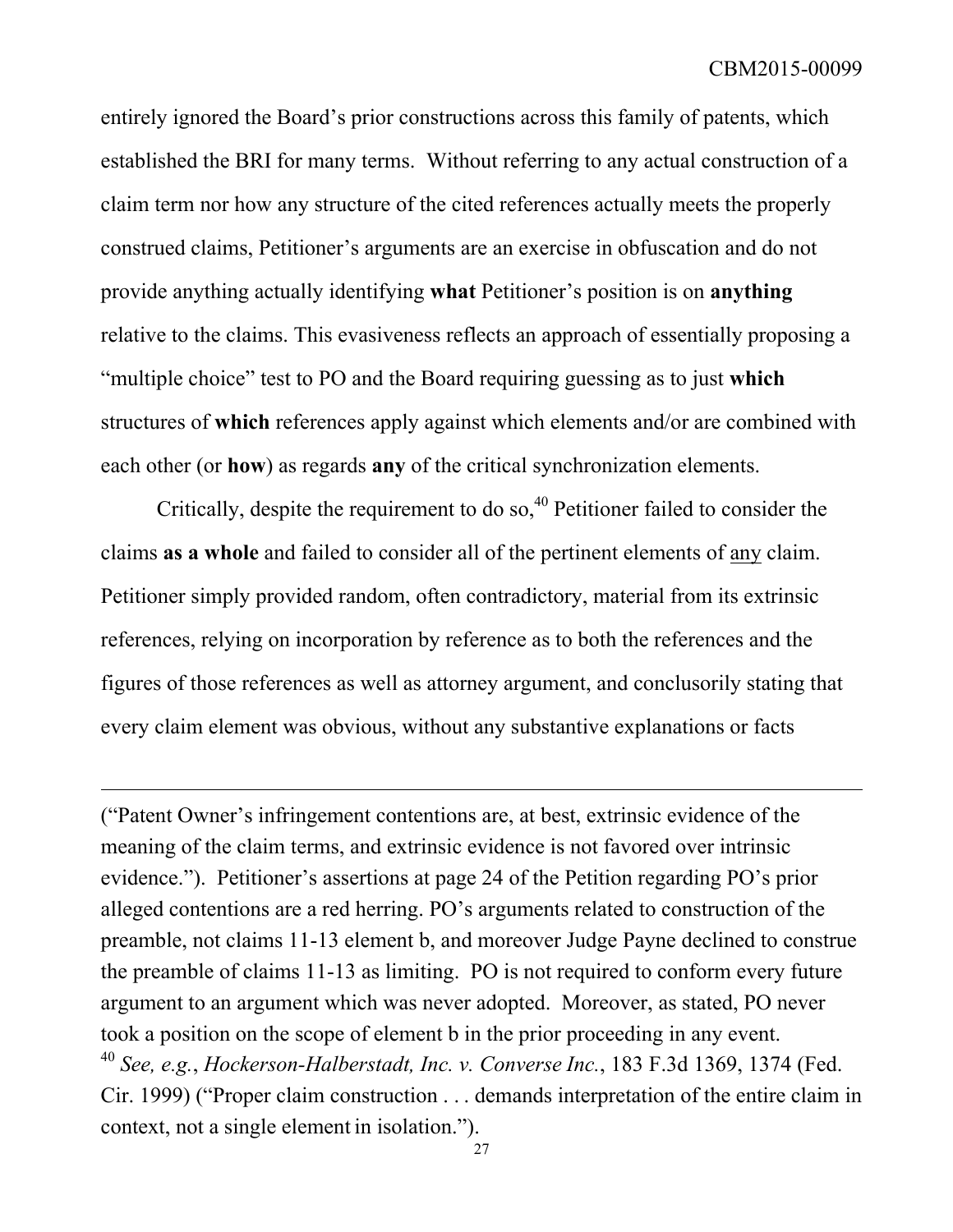entirely ignored the Board's prior constructions across this family of patents, which established the BRI for many terms. Without referring to any actual construction of a claim term nor how any structure of the cited references actually meets the properly construed claims, Petitioner's arguments are an exercise in obfuscation and do not provide anything actually identifying **what** Petitioner's position is on **anything** relative to the claims. This evasiveness reflects an approach of essentially proposing a "multiple choice" test to PO and the Board requiring guessing as to just **which** structures of **which** references apply against which elements and/or are combined with each other (or **how**) as regards **any** of the critical synchronization elements.

Critically, despite the requirement to do so,[40] Petitioner failed to consider the claims **as a whole** and failed to consider all of the pertinent elements of <u>any</u> claim. Petitioner simply provided random, often contradictory, material from its extrinsic references, relying on incorporation by reference as to both the references and the figures of those references as well as attorney argument, and conclusorily stating that every claim element was obvious, without any substantive explanations or facts

---

("Patent Owner's infringement contentions are, at best, extrinsic evidence of the meaning of the claim terms, and extrinsic evidence is not favored over intrinsic evidence."). Petitioner's assertions at page 24 of the Petition regarding PO's prior alleged contentions are a red herring. PO's arguments related to construction of the preamble, not claims 11-13 element b, and moreover Judge Payne declined to construe the preamble of claims 11-13 as limiting. PO is not required to conform every future argument to an argument which was never adopted. Moreover, as stated, PO never took a position on the scope of element b in the prior proceeding in any event.

[40] *See, e.g.*, *Hockerson-Halberstadt, Inc. v. Converse Inc.*, 183 F.3d 1369, 1374 (Fed. Cir. 1999) ("Proper claim construction . . . demands interpretation of the entire claim in context, not a single element in isolation.").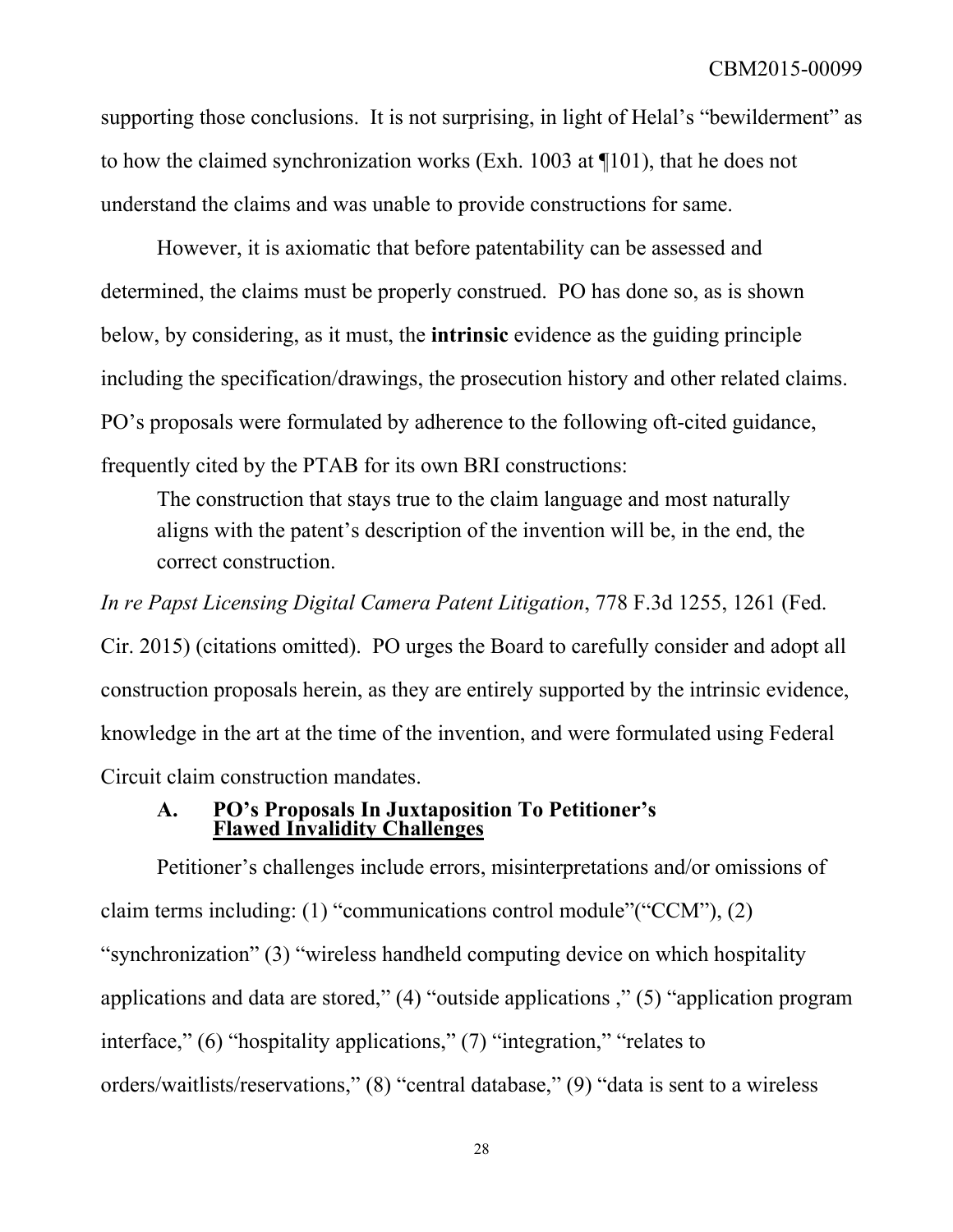supporting those conclusions. It is not surprising, in light of Helal's "bewilderment" as to how the claimed synchronization works (Exh. 1003 at ¶101), that he does not understand the claims and was unable to provide constructions for same.

However, it is axiomatic that before patentability can be assessed and determined, the claims must be properly construed. PO has done so, as is shown below, by considering, as it must, the **intrinsic** evidence as the guiding principle including the specification/drawings, the prosecution history and other related claims. PO's proposals were formulated by adherence to the following oft-cited guidance, frequently cited by the PTAB for its own BRI constructions:

> The construction that stays true to the claim language and most naturally aligns with the patent's description of the invention will be, in the end, the correct construction.

*In re Papst Licensing Digital Camera Patent Litigation*, 778 F.3d 1255, 1261 (Fed. Cir. 2015) (citations omitted). PO urges the Board to carefully consider and adopt all construction proposals herein, as they are entirely supported by the intrinsic evidence, knowledge in the art at the time of the invention, and were formulated using Federal Circuit claim construction mandates.

### A. PO's Proposals In Juxtaposition To Petitioner's Flawed Invalidity Challenges

Petitioner's challenges include errors, misinterpretations and/or omissions of claim terms including: (1) "communications control module"("CCM"), (2) "synchronization" (3) "wireless handheld computing device on which hospitality applications and data are stored," (4) "outside applications ," (5) "application program interface," (6) "hospitality applications," (7) "integration," "relates to orders/waitlists/reservations," (8) "central database," (9) "data is sent to a wireless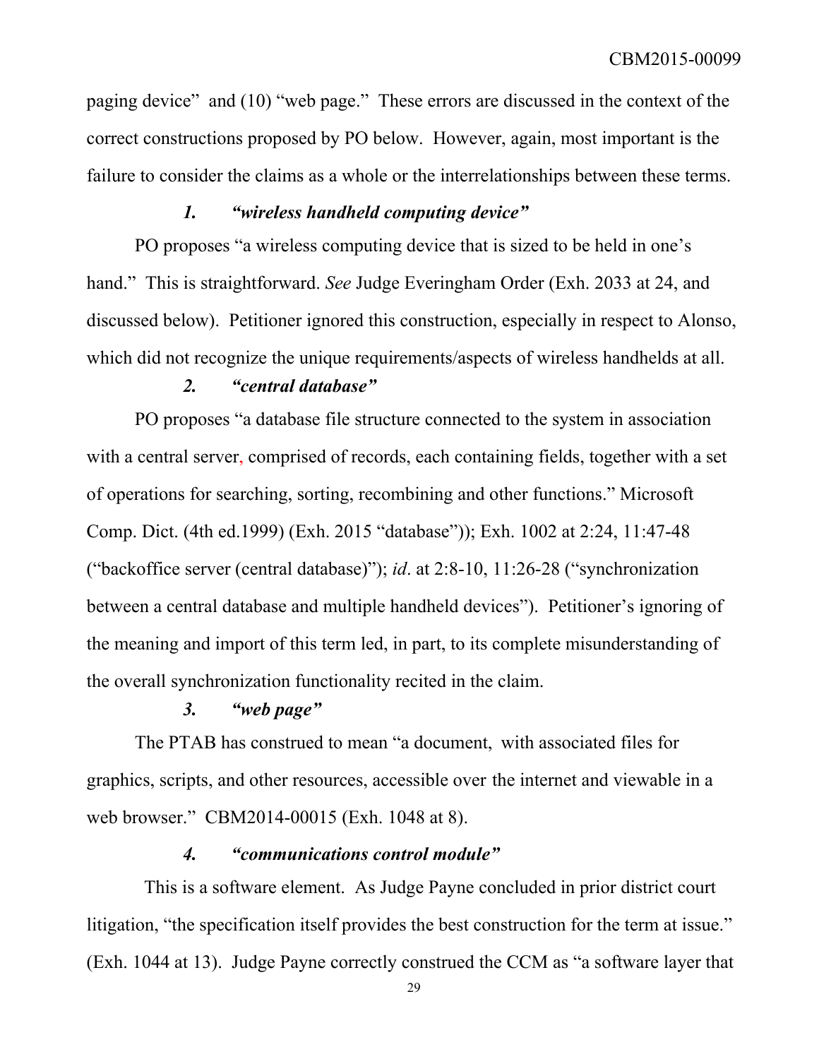paging device" and (10) "web page." These errors are discussed in the context of the correct constructions proposed by PO below. However, again, most important is the failure to consider the claims as a whole or the interrelationships between these terms.

#### *1. "wireless handheld computing device"*

PO proposes "a wireless computing device that is sized to be held in one's hand." This is straightforward. *See* Judge Everingham Order (Exh. 2033 at 24, and discussed below). Petitioner ignored this construction, especially in respect to Alonso, which did not recognize the unique requirements/aspects of wireless handhelds at all.

#### *2. "central database"*

PO proposes "a database file structure connected to the system in association with a central server, comprised of records, each containing fields, together with a set of operations for searching, sorting, recombining and other functions." Microsoft Comp. Dict. (4th ed.1999) (Exh. 2015 "database")); Exh. 1002 at 2:24, 11:47-48 ("backoffice server (central database)"); *id*. at 2:8-10, 11:26-28 ("synchronization between a central database and multiple handheld devices"). Petitioner's ignoring of the meaning and import of this term led, in part, to its complete misunderstanding of the overall synchronization functionality recited in the claim.

#### *3. "web page"*

The PTAB has construed to mean "a document, with associated files for graphics, scripts, and other resources, accessible over the internet and viewable in a web browser." CBM2014-00015 (Exh. 1048 at 8).

#### *4. "communications control module"*

This is a software element. As Judge Payne concluded in prior district court litigation, "the specification itself provides the best construction for the term at issue." (Exh. 1044 at 13). Judge Payne correctly construed the CCM as "a software layer that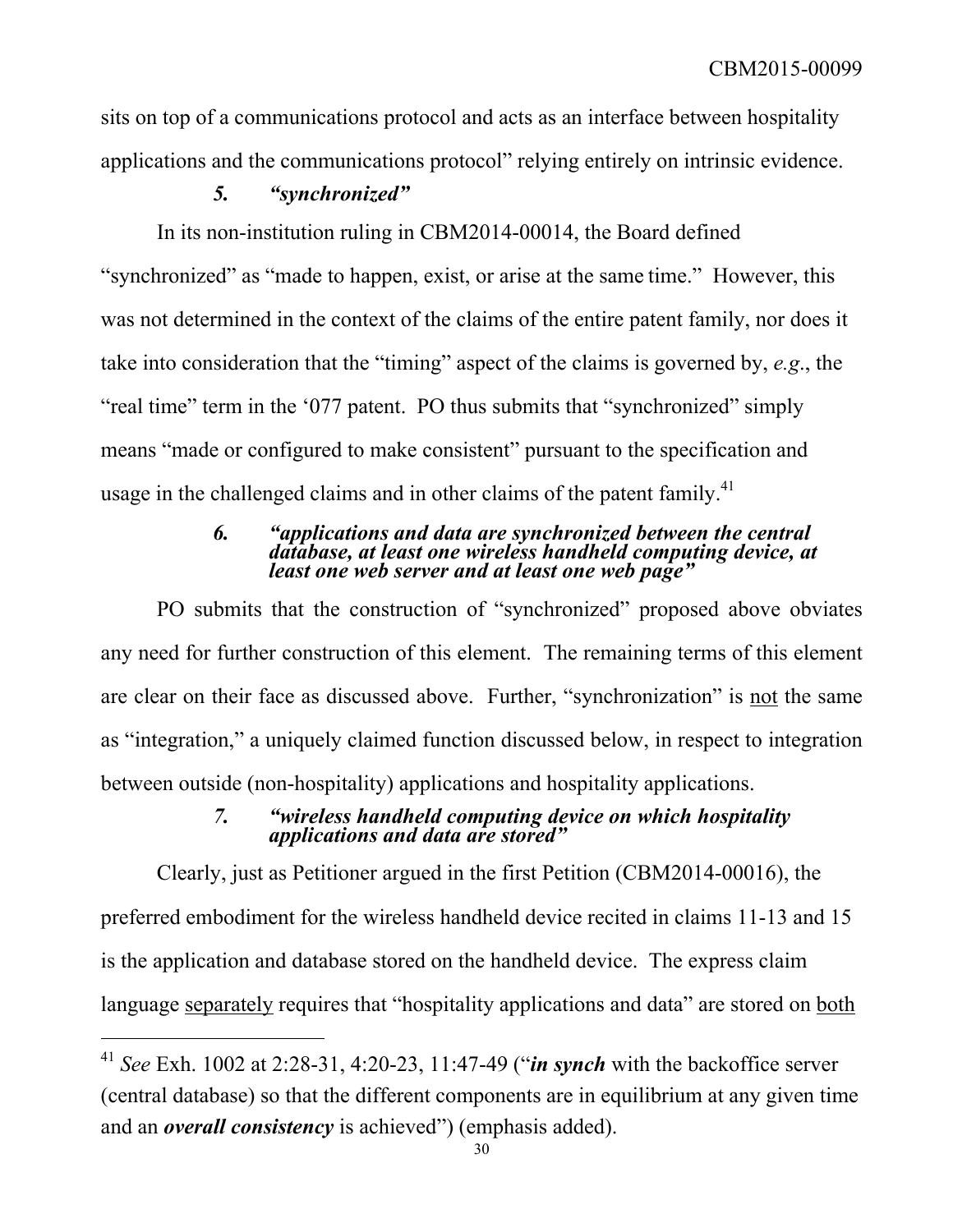sits on top of a communications protocol and acts as an interface between hospitality applications and the communications protocol" relying entirely on intrinsic evidence.

#### *5. "synchronized"*

In its non-institution ruling in CBM2014-00014, the Board defined "synchronized" as "made to happen, exist, or arise at the same time." However, this was not determined in the context of the claims of the entire patent family, nor does it take into consideration that the "timing" aspect of the claims is governed by, *e.g*., the "real time" term in the '077 patent. PO thus submits that "synchronized" simply means "made or configured to make consistent" pursuant to the specification and usage in the challenged claims and in other claims of the patent family.[41]

#### *6. "applications and data are synchronized between the central database, at least one wireless handheld computing device, at least one web server and at least one web page"*

PO submits that the construction of "synchronized" proposed above obviates any need for further construction of this element. The remaining terms of this element are clear on their face as discussed above. Further, "synchronization" is <u>not</u> the same as "integration," a uniquely claimed function discussed below, in respect to integration between outside (non-hospitality) applications and hospitality applications.

#### *7. "wireless handheld computing device on which hospitality applications and data are stored"*

Clearly, just as Petitioner argued in the first Petition (CBM2014-00016), the preferred embodiment for the wireless handheld device recited in claims 11-13 and 15 is the application and database stored on the handheld device. The express claim language <u>separately</u> requires that "hospitality applications and data" are stored on <u>both</u>

---

[41] *See* Exh. 1002 at 2:28-31, 4:20-23, 11:47-49 ("***in synch*** with the backoffice server (central database) so that the different components are in equilibrium at any given time and an ***overall consistency*** is achieved") (emphasis added).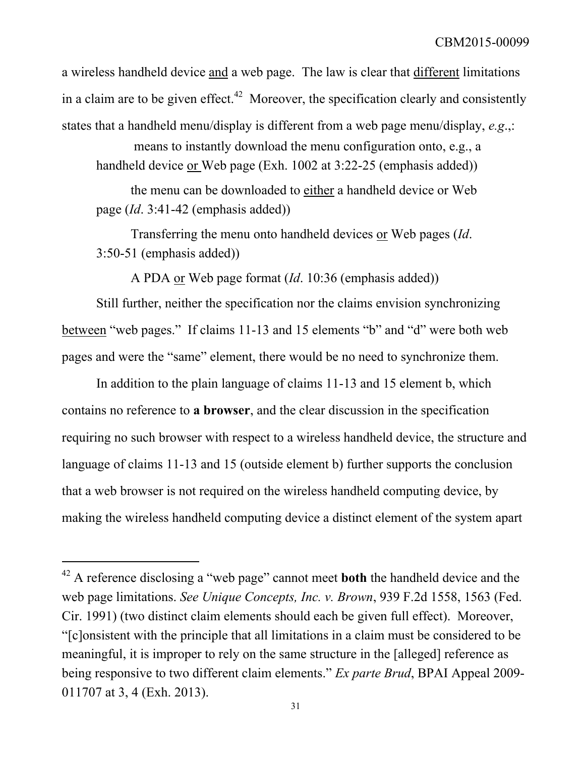a wireless handheld device <u>and</u> a web page. The law is clear that <u>different</u> limitations in a claim are to be given effect.[42] Moreover, the specification clearly and consistently states that a handheld menu/display is different from a web page menu/display, *e.g*.,:

> means to instantly download the menu configuration onto, e.g., a handheld device <u>or</u> Web page (Exh. 1002 at 3:22-25 (emphasis added))
>
> the menu can be downloaded to <u>either</u> a handheld device or Web page (*Id*. 3:41-42 (emphasis added))
>
> Transferring the menu onto handheld devices <u>or</u> Web pages (*Id*. 3:50-51 (emphasis added))
>
> A PDA <u>or</u> Web page format (*Id*. 10:36 (emphasis added))

Still further, neither the specification nor the claims envision synchronizing <u>between</u> "web pages." If claims 11-13 and 15 elements "b" and "d" were both web pages and were the "same" element, there would be no need to synchronize them.

In addition to the plain language of claims 11-13 and 15 element b, which contains no reference to **a browser**, and the clear discussion in the specification requiring no such browser with respect to a wireless handheld device, the structure and language of claims 11-13 and 15 (outside element b) further supports the conclusion that a web browser is not required on the wireless handheld computing device, by making the wireless handheld computing device a distinct element of the system apart

---

[42] A reference disclosing a "web page" cannot meet **both** the handheld device and the web page limitations. *See Unique Concepts, Inc. v. Brown*, 939 F.2d 1558, 1563 (Fed. Cir. 1991) (two distinct claim elements should each be given full effect). Moreover, "[c]onsistent with the principle that all limitations in a claim must be considered to be meaningful, it is improper to rely on the same structure in the [alleged] reference as being responsive to two different claim elements." *Ex parte Brud*, BPAI Appeal 2009-011707 at 3, 4 (Exh. 2013).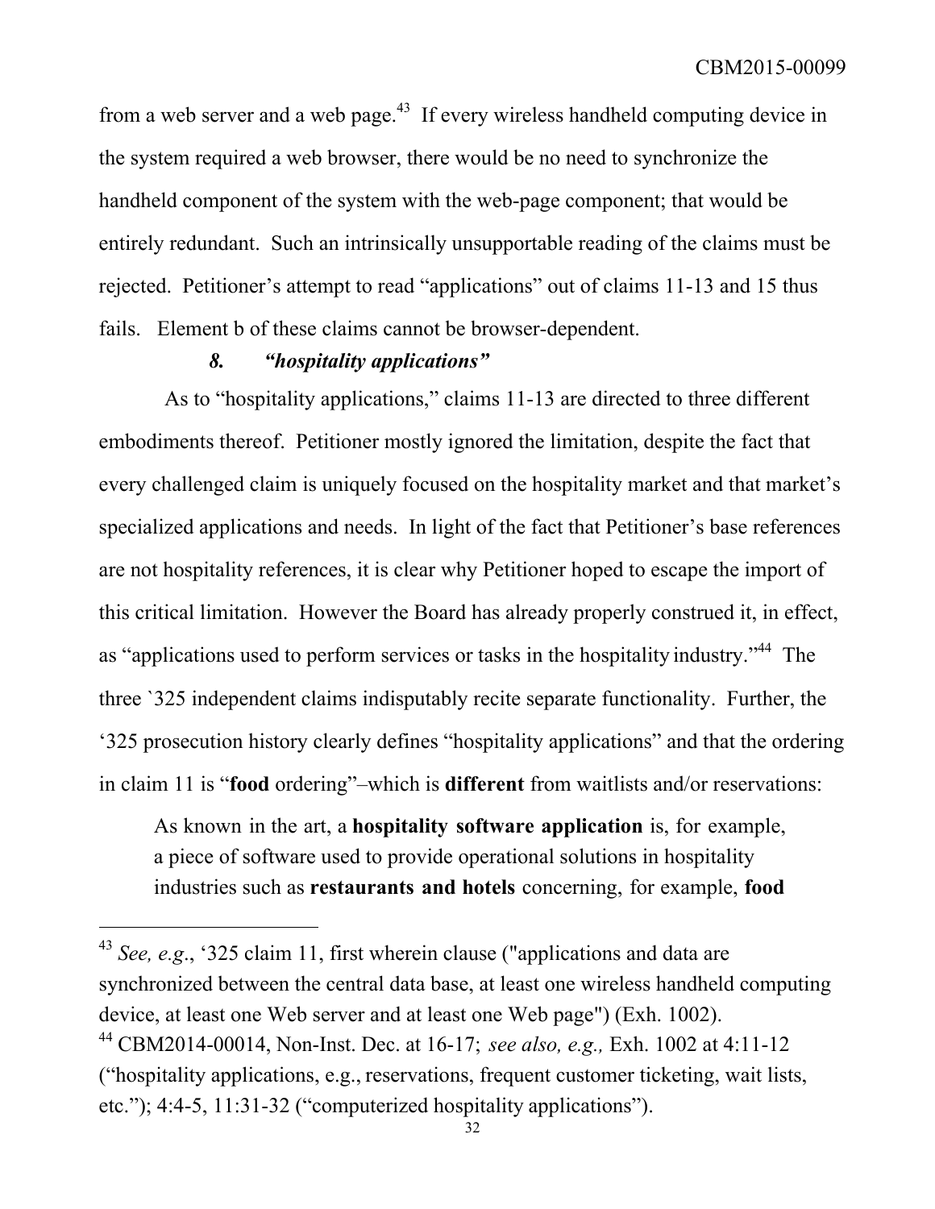from a web server and a web page.[43] If every wireless handheld computing device in the system required a web browser, there would be no need to synchronize the handheld component of the system with the web-page component; that would be entirely redundant. Such an intrinsically unsupportable reading of the claims must be rejected. Petitioner's attempt to read "applications" out of claims 11-13 and 15 thus fails. Element b of these claims cannot be browser-dependent.

### *8. "hospitality applications"*

As to "hospitality applications," claims 11-13 are directed to three different embodiments thereof. Petitioner mostly ignored the limitation, despite the fact that every challenged claim is uniquely focused on the hospitality market and that market's specialized applications and needs. In light of the fact that Petitioner's base references are not hospitality references, it is clear why Petitioner hoped to escape the import of this critical limitation. However the Board has already properly construed it, in effect, as "applications used to perform services or tasks in the hospitality industry."[44] The three `325 independent claims indisputably recite separate functionality. Further, the '325 prosecution history clearly defines "hospitality applications" and that the ordering in claim 11 is "**food** ordering"–which is **different** from waitlists and/or reservations:

> As known in the art, a **hospitality software application** is, for example, a piece of software used to provide operational solutions in hospitality industries such as **restaurants and hotels** concerning, for example, **food**

---

[43] *See, e.g.*, '325 claim 11, first wherein clause ("applications and data are synchronized between the central data base, at least one wireless handheld computing device, at least one Web server and at least one Web page") (Exh. 1002).

[44] CBM2014-00014, Non-Inst. Dec. at 16-17; *see also, e.g.,* Exh. 1002 at 4:11-12 ("hospitality applications, e.g., reservations, frequent customer ticketing, wait lists, etc."); 4:4-5, 11:31-32 ("computerized hospitality applications").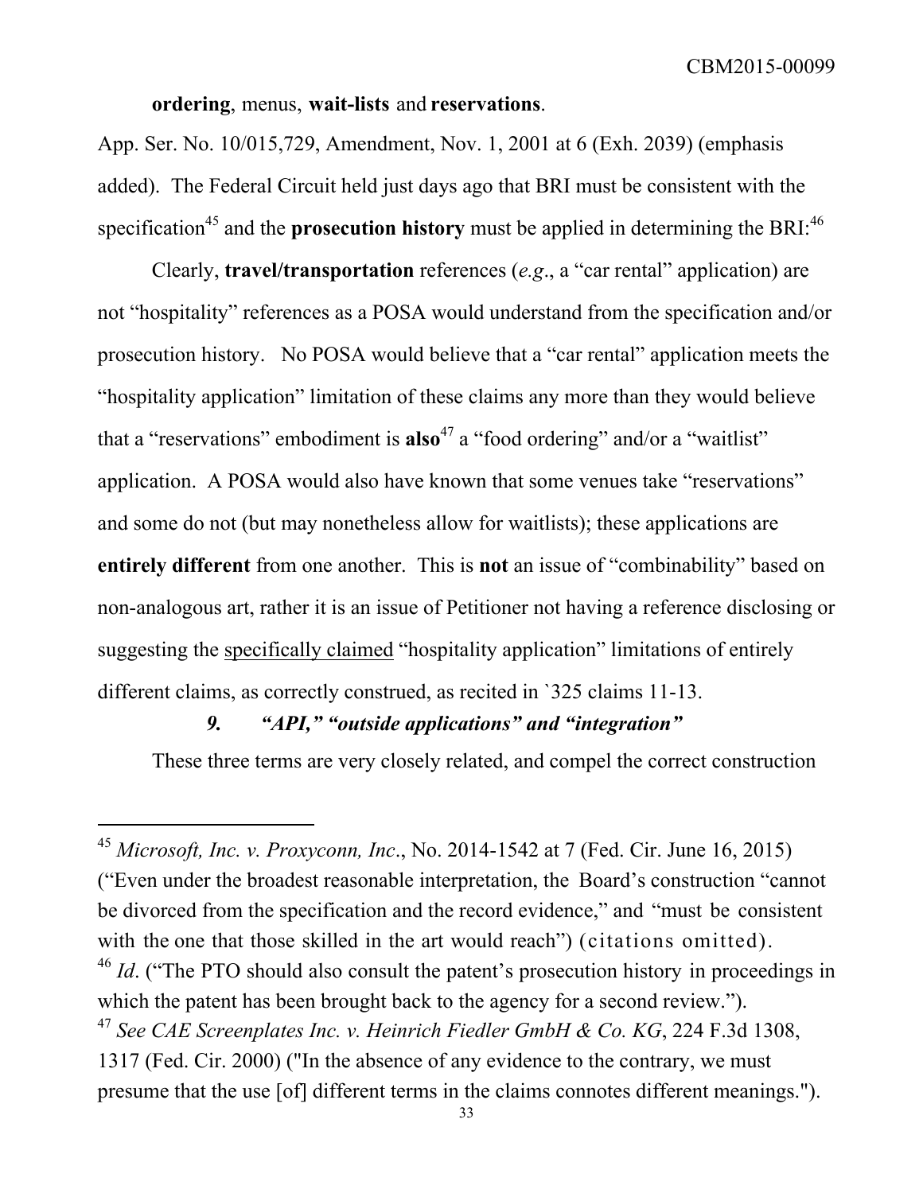**ordering**, menus, **wait-lists** and **reservations**.

App. Ser. No. 10/015,729, Amendment, Nov. 1, 2001 at 6 (Exh. 2039) (emphasis added). The Federal Circuit held just days ago that BRI must be consistent with the specification[45] and the **prosecution history** must be applied in determining the BRI:[46]

Clearly, **travel/transportation** references (*e.g*., a "car rental" application) are not "hospitality" references as a POSA would understand from the specification and/or prosecution history. No POSA would believe that a "car rental" application meets the "hospitality application" limitation of these claims any more than they would believe that a "reservations" embodiment is **also**[47] a "food ordering" and/or a "waitlist" application. A POSA would also have known that some venues take "reservations" and some do not (but may nonetheless allow for waitlists); these applications are **entirely different** from one another. This is **not** an issue of "combinability" based on non-analogous art, rather it is an issue of Petitioner not having a reference disclosing or suggesting the specifically claimed "hospitality application" limitations of entirely different claims, as correctly construed, as recited in `325 claims 11-13.

### *9. "API," "outside applications" and "integration"*

These three terms are very closely related, and compel the correct construction

---

[45] *Microsoft, Inc. v. Proxyconn, Inc*., No. 2014-1542 at 7 (Fed. Cir. June 16, 2015) ("Even under the broadest reasonable interpretation, the Board's construction "cannot be divorced from the specification and the record evidence," and "must be consistent with the one that those skilled in the art would reach") (citations omitted).

[46] *Id*. ("The PTO should also consult the patent's prosecution history in proceedings in which the patent has been brought back to the agency for a second review.").

[47] *See CAE Screenplates Inc. v. Heinrich Fiedler GmbH & Co. KG*, 224 F.3d 1308, 1317 (Fed. Cir. 2000) ("In the absence of any evidence to the contrary, we must presume that the use [of] different terms in the claims connotes different meanings.").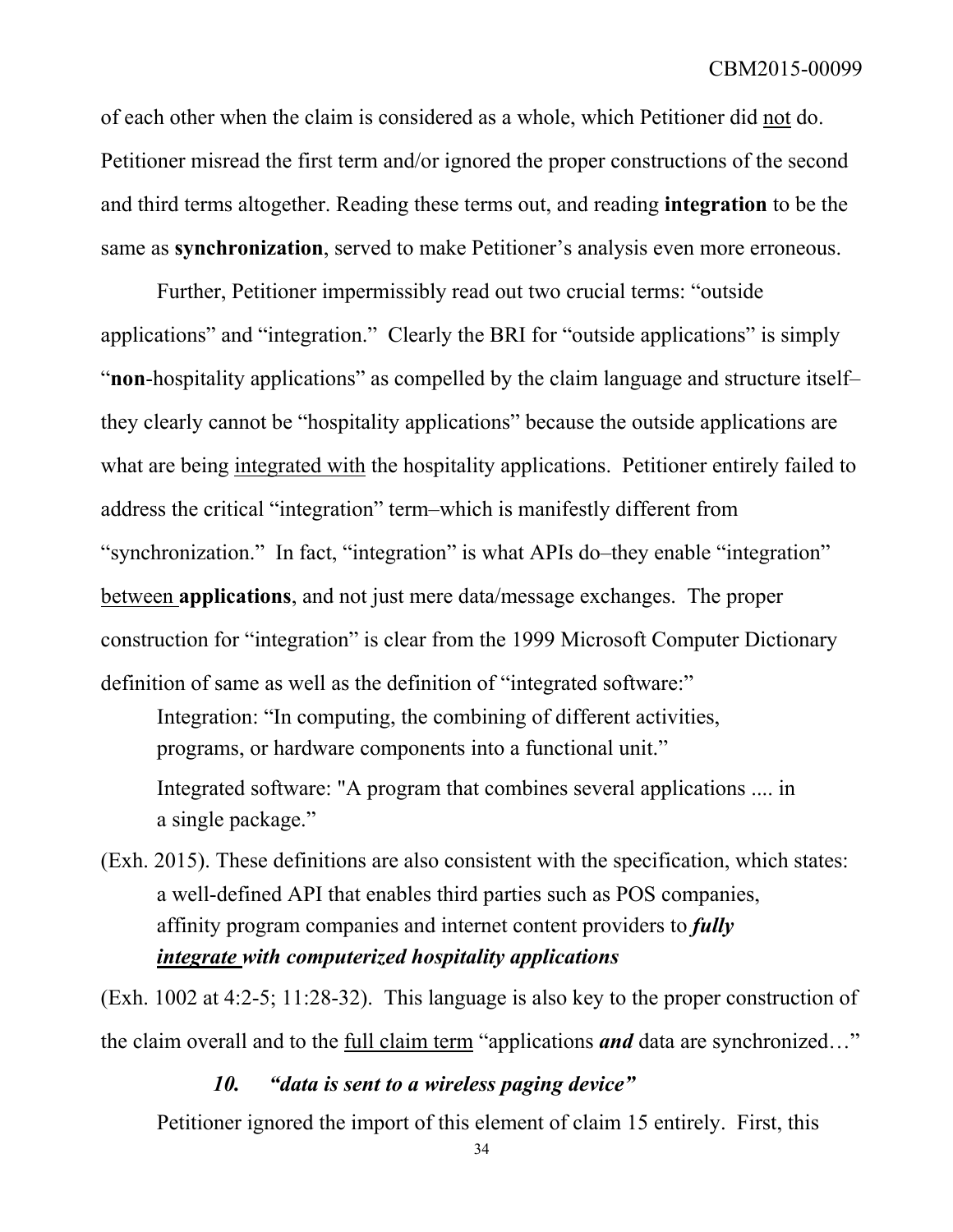of each other when the claim is considered as a whole, which Petitioner did <u>not</u> do. Petitioner misread the first term and/or ignored the proper constructions of the second and third terms altogether. Reading these terms out, and reading **integration** to be the same as **synchronization**, served to make Petitioner's analysis even more erroneous.

Further, Petitioner impermissibly read out two crucial terms: "outside applications" and "integration." Clearly the BRI for "outside applications" is simply "**non**-hospitality applications" as compelled by the claim language and structure itself–they clearly cannot be "hospitality applications" because the outside applications are what are being <u>integrated with</u> the hospitality applications. Petitioner entirely failed to address the critical "integration" term–which is manifestly different from "synchronization." In fact, "integration" is what APIs do–they enable "integration" <u>between</u> **applications**, and not just mere data/message exchanges. The proper construction for "integration" is clear from the 1999 Microsoft Computer Dictionary definition of same as well as the definition of "integrated software:"

> Integration: "In computing, the combining of different activities, programs, or hardware components into a functional unit."
>
> Integrated software: "A program that combines several applications .... in a single package."

(Exh. 2015). These definitions are also consistent with the specification, which states:

> a well-defined API that enables third parties such as POS companies, affinity program companies and internet content providers to ***<u>fully integrate</u> with computerized hospitality applications***

(Exh. 1002 at 4:2-5; 11:28-32). This language is also key to the proper construction of the claim overall and to the <u>full claim term</u> "applications ***and*** data are synchronized…"

### *10. "data is sent to a wireless paging device"*

Petitioner ignored the import of this element of claim 15 entirely. First, this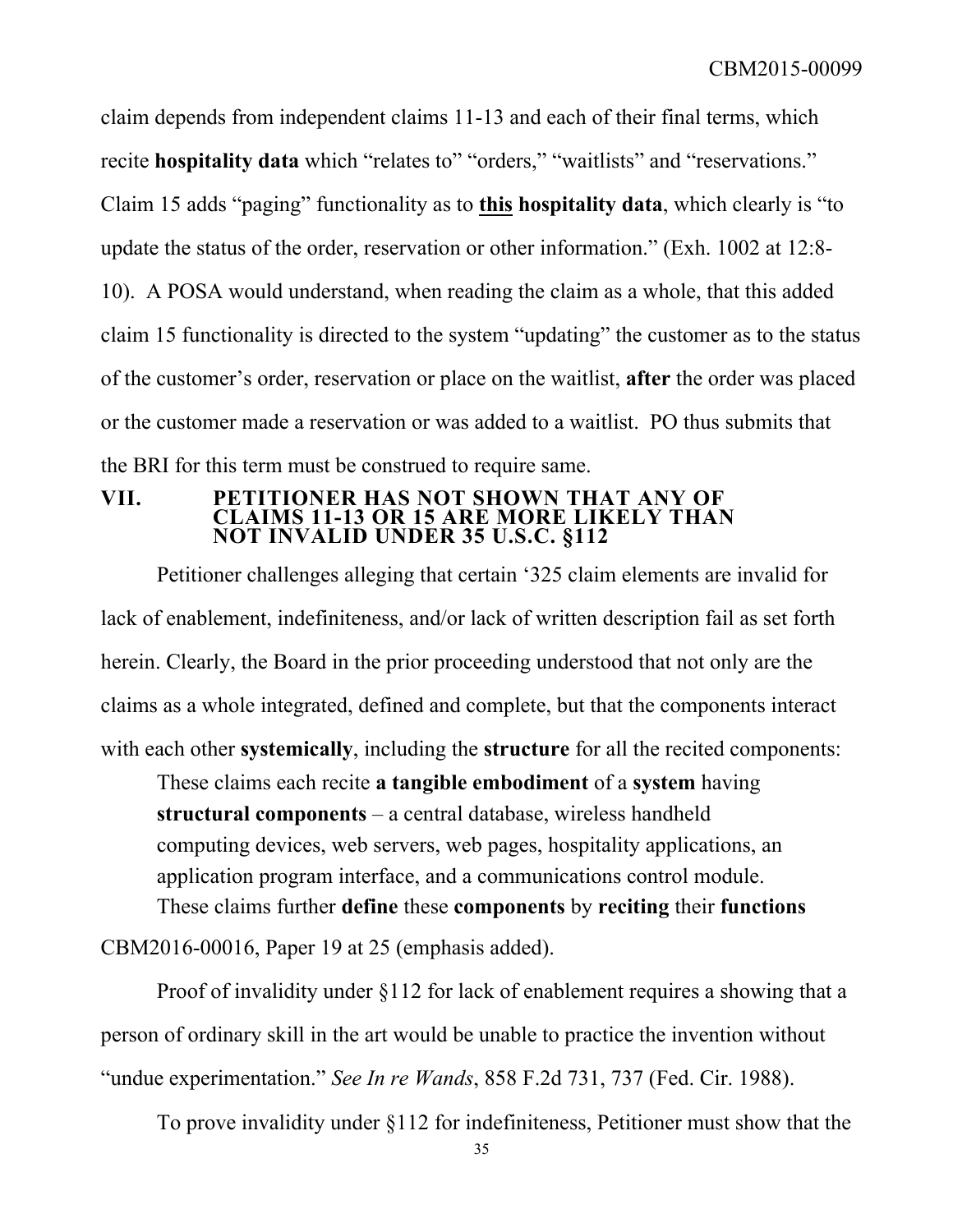claim depends from independent claims 11-13 and each of their final terms, which recite **hospitality data** which "relates to" "orders," "waitlists" and "reservations." Claim 15 adds "paging" functionality as to **<u>this</u> hospitality data**, which clearly is "to update the status of the order, reservation or other information." (Exh. 1002 at 12:8-10). A POSA would understand, when reading the claim as a whole, that this added claim 15 functionality is directed to the system "updating" the customer as to the status of the customer's order, reservation or place on the waitlist, **after** the order was placed or the customer made a reservation or was added to a waitlist. PO thus submits that the BRI for this term must be construed to require same.

## VII. PETITIONER HAS NOT SHOWN THAT ANY OF CLAIMS 11-13 OR 15 ARE MORE LIKELY THAN NOT INVALID UNDER 35 U.S.C. §112

Petitioner challenges alleging that certain '325 claim elements are invalid for lack of enablement, indefiniteness, and/or lack of written description fail as set forth herein. Clearly, the Board in the prior proceeding understood that not only are the claims as a whole integrated, defined and complete, but that the components interact with each other **systemically**, including the **structure** for all the recited components:

> These claims each recite **a tangible embodiment** of a **system** having **structural components** – a central database, wireless handheld computing devices, web servers, web pages, hospitality applications, an application program interface, and a communications control module. These claims further **define** these **components** by **reciting** their **functions**

CBM2016-00016, Paper 19 at 25 (emphasis added).

Proof of invalidity under §112 for lack of enablement requires a showing that a person of ordinary skill in the art would be unable to practice the invention without "undue experimentation." *See In re Wands*, 858 F.2d 731, 737 (Fed. Cir. 1988).

To prove invalidity under §112 for indefiniteness, Petitioner must show that the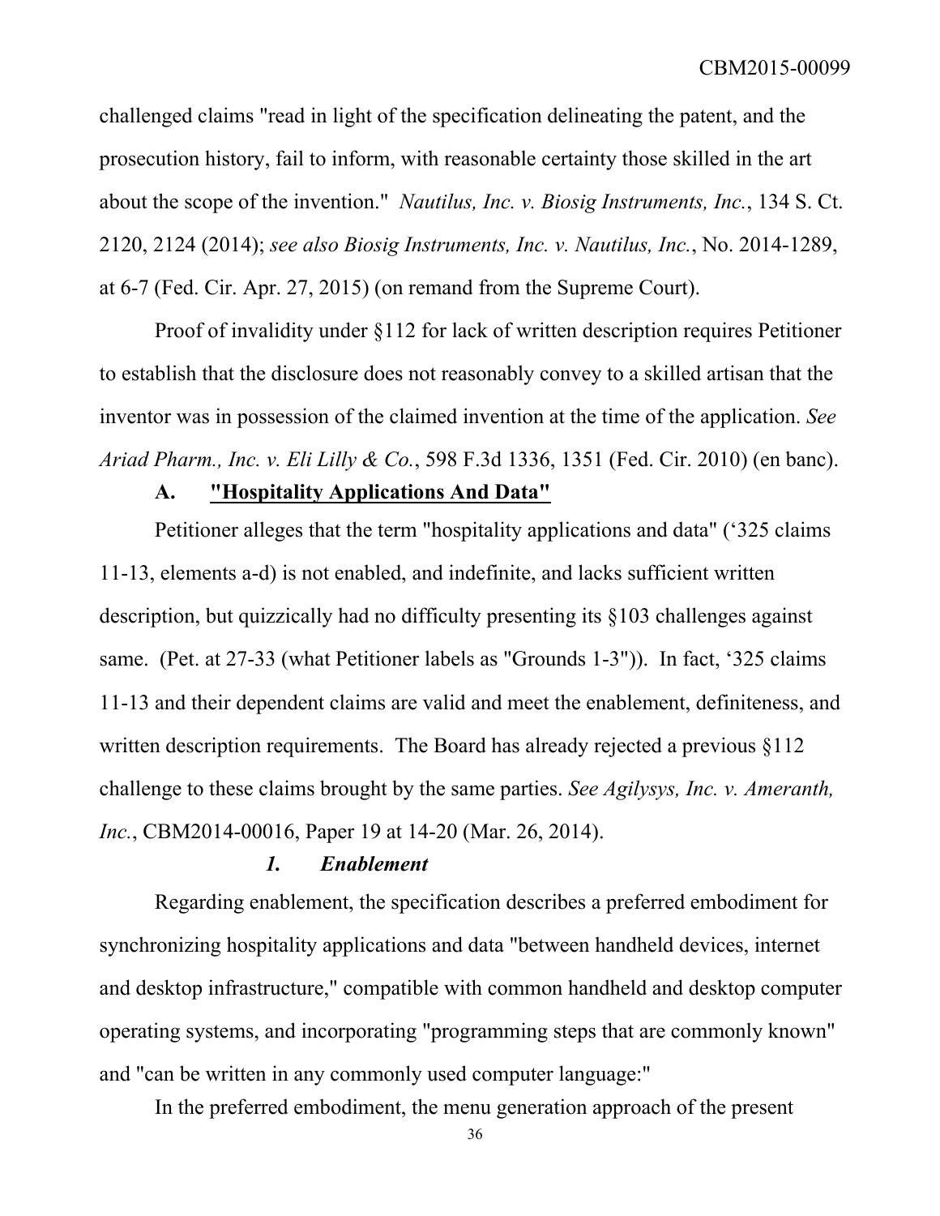challenged claims "read in light of the specification delineating the patent, and the prosecution history, fail to inform, with reasonable certainty those skilled in the art about the scope of the invention." *Nautilus, Inc. v. Biosig Instruments, Inc.*, 134 S. Ct. 2120, 2124 (2014); *see also Biosig Instruments, Inc. v. Nautilus, Inc.*, No. 2014-1289, at 6-7 (Fed. Cir. Apr. 27, 2015) (on remand from the Supreme Court).

Proof of invalidity under §112 for lack of written description requires Petitioner to establish that the disclosure does not reasonably convey to a skilled artisan that the inventor was in possession of the claimed invention at the time of the application. *See Ariad Pharm., Inc. v. Eli Lilly & Co.*, 598 F.3d 1336, 1351 (Fed. Cir. 2010) (en banc).

### A. "Hospitality Applications And Data"

Petitioner alleges that the term "hospitality applications and data" (‘325 claims 11-13, elements a-d) is not enabled, and indefinite, and lacks sufficient written description, but quizzically had no difficulty presenting its §103 challenges against same. (Pet. at 27-33 (what Petitioner labels as "Grounds 1-3")). In fact, ‘325 claims 11-13 and their dependent claims are valid and meet the enablement, definiteness, and written description requirements. The Board has already rejected a previous §112 challenge to these claims brought by the same parties. *See Agilysys, Inc. v. Ameranth, Inc.*, CBM2014-00016, Paper 19 at 14-20 (Mar. 26, 2014).

#### *1. Enablement*

Regarding enablement, the specification describes a preferred embodiment for synchronizing hospitality applications and data "between handheld devices, internet and desktop infrastructure," compatible with common handheld and desktop computer operating systems, and incorporating "programming steps that are commonly known" and "can be written in any commonly used computer language:"

In the preferred embodiment, the menu generation approach of the present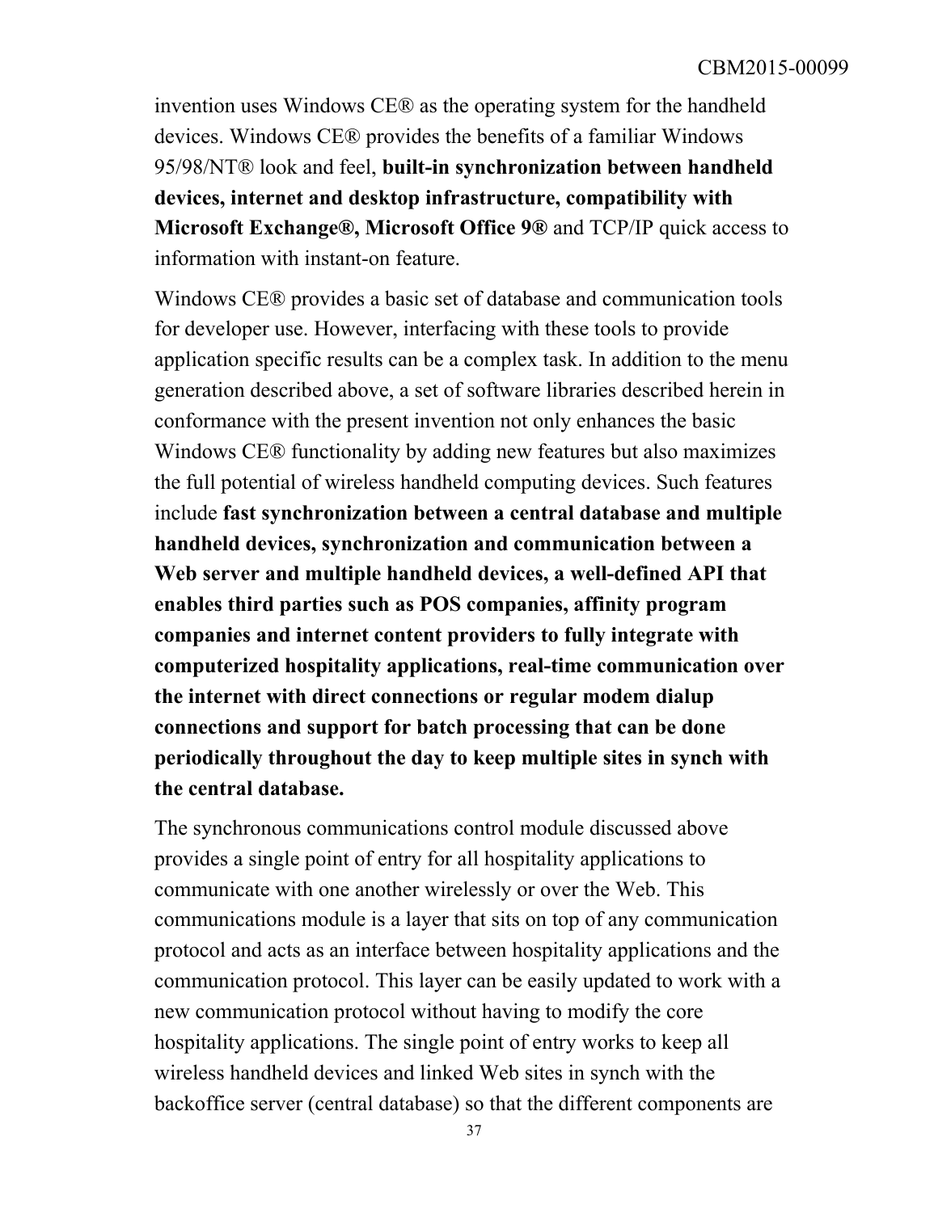invention uses Windows CE® as the operating system for the handheld devices. Windows CE® provides the benefits of a familiar Windows 95/98/NT® look and feel, **built-in synchronization between handheld devices, internet and desktop infrastructure, compatibility with Microsoft Exchange®, Microsoft Office 9®** and TCP/IP quick access to information with instant-on feature.

Windows CE® provides a basic set of database and communication tools for developer use. However, interfacing with these tools to provide application specific results can be a complex task. In addition to the menu generation described above, a set of software libraries described herein in conformance with the present invention not only enhances the basic Windows CE® functionality by adding new features but also maximizes the full potential of wireless handheld computing devices. Such features include **fast synchronization between a central database and multiple handheld devices, synchronization and communication between a Web server and multiple handheld devices, a well-defined API that enables third parties such as POS companies, affinity program companies and internet content providers to fully integrate with computerized hospitality applications, real-time communication over the internet with direct connections or regular modem dialup connections and support for batch processing that can be done periodically throughout the day to keep multiple sites in synch with the central database.**

The synchronous communications control module discussed above provides a single point of entry for all hospitality applications to communicate with one another wirelessly or over the Web. This communications module is a layer that sits on top of any communication protocol and acts as an interface between hospitality applications and the communication protocol. This layer can be easily updated to work with a new communication protocol without having to modify the core hospitality applications. The single point of entry works to keep all wireless handheld devices and linked Web sites in synch with the backoffice server (central database) so that the different components are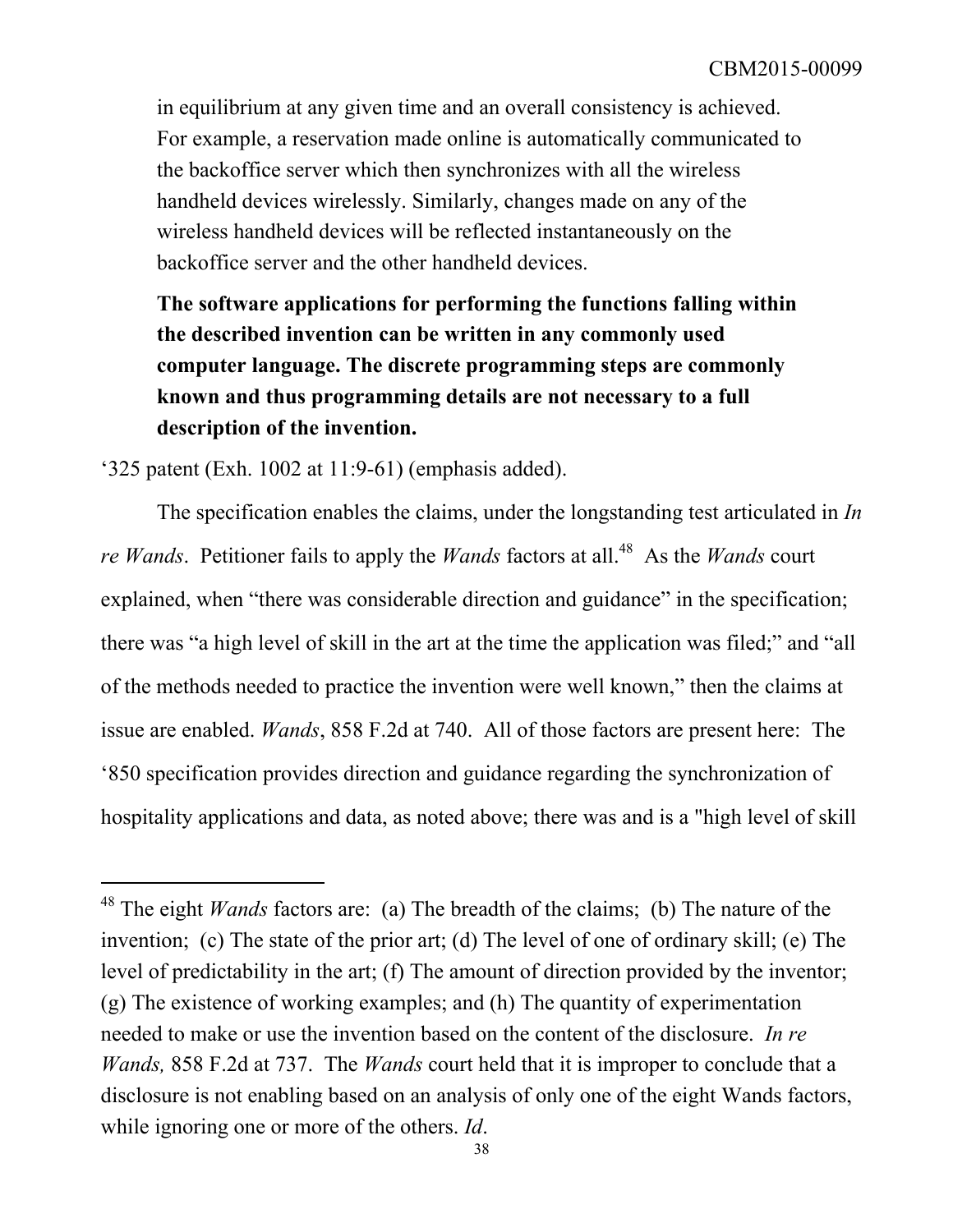> in equilibrium at any given time and an overall consistency is achieved. For example, a reservation made online is automatically communicated to the backoffice server which then synchronizes with all the wireless handheld devices wirelessly. Similarly, changes made on any of the wireless handheld devices will be reflected instantaneously on the backoffice server and the other handheld devices.
>
> **The software applications for performing the functions falling within the described invention can be written in any commonly used computer language. The discrete programming steps are commonly known and thus programming details are not necessary to a full description of the invention.**

'325 patent (Exh. 1002 at 11:9-61) (emphasis added).

The specification enables the claims, under the longstanding test articulated in *In re Wands*. Petitioner fails to apply the *Wands* factors at all.[48] As the *Wands* court explained, when "there was considerable direction and guidance" in the specification; there was "a high level of skill in the art at the time the application was filed;" and "all of the methods needed to practice the invention were well known," then the claims at issue are enabled. *Wands*, 858 F.2d at 740. All of those factors are present here: The '850 specification provides direction and guidance regarding the synchronization of hospitality applications and data, as noted above; there was and is a "high level of skill

---

[48] The eight *Wands* factors are: (a) The breadth of the claims; (b) The nature of the invention; (c) The state of the prior art; (d) The level of one of ordinary skill; (e) The level of predictability in the art; (f) The amount of direction provided by the inventor; (g) The existence of working examples; and (h) The quantity of experimentation needed to make or use the invention based on the content of the disclosure. *In re Wands,* 858 F.2d at 737. The *Wands* court held that it is improper to conclude that a disclosure is not enabling based on an analysis of only one of the eight Wands factors, while ignoring one or more of the others. *Id*.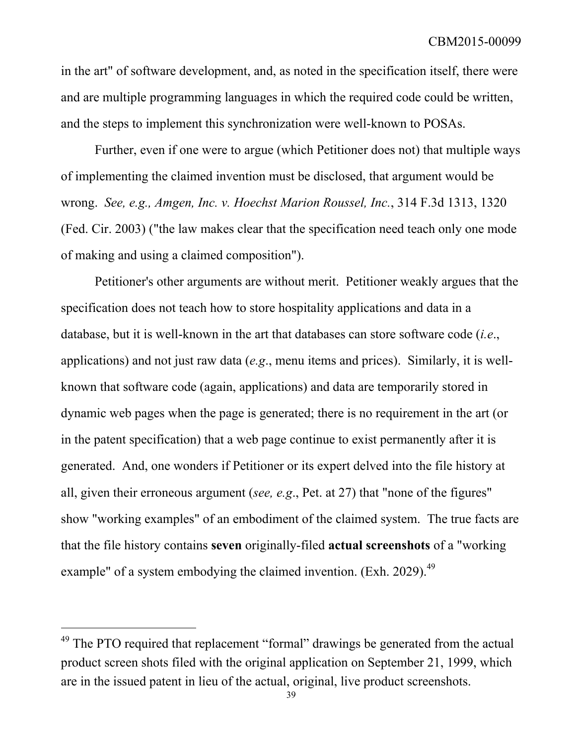in the art" of software development, and, as noted in the specification itself, there were and are multiple programming languages in which the required code could be written, and the steps to implement this synchronization were well-known to POSAs.

Further, even if one were to argue (which Petitioner does not) that multiple ways of implementing the claimed invention must be disclosed, that argument would be wrong. *See, e.g., Amgen, Inc. v. Hoechst Marion Roussel, Inc.*, 314 F.3d 1313, 1320 (Fed. Cir. 2003) ("the law makes clear that the specification need teach only one mode of making and using a claimed composition").

Petitioner's other arguments are without merit. Petitioner weakly argues that the specification does not teach how to store hospitality applications and data in a database, but it is well-known in the art that databases can store software code (*i.e*., applications) and not just raw data (*e.g*., menu items and prices). Similarly, it is well-known that software code (again, applications) and data are temporarily stored in dynamic web pages when the page is generated; there is no requirement in the art (or in the patent specification) that a web page continue to exist permanently after it is generated. And, one wonders if Petitioner or its expert delved into the file history at all, given their erroneous argument (*see, e.g*., Pet. at 27) that "none of the figures" show "working examples" of an embodiment of the claimed system. The true facts are that the file history contains **seven** originally-filed **actual screenshots** of a "working example" of a system embodying the claimed invention. (Exh. 2029).[49]

---

[49] The PTO required that replacement "formal" drawings be generated from the actual product screen shots filed with the original application on September 21, 1999, which are in the issued patent in lieu of the actual, original, live product screenshots.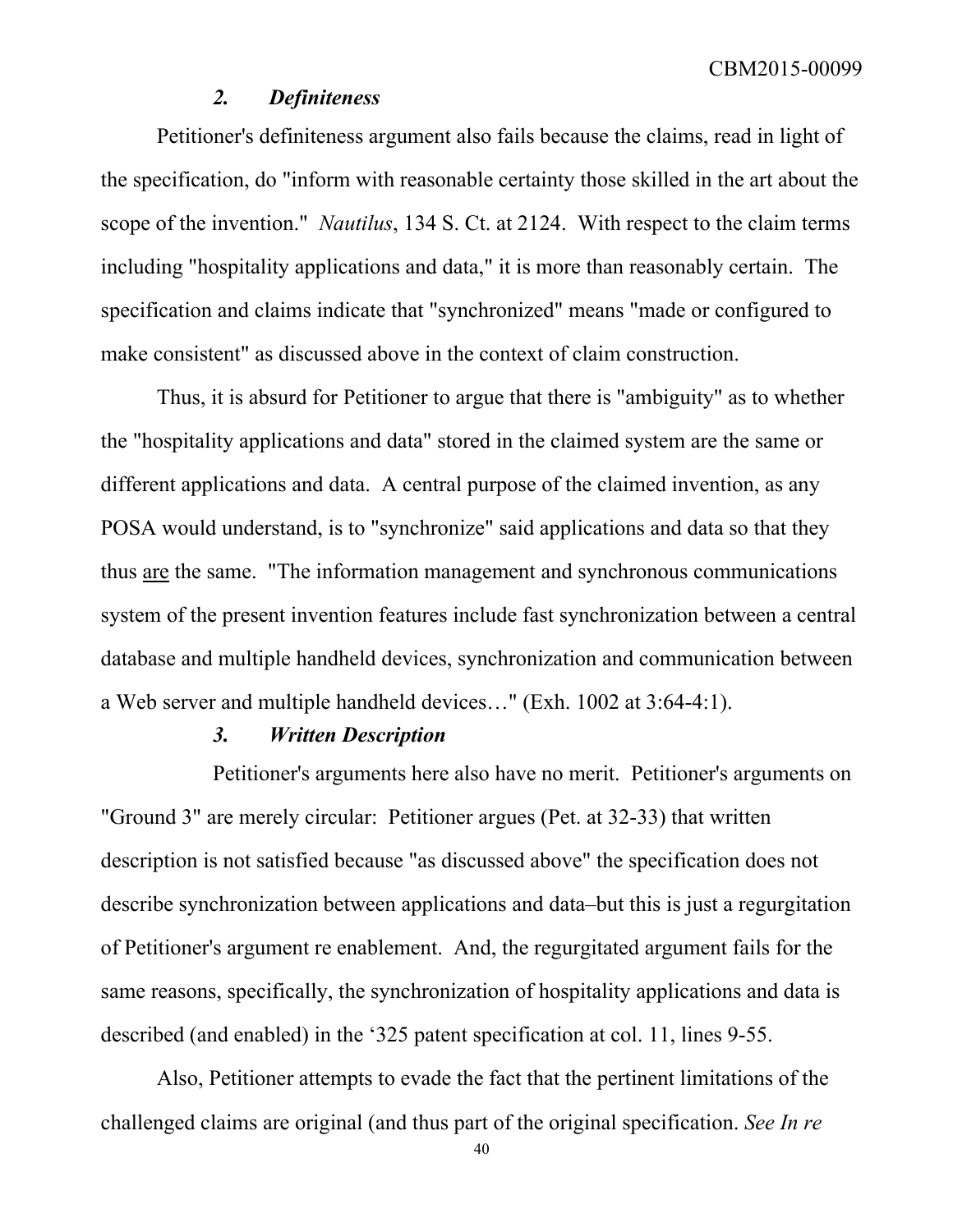### *2. Definiteness*

Petitioner's definiteness argument also fails because the claims, read in light of the specification, do "inform with reasonable certainty those skilled in the art about the scope of the invention." *Nautilus*, 134 S. Ct. at 2124. With respect to the claim terms including "hospitality applications and data," it is more than reasonably certain. The specification and claims indicate that "synchronized" means "made or configured to make consistent" as discussed above in the context of claim construction.

Thus, it is absurd for Petitioner to argue that there is "ambiguity" as to whether the "hospitality applications and data" stored in the claimed system are the same or different applications and data. A central purpose of the claimed invention, as any POSA would understand, is to "synchronize" said applications and data so that they thus <u>are</u> the same. "The information management and synchronous communications system of the present invention features include fast synchronization between a central database and multiple handheld devices, synchronization and communication between a Web server and multiple handheld devices…" (Exh. 1002 at 3:64-4:1).

### *3. Written Description*

Petitioner's arguments here also have no merit. Petitioner's arguments on "Ground 3" are merely circular: Petitioner argues (Pet. at 32-33) that written description is not satisfied because "as discussed above" the specification does not describe synchronization between applications and data–but this is just a regurgitation of Petitioner's argument re enablement. And, the regurgitated argument fails for the same reasons, specifically, the synchronization of hospitality applications and data is described (and enabled) in the '325 patent specification at col. 11, lines 9-55.

Also, Petitioner attempts to evade the fact that the pertinent limitations of the challenged claims are original (and thus part of the original specification. *See In re*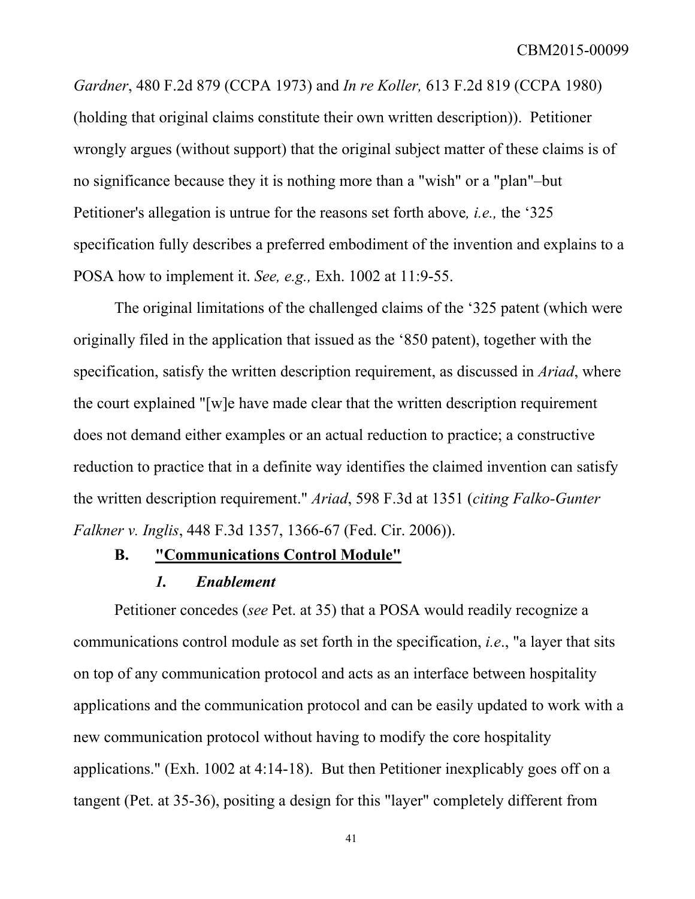*Gardner*, 480 F.2d 879 (CCPA 1973) and *In re Koller,* 613 F.2d 819 (CCPA 1980) (holding that original claims constitute their own written description)). Petitioner wrongly argues (without support) that the original subject matter of these claims is of no significance because they it is nothing more than a "wish" or a "plan"–but Petitioner's allegation is untrue for the reasons set forth above*, i.e.,* the '325 specification fully describes a preferred embodiment of the invention and explains to a POSA how to implement it. *See, e.g.,* Exh. 1002 at 11:9-55.

The original limitations of the challenged claims of the '325 patent (which were originally filed in the application that issued as the '850 patent), together with the specification, satisfy the written description requirement, as discussed in *Ariad*, where the court explained "[w]e have made clear that the written description requirement does not demand either examples or an actual reduction to practice; a constructive reduction to practice that in a definite way identifies the claimed invention can satisfy the written description requirement." *Ariad*, 598 F.3d at 1351 (*citing Falko-Gunter Falkner v. Inglis*, 448 F.3d 1357, 1366-67 (Fed. Cir. 2006)).

### B. "Communications Control Module"

#### *1. Enablement*

Petitioner concedes (*see* Pet. at 35) that a POSA would readily recognize a communications control module as set forth in the specification, *i.e*., "a layer that sits on top of any communication protocol and acts as an interface between hospitality applications and the communication protocol and can be easily updated to work with a new communication protocol without having to modify the core hospitality applications." (Exh. 1002 at 4:14-18). But then Petitioner inexplicably goes off on a tangent (Pet. at 35-36), positing a design for this "layer" completely different from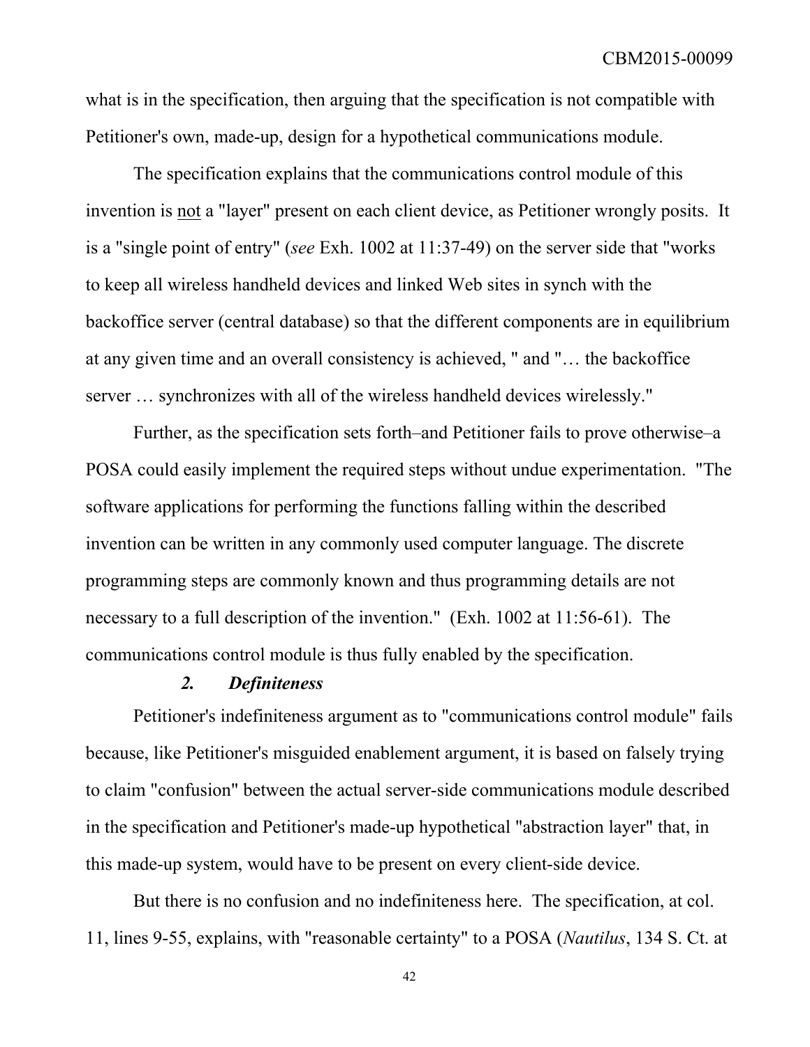what is in the specification, then arguing that the specification is not compatible with Petitioner's own, made-up, design for a hypothetical communications module.

The specification explains that the communications control module of this invention is not a "layer" present on each client device, as Petitioner wrongly posits. It is a "single point of entry" (*see* Exh. 1002 at 11:37-49) on the server side that "works to keep all wireless handheld devices and linked Web sites in synch with the backoffice server (central database) so that the different components are in equilibrium at any given time and an overall consistency is achieved, " and "… the backoffice server … synchronizes with all of the wireless handheld devices wirelessly."

Further, as the specification sets forth–and Petitioner fails to prove otherwise–a POSA could easily implement the required steps without undue experimentation. "The software applications for performing the functions falling within the described invention can be written in any commonly used computer language. The discrete programming steps are commonly known and thus programming details are not necessary to a full description of the invention." (Exh. 1002 at 11:56-61). The communications control module is thus fully enabled by the specification.

### *2. Definiteness*

Petitioner's indefiniteness argument as to "communications control module" fails because, like Petitioner's misguided enablement argument, it is based on falsely trying to claim "confusion" between the actual server-side communications module described in the specification and Petitioner's made-up hypothetical "abstraction layer" that, in this made-up system, would have to be present on every client-side device.

But there is no confusion and no indefiniteness here. The specification, at col. 11, lines 9-55, explains, with "reasonable certainty" to a POSA (*Nautilus*, 134 S. Ct. at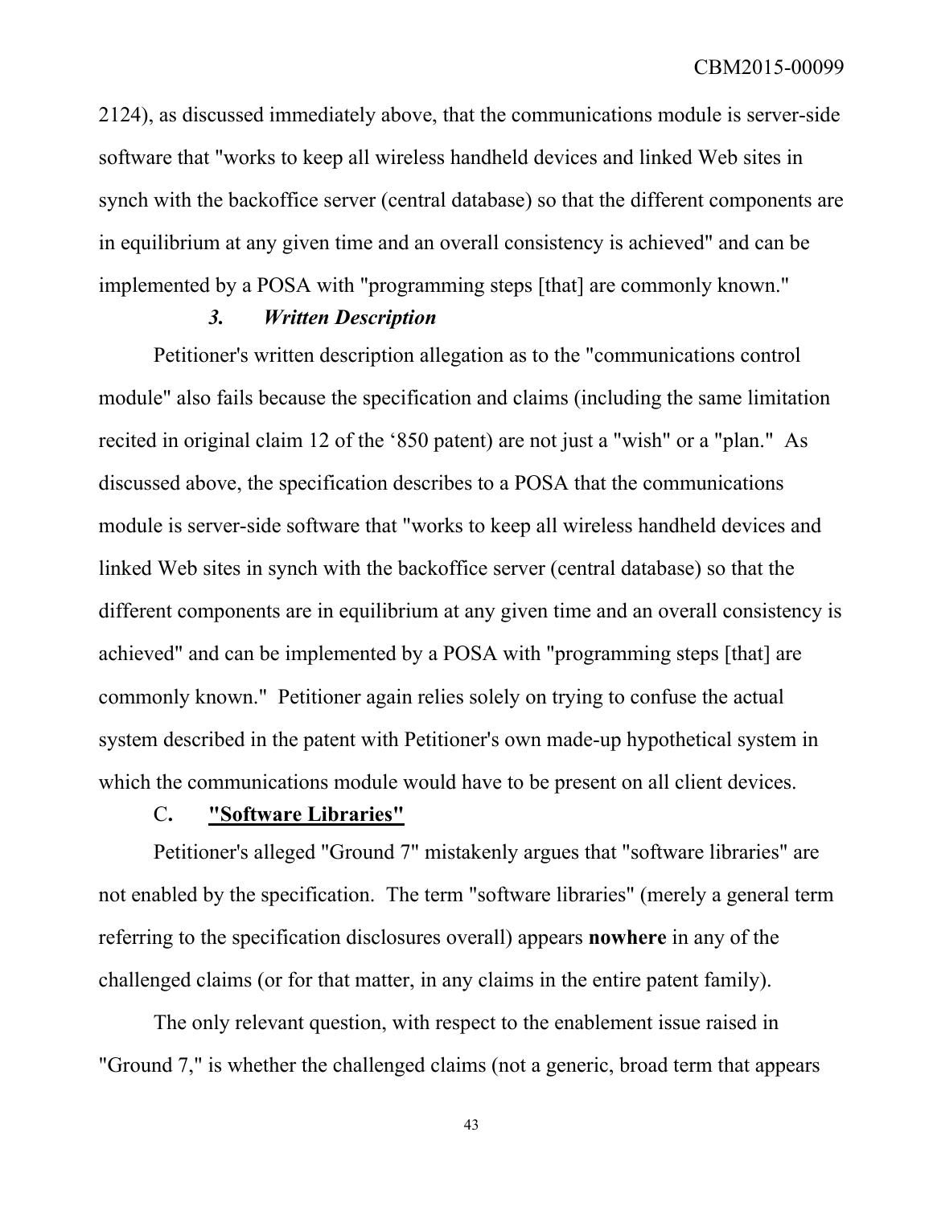2124), as discussed immediately above, that the communications module is server-side software that "works to keep all wireless handheld devices and linked Web sites in synch with the backoffice server (central database) so that the different components are in equilibrium at any given time and an overall consistency is achieved" and can be implemented by a POSA with "programming steps [that] are commonly known."

### *3. Written Description*

Petitioner's written description allegation as to the "communications control module" also fails because the specification and claims (including the same limitation recited in original claim 12 of the '850 patent) are not just a "wish" or a "plan." As discussed above, the specification describes to a POSA that the communications module is server-side software that "works to keep all wireless handheld devices and linked Web sites in synch with the backoffice server (central database) so that the different components are in equilibrium at any given time and an overall consistency is achieved" and can be implemented by a POSA with "programming steps [that] are commonly known." Petitioner again relies solely on trying to confuse the actual system described in the patent with Petitioner's own made-up hypothetical system in which the communications module would have to be present on all client devices.

## C. <u>"Software Libraries"</u>

Petitioner's alleged "Ground 7" mistakenly argues that "software libraries" are not enabled by the specification. The term "software libraries" (merely a general term referring to the specification disclosures overall) appears **nowhere** in any of the challenged claims (or for that matter, in any claims in the entire patent family).

The only relevant question, with respect to the enablement issue raised in "Ground 7," is whether the challenged claims (not a generic, broad term that appears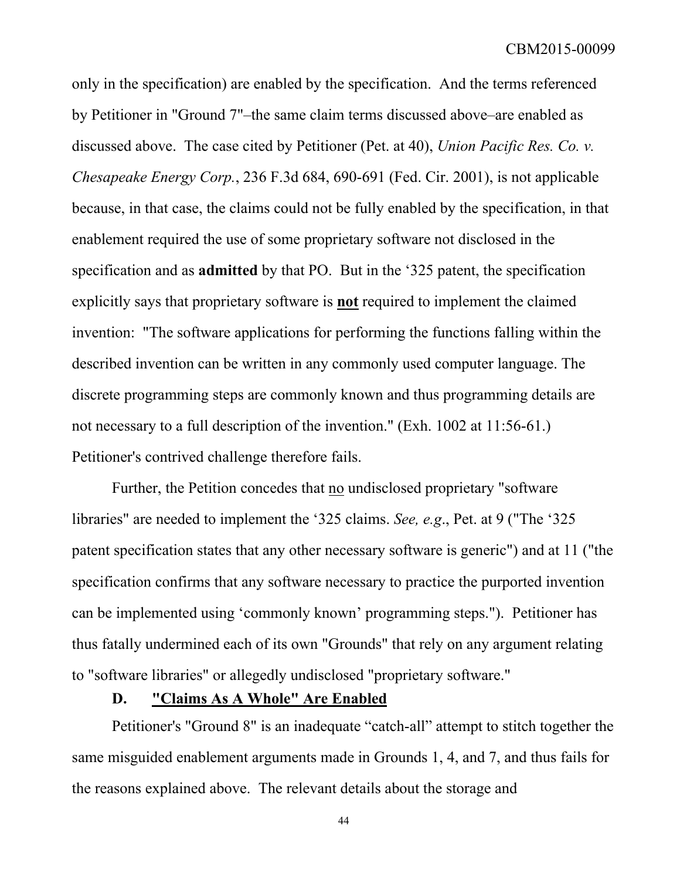only in the specification) are enabled by the specification. And the terms referenced by Petitioner in "Ground 7"–the same claim terms discussed above–are enabled as discussed above. The case cited by Petitioner (Pet. at 40), *Union Pacific Res. Co. v. Chesapeake Energy Corp.*, 236 F.3d 684, 690-691 (Fed. Cir. 2001), is not applicable because, in that case, the claims could not be fully enabled by the specification, in that enablement required the use of some proprietary software not disclosed in the specification and as **admitted** by that PO. But in the '325 patent, the specification explicitly says that proprietary software is **not** required to implement the claimed invention: "The software applications for performing the functions falling within the described invention can be written in any commonly used computer language. The discrete programming steps are commonly known and thus programming details are not necessary to a full description of the invention." (Exh. 1002 at 11:56-61.) Petitioner's contrived challenge therefore fails.

Further, the Petition concedes that no undisclosed proprietary "software libraries" are needed to implement the '325 claims. *See, e.g.*, Pet. at 9 ("The '325 patent specification states that any other necessary software is generic") and at 11 ("the specification confirms that any software necessary to practice the purported invention can be implemented using 'commonly known' programming steps."). Petitioner has thus fatally undermined each of its own "Grounds" that rely on any argument relating to "software libraries" or allegedly undisclosed "proprietary software."

### D. "Claims As A Whole" Are Enabled

Petitioner's "Ground 8" is an inadequate "catch-all" attempt to stitch together the same misguided enablement arguments made in Grounds 1, 4, and 7, and thus fails for the reasons explained above. The relevant details about the storage and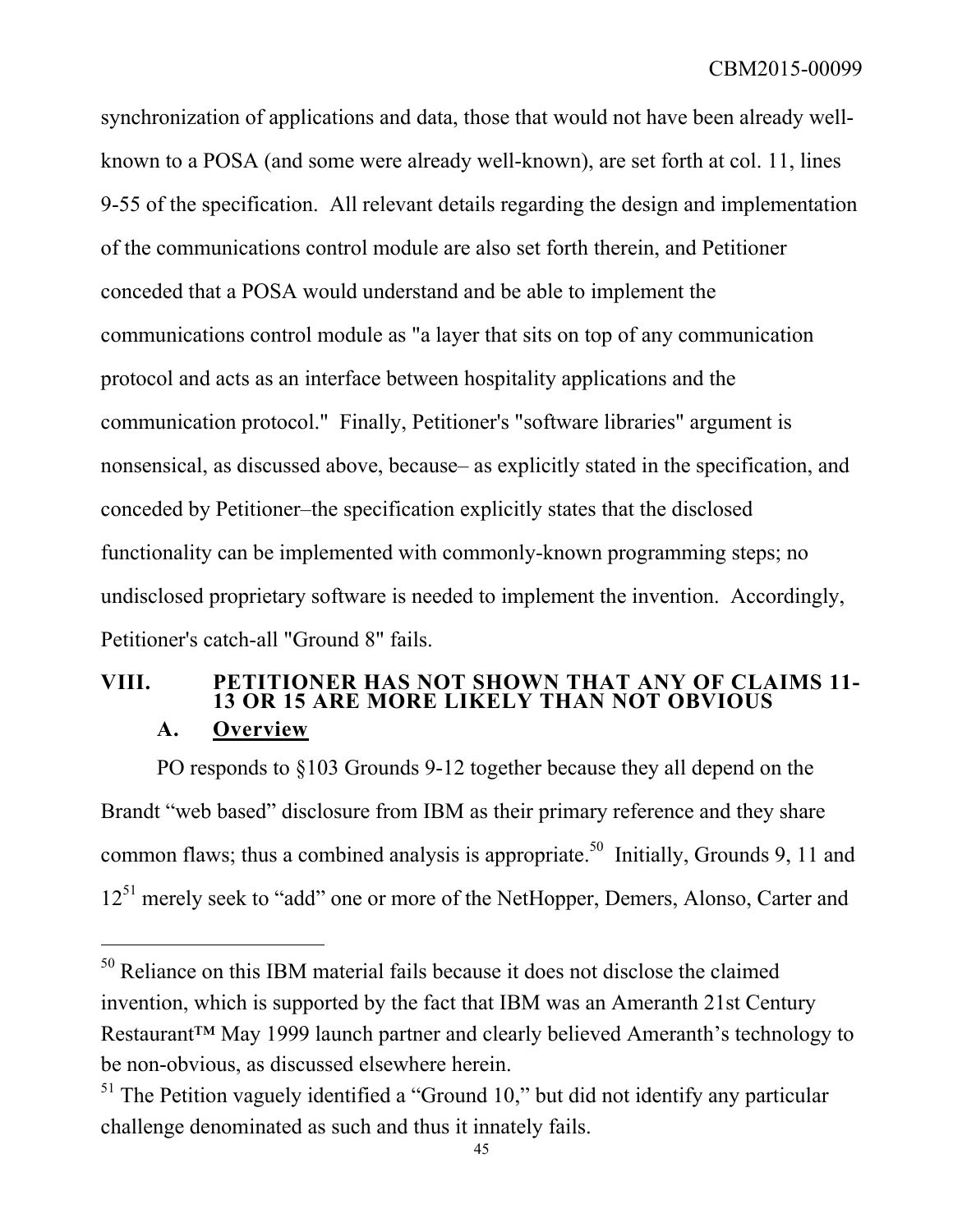synchronization of applications and data, those that would not have been already well-known to a POSA (and some were already well-known), are set forth at col. 11, lines 9-55 of the specification. All relevant details regarding the design and implementation of the communications control module are also set forth therein, and Petitioner conceded that a POSA would understand and be able to implement the communications control module as "a layer that sits on top of any communication protocol and acts as an interface between hospitality applications and the communication protocol." Finally, Petitioner's "software libraries" argument is nonsensical, as discussed above, because– as explicitly stated in the specification, and conceded by Petitioner–the specification explicitly states that the disclosed functionality can be implemented with commonly-known programming steps; no undisclosed proprietary software is needed to implement the invention. Accordingly, Petitioner's catch-all "Ground 8" fails.

## VIII. PETITIONER HAS NOT SHOWN THAT ANY OF CLAIMS 11-13 OR 15 ARE MORE LIKELY THAN NOT OBVIOUS

### A. Overview

PO responds to §103 Grounds 9-12 together because they all depend on the Brandt "web based" disclosure from IBM as their primary reference and they share common flaws; thus a combined analysis is appropriate.[50] Initially, Grounds 9, 11 and 12[51] merely seek to "add" one or more of the NetHopper, Demers, Alonso, Carter and

---

[50] Reliance on this IBM material fails because it does not disclose the claimed invention, which is supported by the fact that IBM was an Ameranth 21st Century Restaurant™ May 1999 launch partner and clearly believed Ameranth's technology to be non-obvious, as discussed elsewhere herein.

[51] The Petition vaguely identified a "Ground 10," but did not identify any particular challenge denominated as such and thus it innately fails.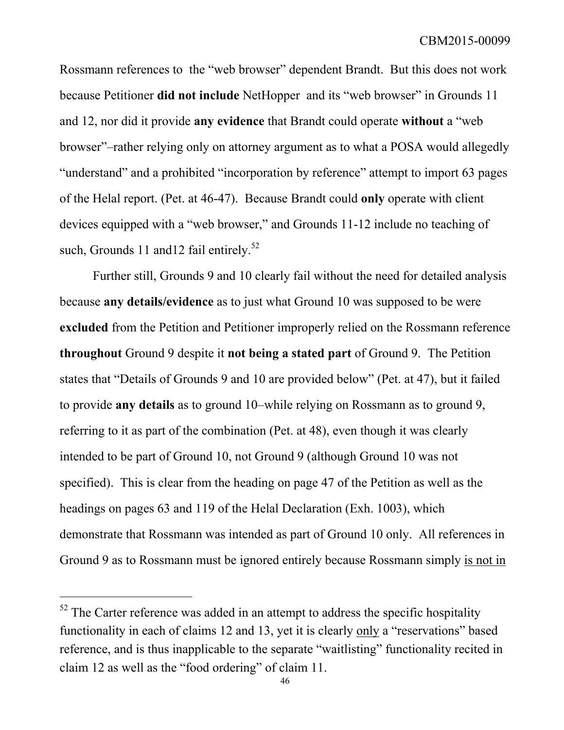Rossmann references to  the "web browser" dependent Brandt.  But this does not work because Petitioner **did not include** NetHopper  and its "web browser" in Grounds 11 and 12, nor did it provide **any evidence** that Brandt could operate **without** a "web browser"–rather relying only on attorney argument as to what a POSA would allegedly "understand" and a prohibited "incorporation by reference" attempt to import 63 pages of the Helal report. (Pet. at 46-47).  Because Brandt could **only** operate with client devices equipped with a "web browser," and Grounds 11-12 include no teaching of such, Grounds 11 and12 fail entirely.[52]

Further still, Grounds 9 and 10 clearly fail without the need for detailed analysis because **any details/evidence** as to just what Ground 10 was supposed to be were **excluded** from the Petition and Petitioner improperly relied on the Rossmann reference **throughout** Ground 9 despite it **not being a stated part** of Ground 9.  The Petition states that "Details of Grounds 9 and 10 are provided below" (Pet. at 47), but it failed to provide **any details** as to ground 10–while relying on Rossmann as to ground 9, referring to it as part of the combination (Pet. at 48), even though it was clearly intended to be part of Ground 10, not Ground 9 (although Ground 10 was not specified).  This is clear from the heading on page 47 of the Petition as well as the headings on pages 63 and 119 of the Helal Declaration (Exh. 1003), which demonstrate that Rossmann was intended as part of Ground 10 only.  All references in Ground 9 as to Rossmann must be ignored entirely because Rossmann simply <u>is not in</u>

---

[52] The Carter reference was added in an attempt to address the specific hospitality functionality in each of claims 12 and 13, yet it is clearly <u>only</u> a "reservations" based reference, and is thus inapplicable to the separate "waitlisting" functionality recited in claim 12 as well as the "food ordering" of claim 11.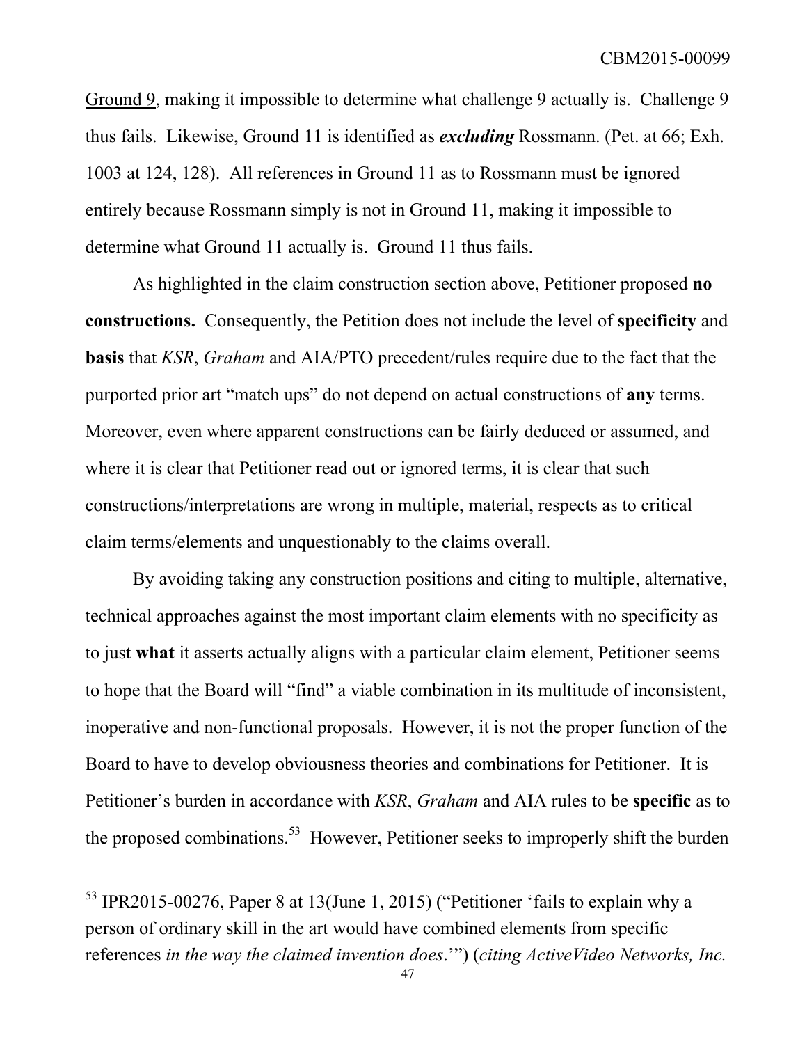Ground 9, making it impossible to determine what challenge 9 actually is. Challenge 9 thus fails. Likewise, Ground 11 is identified as ***excluding*** Rossmann. (Pet. at 66; Exh. 1003 at 124, 128). All references in Ground 11 as to Rossmann must be ignored entirely because Rossmann simply is not in Ground 11, making it impossible to determine what Ground 11 actually is. Ground 11 thus fails.

As highlighted in the claim construction section above, Petitioner proposed **no constructions.** Consequently, the Petition does not include the level of **specificity** and **basis** that *KSR*, *Graham* and AIA/PTO precedent/rules require due to the fact that the purported prior art "match ups" do not depend on actual constructions of **any** terms. Moreover, even where apparent constructions can be fairly deduced or assumed, and where it is clear that Petitioner read out or ignored terms, it is clear that such constructions/interpretations are wrong in multiple, material, respects as to critical claim terms/elements and unquestionably to the claims overall.

By avoiding taking any construction positions and citing to multiple, alternative, technical approaches against the most important claim elements with no specificity as to just **what** it asserts actually aligns with a particular claim element, Petitioner seems to hope that the Board will "find" a viable combination in its multitude of inconsistent, inoperative and non-functional proposals. However, it is not the proper function of the Board to have to develop obviousness theories and combinations for Petitioner. It is Petitioner's burden in accordance with *KSR*, *Graham* and AIA rules to be **specific** as to the proposed combinations.[53] However, Petitioner seeks to improperly shift the burden

[53] IPR2015-00276, Paper 8 at 13(June 1, 2015) ("Petitioner 'fails to explain why a person of ordinary skill in the art would have combined elements from specific references *in the way the claimed invention does*.'") (*citing ActiveVideo Networks, Inc.*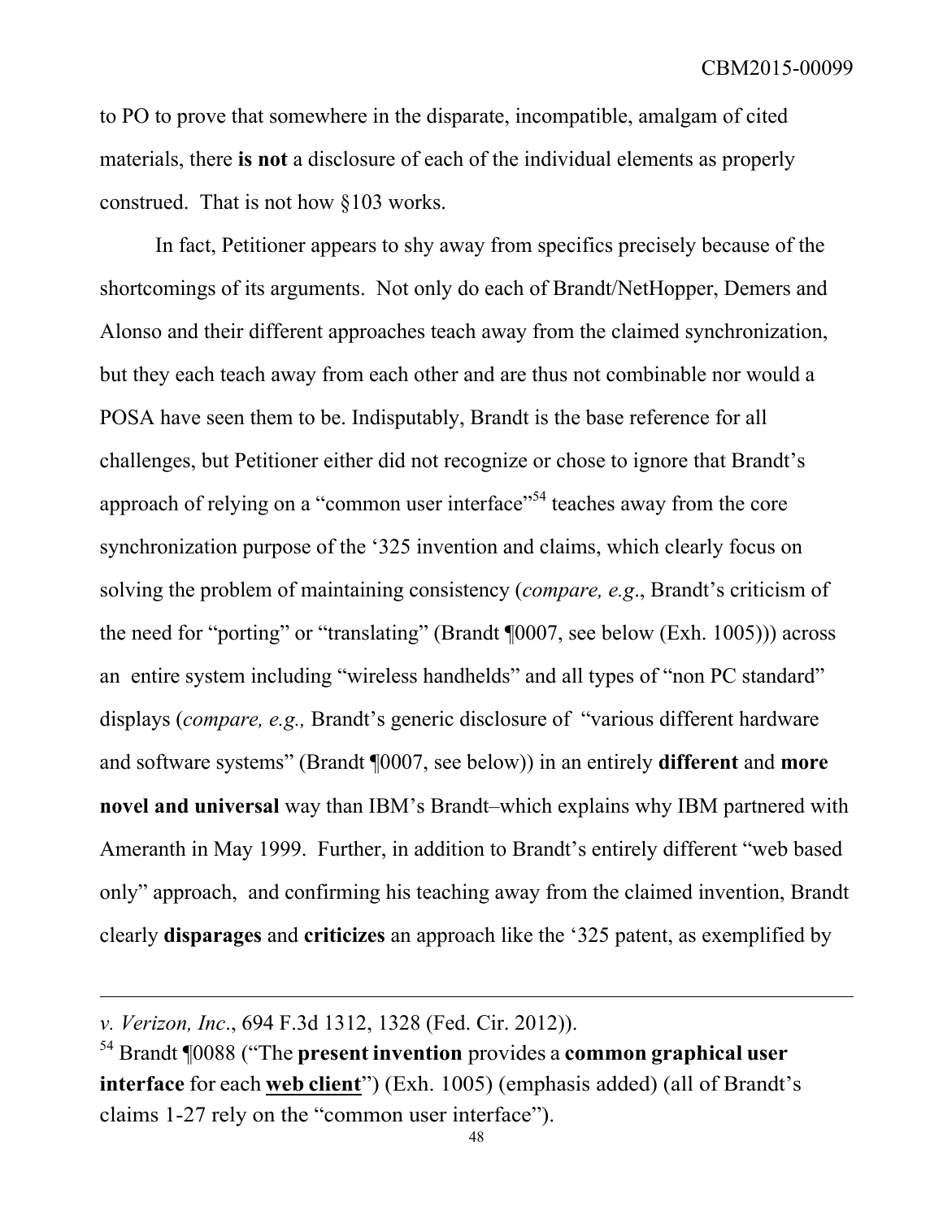to PO to prove that somewhere in the disparate, incompatible, amalgam of cited materials, there **is not** a disclosure of each of the individual elements as properly construed. That is not how §103 works.

In fact, Petitioner appears to shy away from specifics precisely because of the shortcomings of its arguments. Not only do each of Brandt/NetHopper, Demers and Alonso and their different approaches teach away from the claimed synchronization, but they each teach away from each other and are thus not combinable nor would a POSA have seen them to be. Indisputably, Brandt is the base reference for all challenges, but Petitioner either did not recognize or chose to ignore that Brandt's approach of relying on a "common user interface"[54] teaches away from the core synchronization purpose of the '325 invention and claims, which clearly focus on solving the problem of maintaining consistency (*compare, e.g*., Brandt's criticism of the need for "porting" or "translating" (Brandt ¶0007, see below (Exh. 1005))) across an entire system including "wireless handhelds" and all types of "non PC standard" displays (*compare, e.g.,* Brandt's generic disclosure of "various different hardware and software systems" (Brandt ¶0007, see below)) in an entirely **different** and **more novel and universal** way than IBM's Brandt–which explains why IBM partnered with Ameranth in May 1999. Further, in addition to Brandt's entirely different "web based only" approach, and confirming his teaching away from the claimed invention, Brandt clearly **disparages** and **criticizes** an approach like the '325 patent, as exemplified by

---

*v. Verizon, Inc*., 694 F.3d 1312, 1328 (Fed. Cir. 2012)).

[54] Brandt ¶0088 ("The **present invention** provides a **common graphical user interface** for each **<u>web client</u>**") (Exh. 1005) (emphasis added) (all of Brandt's claims 1-27 rely on the "common user interface").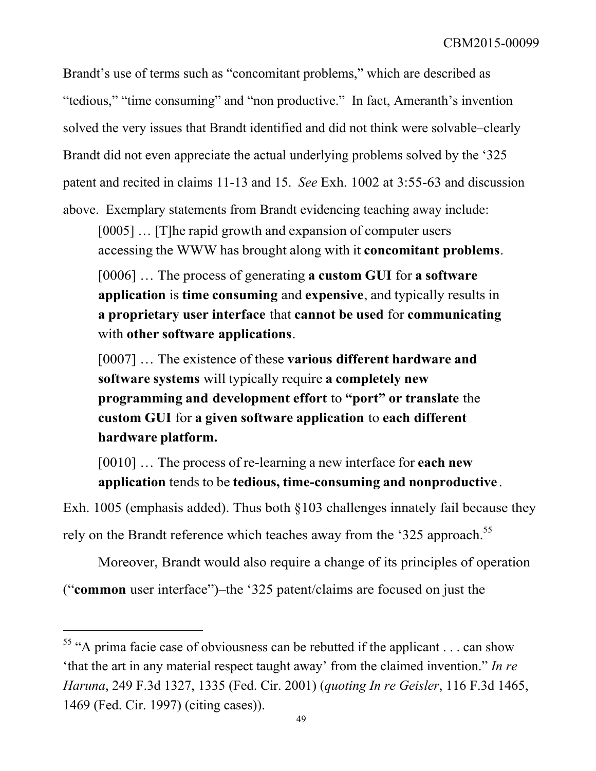Brandt's use of terms such as "concomitant problems," which are described as "tedious," "time consuming" and "non productive." In fact, Ameranth's invention solved the very issues that Brandt identified and did not think were solvable–clearly Brandt did not even appreciate the actual underlying problems solved by the '325 patent and recited in claims 11-13 and 15. *See* Exh. 1002 at 3:55-63 and discussion above. Exemplary statements from Brandt evidencing teaching away include:

> [0005] … [T]he rapid growth and expansion of computer users accessing the WWW has brought along with it **concomitant problems**.
>
> [0006] … The process of generating **a custom GUI** for **a software application** is **time consuming** and **expensive**, and typically results in **a proprietary user interface** that **cannot be used** for **communicating** with **other software applications**.
>
> [0007] … The existence of these **various different hardware and software systems** will typically require **a completely new programming and development effort** to **"port" or translate** the **custom GUI** for **a given software application** to **each different hardware platform.**
>
> [0010] … The process of re-learning a new interface for **each new application** tends to be **tedious, time-consuming and nonproductive**.

Exh. 1005 (emphasis added). Thus both §103 challenges innately fail because they rely on the Brandt reference which teaches away from the '325 approach.[55]

Moreover, Brandt would also require a change of its principles of operation ("**common** user interface")–the '325 patent/claims are focused on just the

---

[55] "A prima facie case of obviousness can be rebutted if the applicant . . . can show 'that the art in any material respect taught away' from the claimed invention." *In re Haruna*, 249 F.3d 1327, 1335 (Fed. Cir. 2001) (*quoting In re Geisler*, 116 F.3d 1465, 1469 (Fed. Cir. 1997) (citing cases)).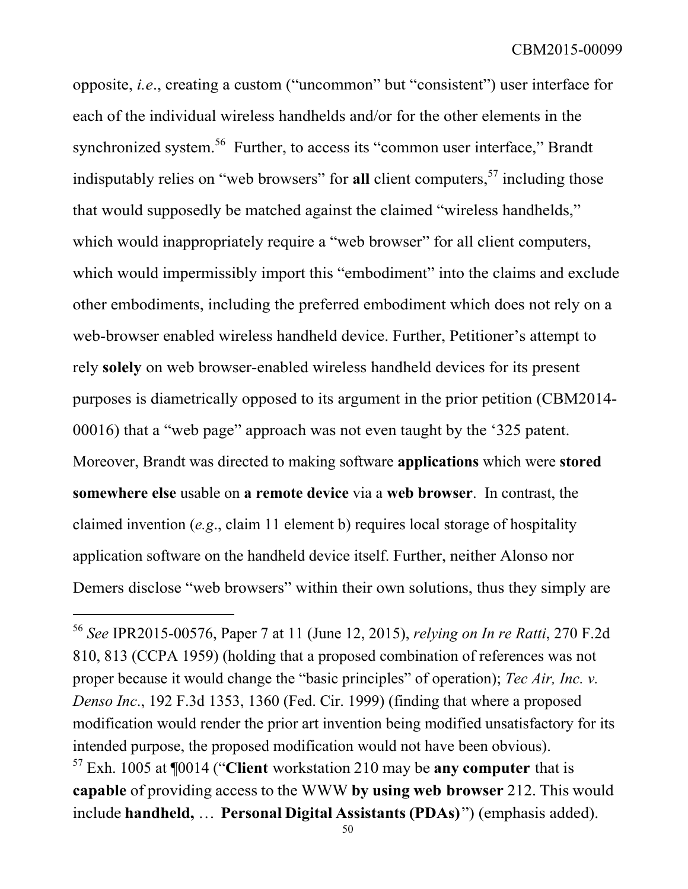opposite, *i.e*., creating a custom ("uncommon" but "consistent") user interface for each of the individual wireless handhelds and/or for the other elements in the synchronized system.[56] Further, to access its "common user interface," Brandt indisputably relies on "web browsers" for **all** client computers,[57] including those that would supposedly be matched against the claimed "wireless handhelds," which would inappropriately require a "web browser" for all client computers, which would impermissibly import this "embodiment" into the claims and exclude other embodiments, including the preferred embodiment which does not rely on a web-browser enabled wireless handheld device. Further, Petitioner's attempt to rely **solely** on web browser-enabled wireless handheld devices for its present purposes is diametrically opposed to its argument in the prior petition (CBM2014-00016) that a "web page" approach was not even taught by the '325 patent. Moreover, Brandt was directed to making software **applications** which were **stored somewhere else** usable on **a remote device** via a **web browser**. In contrast, the claimed invention (*e.g*., claim 11 element b) requires local storage of hospitality application software on the handheld device itself. Further, neither Alonso nor Demers disclose "web browsers" within their own solutions, thus they simply are

[56] *See* IPR2015-00576, Paper 7 at 11 (June 12, 2015), *relying on In re Ratti*, 270 F.2d 810, 813 (CCPA 1959) (holding that a proposed combination of references was not proper because it would change the "basic principles" of operation); *Tec Air, Inc. v. Denso Inc*., 192 F.3d 1353, 1360 (Fed. Cir. 1999) (finding that where a proposed modification would render the prior art invention being modified unsatisfactory for its intended purpose, the proposed modification would not have been obvious).

[57] Exh. 1005 at ¶0014 ("**Client** workstation 210 may be **any computer** that is **capable** of providing access to the WWW **by using web browser** 212. This would include **handheld,** … **Personal Digital Assistants (PDAs)**") (emphasis added).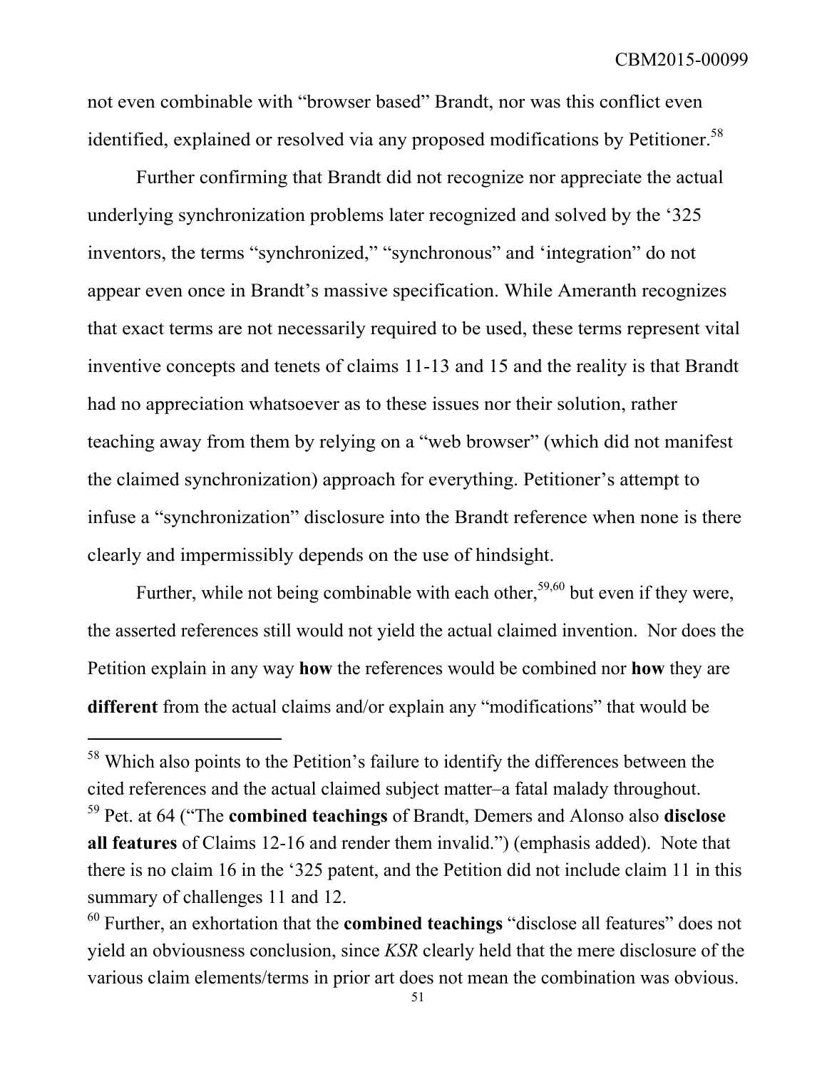not even combinable with "browser based" Brandt, nor was this conflict even identified, explained or resolved via any proposed modifications by Petitioner.[58]

Further confirming that Brandt did not recognize nor appreciate the actual underlying synchronization problems later recognized and solved by the '325 inventors, the terms "synchronized," "synchronous" and 'integration" do not appear even once in Brandt's massive specification. While Ameranth recognizes that exact terms are not necessarily required to be used, these terms represent vital inventive concepts and tenets of claims 11-13 and 15 and the reality is that Brandt had no appreciation whatsoever as to these issues nor their solution, rather teaching away from them by relying on a "web browser" (which did not manifest the claimed synchronization) approach for everything. Petitioner's attempt to infuse a "synchronization" disclosure into the Brandt reference when none is there clearly and impermissibly depends on the use of hindsight.

Further, while not being combinable with each other,[59,60] but even if they were, the asserted references still would not yield the actual claimed invention. Nor does the Petition explain in any way **how** the references would be combined nor **how** they are **different** from the actual claims and/or explain any "modifications" that would be

---

[58] Which also points to the Petition's failure to identify the differences between the cited references and the actual claimed subject matter–a fatal malady throughout.

[59] Pet. at 64 ("The **combined teachings** of Brandt, Demers and Alonso also **disclose all features** of Claims 12-16 and render them invalid.") (emphasis added). Note that there is no claim 16 in the '325 patent, and the Petition did not include claim 11 in this summary of challenges 11 and 12.

[60] Further, an exhortation that the **combined teachings** "disclose all features" does not yield an obviousness conclusion, since *KSR* clearly held that the mere disclosure of the various claim elements/terms in prior art does not mean the combination was obvious.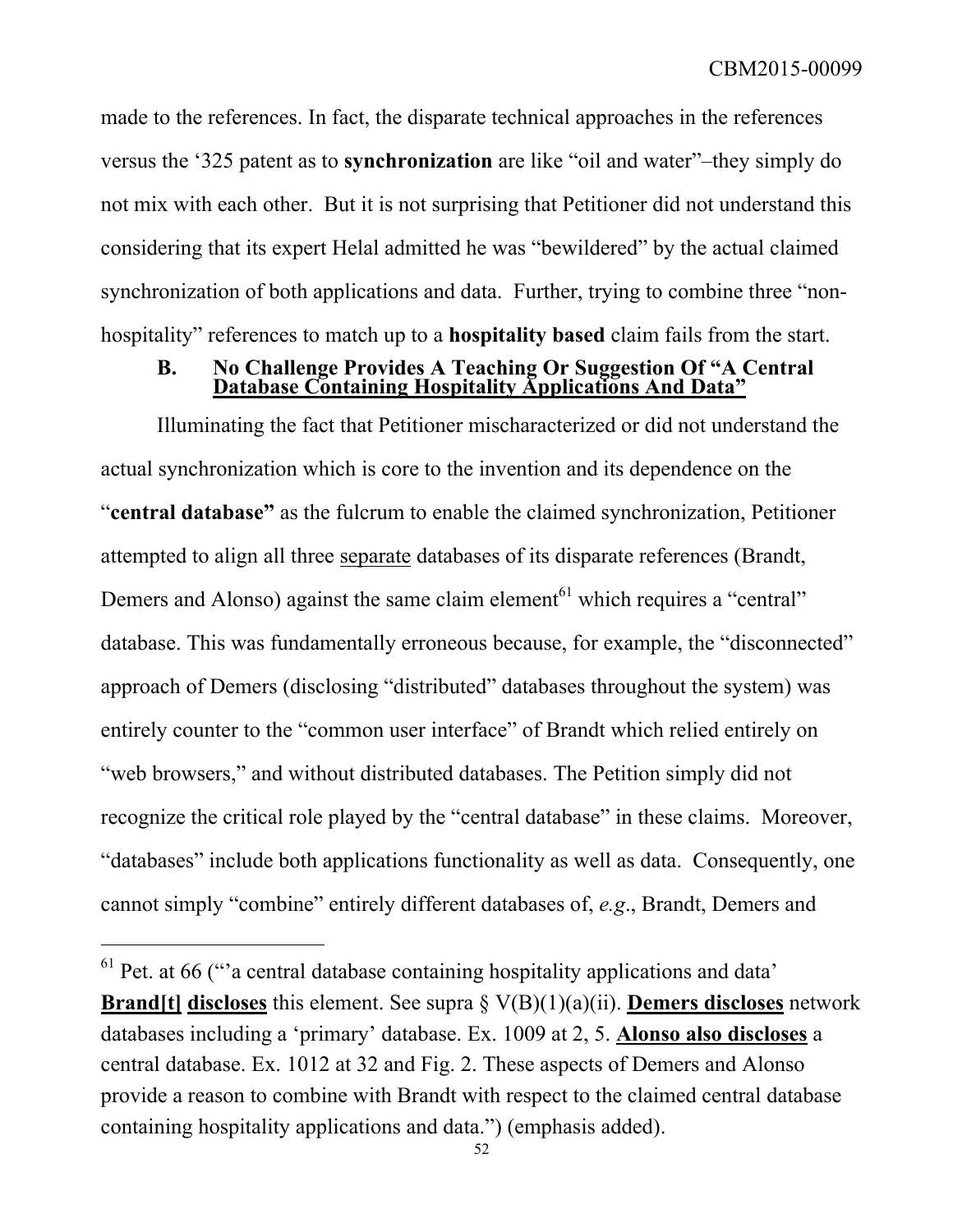made to the references. In fact, the disparate technical approaches in the references versus the ‘325 patent as to **synchronization** are like “oil and water”–they simply do not mix with each other. But it is not surprising that Petitioner did not understand this considering that its expert Helal admitted he was “bewildered” by the actual claimed synchronization of both applications and data. Further, trying to combine three “non-hospitality” references to match up to a **hospitality based** claim fails from the start.

### B. No Challenge Provides A Teaching Or Suggestion Of “A Central Database Containing Hospitality Applications And Data”

Illuminating the fact that Petitioner mischaracterized or did not understand the actual synchronization which is core to the invention and its dependence on the “**central database”** as the fulcrum to enable the claimed synchronization, Petitioner attempted to align all three separate databases of its disparate references (Brandt, Demers and Alonso) against the same claim element[61] which requires a “central” database. This was fundamentally erroneous because, for example, the “disconnected” approach of Demers (disclosing “distributed” databases throughout the system) was entirely counter to the “common user interface” of Brandt which relied entirely on “web browsers,” and without distributed databases. The Petition simply did not recognize the critical role played by the “central database” in these claims. Moreover, “databases” include both applications functionality as well as data. Consequently, one cannot simply “combine” entirely different databases of, *e.g*., Brandt, Demers and

[61] Pet. at 66 (“’a central database containing hospitality applications and data’ **Brand[t] discloses** this element. See supra § V(B)(1)(a)(ii). **Demers discloses** network databases including a ‘primary’ database. Ex. 1009 at 2, 5. **Alonso also discloses** a central database. Ex. 1012 at 32 and Fig. 2. These aspects of Demers and Alonso provide a reason to combine with Brandt with respect to the claimed central database containing hospitality applications and data.”) (emphasis added).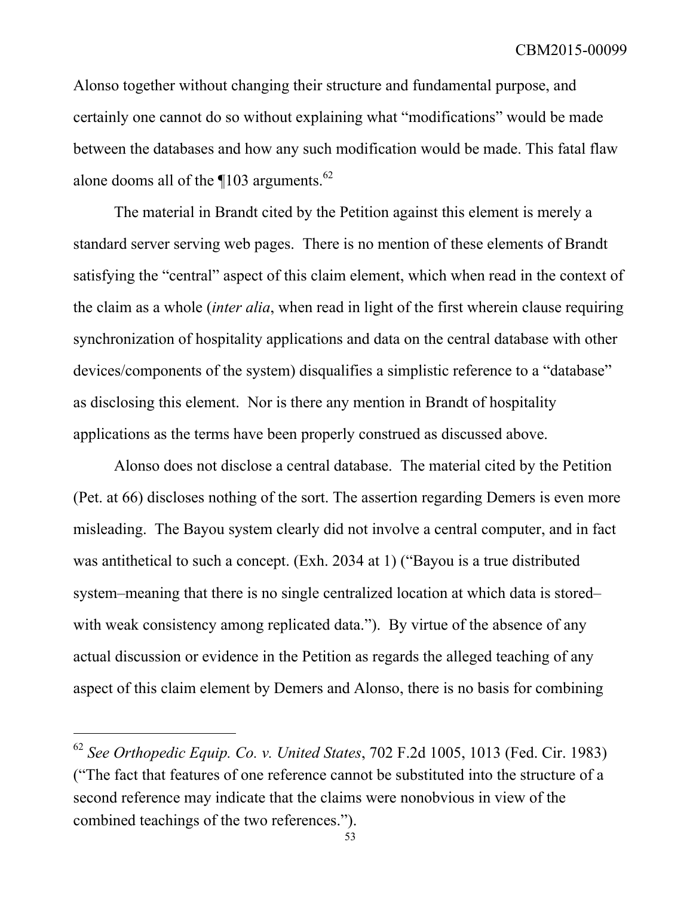Alonso together without changing their structure and fundamental purpose, and certainly one cannot do so without explaining what "modifications" would be made between the databases and how any such modification would be made. This fatal flaw alone dooms all of the ¶103 arguments.[62]

The material in Brandt cited by the Petition against this element is merely a standard server serving web pages. There is no mention of these elements of Brandt satisfying the "central" aspect of this claim element, which when read in the context of the claim as a whole (*inter alia*, when read in light of the first wherein clause requiring synchronization of hospitality applications and data on the central database with other devices/components of the system) disqualifies a simplistic reference to a "database" as disclosing this element. Nor is there any mention in Brandt of hospitality applications as the terms have been properly construed as discussed above.

Alonso does not disclose a central database. The material cited by the Petition (Pet. at 66) discloses nothing of the sort. The assertion regarding Demers is even more misleading. The Bayou system clearly did not involve a central computer, and in fact was antithetical to such a concept. (Exh. 2034 at 1) ("Bayou is a true distributed system–meaning that there is no single centralized location at which data is stored–with weak consistency among replicated data."). By virtue of the absence of any actual discussion or evidence in the Petition as regards the alleged teaching of any aspect of this claim element by Demers and Alonso, there is no basis for combining

---

[62] *See Orthopedic Equip. Co. v. United States*, 702 F.2d 1005, 1013 (Fed. Cir. 1983) ("The fact that features of one reference cannot be substituted into the structure of a second reference may indicate that the claims were nonobvious in view of the combined teachings of the two references.").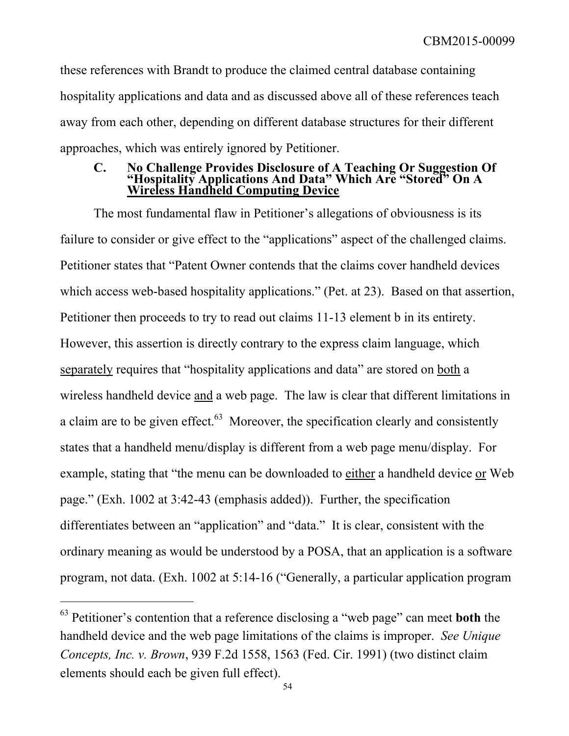these references with Brandt to produce the claimed central database containing hospitality applications and data and as discussed above all of these references teach away from each other, depending on different database structures for their different approaches, which was entirely ignored by Petitioner.

### C. No Challenge Provides Disclosure of A Teaching Or Suggestion Of "Hospitality Applications And Data" Which Are "Stored" On A Wireless Handheld Computing Device

The most fundamental flaw in Petitioner's allegations of obviousness is its failure to consider or give effect to the "applications" aspect of the challenged claims. Petitioner states that "Patent Owner contends that the claims cover handheld devices which access web-based hospitality applications." (Pet. at 23). Based on that assertion, Petitioner then proceeds to try to read out claims 11-13 element b in its entirety. However, this assertion is directly contrary to the express claim language, which <u>separately</u> requires that "hospitality applications and data" are stored on <u>both</u> a wireless handheld device <u>and</u> a web page. The law is clear that different limitations in a claim are to be given effect.[63] Moreover, the specification clearly and consistently states that a handheld menu/display is different from a web page menu/display. For example, stating that "the menu can be downloaded to <u>either</u> a handheld device <u>or</u> Web page." (Exh. 1002 at 3:42-43 (emphasis added)). Further, the specification differentiates between an "application" and "data." It is clear, consistent with the ordinary meaning as would be understood by a POSA, that an application is a software program, not data. (Exh. 1002 at 5:14-16 ("Generally, a particular application program

[63] Petitioner's contention that a reference disclosing a "web page" can meet **both** the handheld device and the web page limitations of the claims is improper. *See Unique Concepts, Inc. v. Brown*, 939 F.2d 1558, 1563 (Fed. Cir. 1991) (two distinct claim elements should each be given full effect).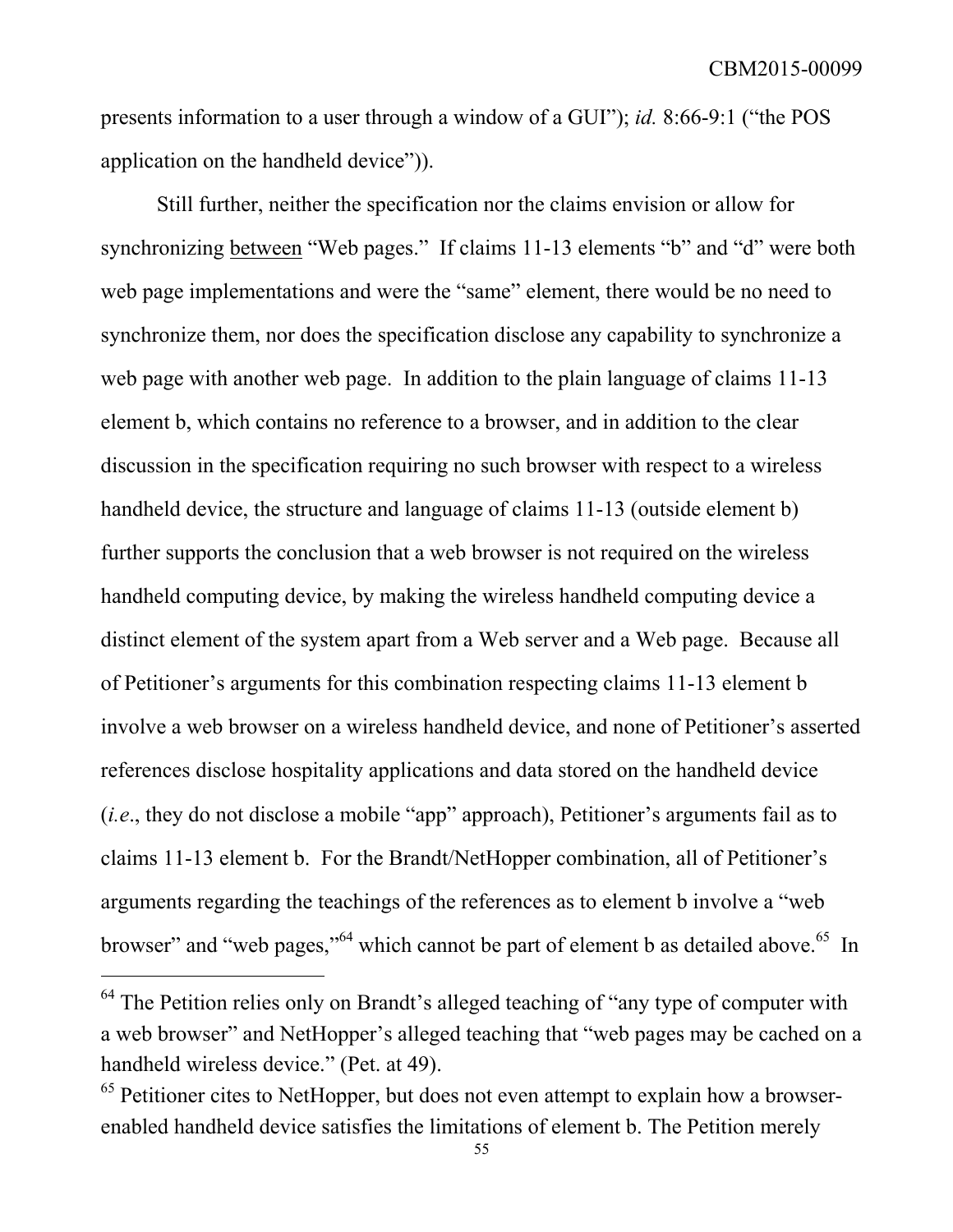presents information to a user through a window of a GUI"); *id.* 8:66-9:1 ("the POS application on the handheld device")).

Still further, neither the specification nor the claims envision or allow for synchronizing between "Web pages." If claims 11-13 elements "b" and "d" were both web page implementations and were the "same" element, there would be no need to synchronize them, nor does the specification disclose any capability to synchronize a web page with another web page. In addition to the plain language of claims 11-13 element b, which contains no reference to a browser, and in addition to the clear discussion in the specification requiring no such browser with respect to a wireless handheld device, the structure and language of claims 11-13 (outside element b) further supports the conclusion that a web browser is not required on the wireless handheld computing device, by making the wireless handheld computing device a distinct element of the system apart from a Web server and a Web page. Because all of Petitioner's arguments for this combination respecting claims 11-13 element b involve a web browser on a wireless handheld device, and none of Petitioner's asserted references disclose hospitality applications and data stored on the handheld device (*i.e*., they do not disclose a mobile "app" approach), Petitioner's arguments fail as to claims 11-13 element b. For the Brandt/NetHopper combination, all of Petitioner's arguments regarding the teachings of the references as to element b involve a "web browser" and "web pages,"[64] which cannot be part of element b as detailed above.[65] In

---

[64] The Petition relies only on Brandt's alleged teaching of "any type of computer with a web browser" and NetHopper's alleged teaching that "web pages may be cached on a handheld wireless device." (Pet. at 49).

[65] Petitioner cites to NetHopper, but does not even attempt to explain how a browser-enabled handheld device satisfies the limitations of element b. The Petition merely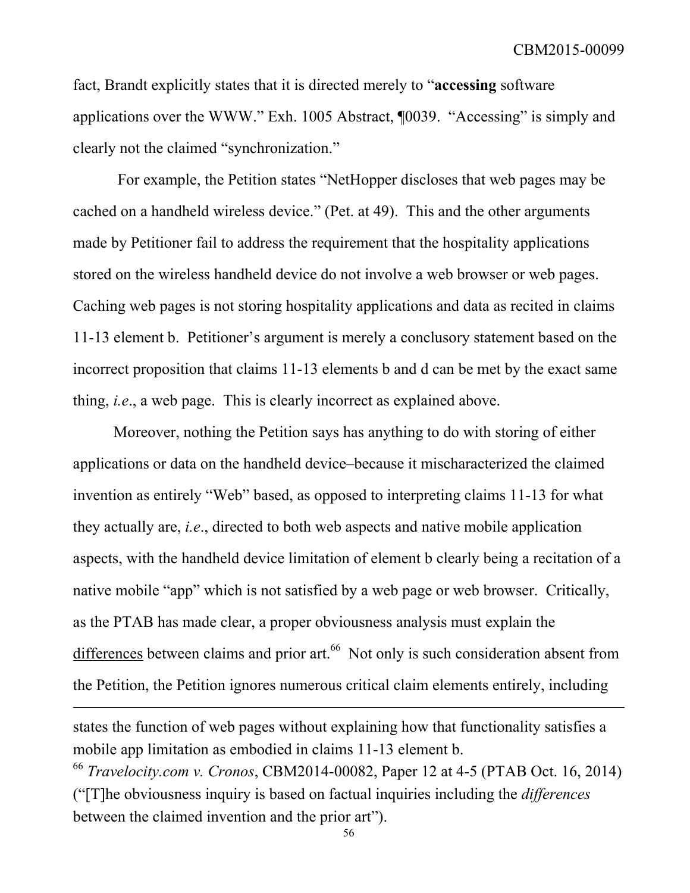fact, Brandt explicitly states that it is directed merely to "**accessing** software applications over the WWW." Exh. 1005 Abstract, ¶0039. "Accessing" is simply and clearly not the claimed "synchronization."

For example, the Petition states "NetHopper discloses that web pages may be cached on a handheld wireless device." (Pet. at 49). This and the other arguments made by Petitioner fail to address the requirement that the hospitality applications stored on the wireless handheld device do not involve a web browser or web pages. Caching web pages is not storing hospitality applications and data as recited in claims 11-13 element b. Petitioner's argument is merely a conclusory statement based on the incorrect proposition that claims 11-13 elements b and d can be met by the exact same thing, *i.e*., a web page. This is clearly incorrect as explained above.

Moreover, nothing the Petition says has anything to do with storing of either applications or data on the handheld device–because it mischaracterized the claimed invention as entirely "Web" based, as opposed to interpreting claims 11-13 for what they actually are, *i.e*., directed to both web aspects and native mobile application aspects, with the handheld device limitation of element b clearly being a recitation of a native mobile "app" which is not satisfied by a web page or web browser. Critically, as the PTAB has made clear, a proper obviousness analysis must explain the <u>differences</u> between claims and prior art.[66] Not only is such consideration absent from the Petition, the Petition ignores numerous critical claim elements entirely, including

---

states the function of web pages without explaining how that functionality satisfies a mobile app limitation as embodied in claims 11-13 element b.

[66] *Travelocity.com v. Cronos*, CBM2014-00082, Paper 12 at 4-5 (PTAB Oct. 16, 2014) ("[T]he obviousness inquiry is based on factual inquiries including the *differences* between the claimed invention and the prior art").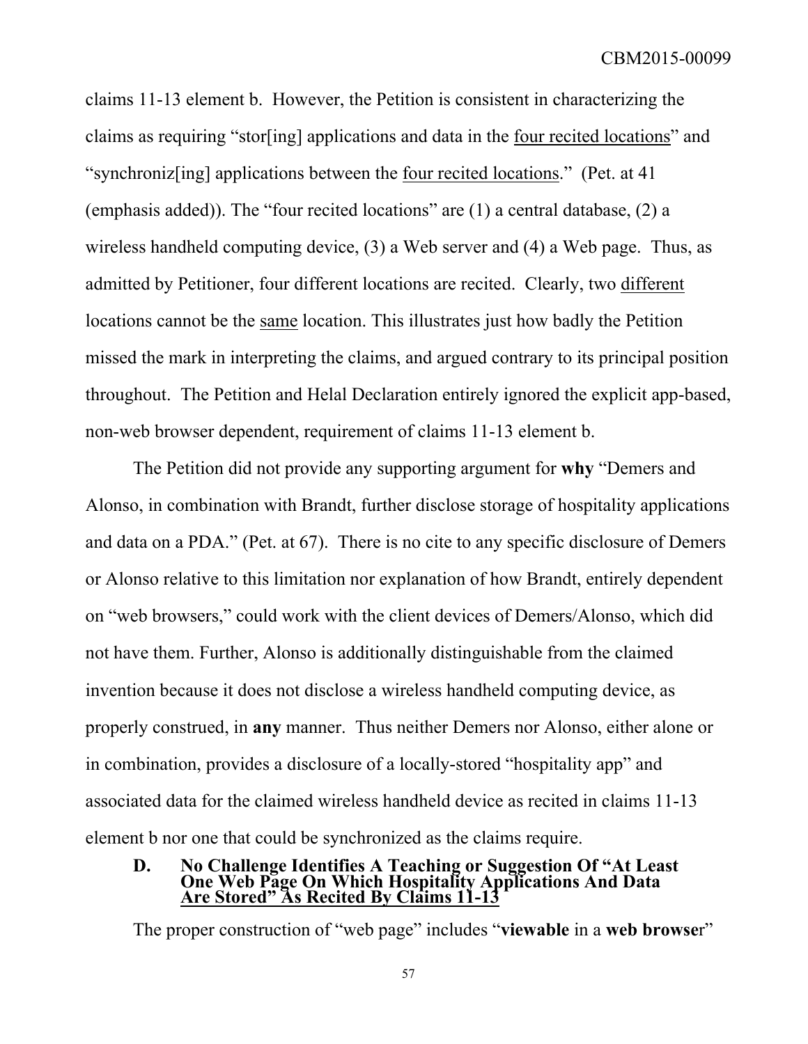claims 11-13 element b. However, the Petition is consistent in characterizing the claims as requiring "stor[ing] applications and data in the <u>four recited locations</u>" and "synchroniz[ing] applications between the <u>four recited locations</u>." (Pet. at 41 (emphasis added)). The "four recited locations" are (1) a central database, (2) a wireless handheld computing device, (3) a Web server and (4) a Web page. Thus, as admitted by Petitioner, four different locations are recited. Clearly, two <u>different</u> locations cannot be the <u>same</u> location. This illustrates just how badly the Petition missed the mark in interpreting the claims, and argued contrary to its principal position throughout. The Petition and Helal Declaration entirely ignored the explicit app-based, non-web browser dependent, requirement of claims 11-13 element b.

The Petition did not provide any supporting argument for **why** "Demers and Alonso, in combination with Brandt, further disclose storage of hospitality applications and data on a PDA." (Pet. at 67). There is no cite to any specific disclosure of Demers or Alonso relative to this limitation nor explanation of how Brandt, entirely dependent on "web browsers," could work with the client devices of Demers/Alonso, which did not have them. Further, Alonso is additionally distinguishable from the claimed invention because it does not disclose a wireless handheld computing device, as properly construed, in **any** manner. Thus neither Demers nor Alonso, either alone or in combination, provides a disclosure of a locally-stored "hospitality app" and associated data for the claimed wireless handheld device as recited in claims 11-13 element b nor one that could be synchronized as the claims require.

### D. <u>No Challenge Identifies A Teaching or Suggestion Of "At Least One Web Page On Which Hospitality Applications And Data Are Stored" As Recited By Claims 11-13</u>

The proper construction of "web page" includes "**viewable** in a **web browse**r"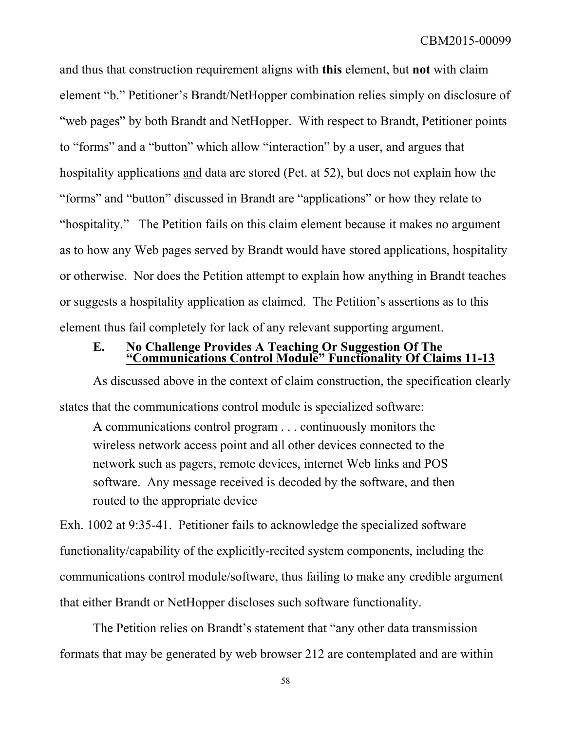and thus that construction requirement aligns with **this** element, but **not** with claim element "b." Petitioner's Brandt/NetHopper combination relies simply on disclosure of "web pages" by both Brandt and NetHopper. With respect to Brandt, Petitioner points to "forms" and a "button" which allow "interaction" by a user, and argues that hospitality applications and data are stored (Pet. at 52), but does not explain how the "forms" and "button" discussed in Brandt are "applications" or how they relate to "hospitality." The Petition fails on this claim element because it makes no argument as to how any Web pages served by Brandt would have stored applications, hospitality or otherwise. Nor does the Petition attempt to explain how anything in Brandt teaches or suggests a hospitality application as claimed. The Petition's assertions as to this element thus fail completely for lack of any relevant supporting argument.

### E. No Challenge Provides A Teaching Or Suggestion Of The "Communications Control Module" Functionality Of Claims 11-13

As discussed above in the context of claim construction, the specification clearly states that the communications control module is specialized software:

> A communications control program . . . continuously monitors the wireless network access point and all other devices connected to the network such as pagers, remote devices, internet Web links and POS software. Any message received is decoded by the software, and then routed to the appropriate device

Exh. 1002 at 9:35-41. Petitioner fails to acknowledge the specialized software functionality/capability of the explicitly-recited system components, including the communications control module/software, thus failing to make any credible argument that either Brandt or NetHopper discloses such software functionality.

The Petition relies on Brandt's statement that "any other data transmission formats that may be generated by web browser 212 are contemplated and are within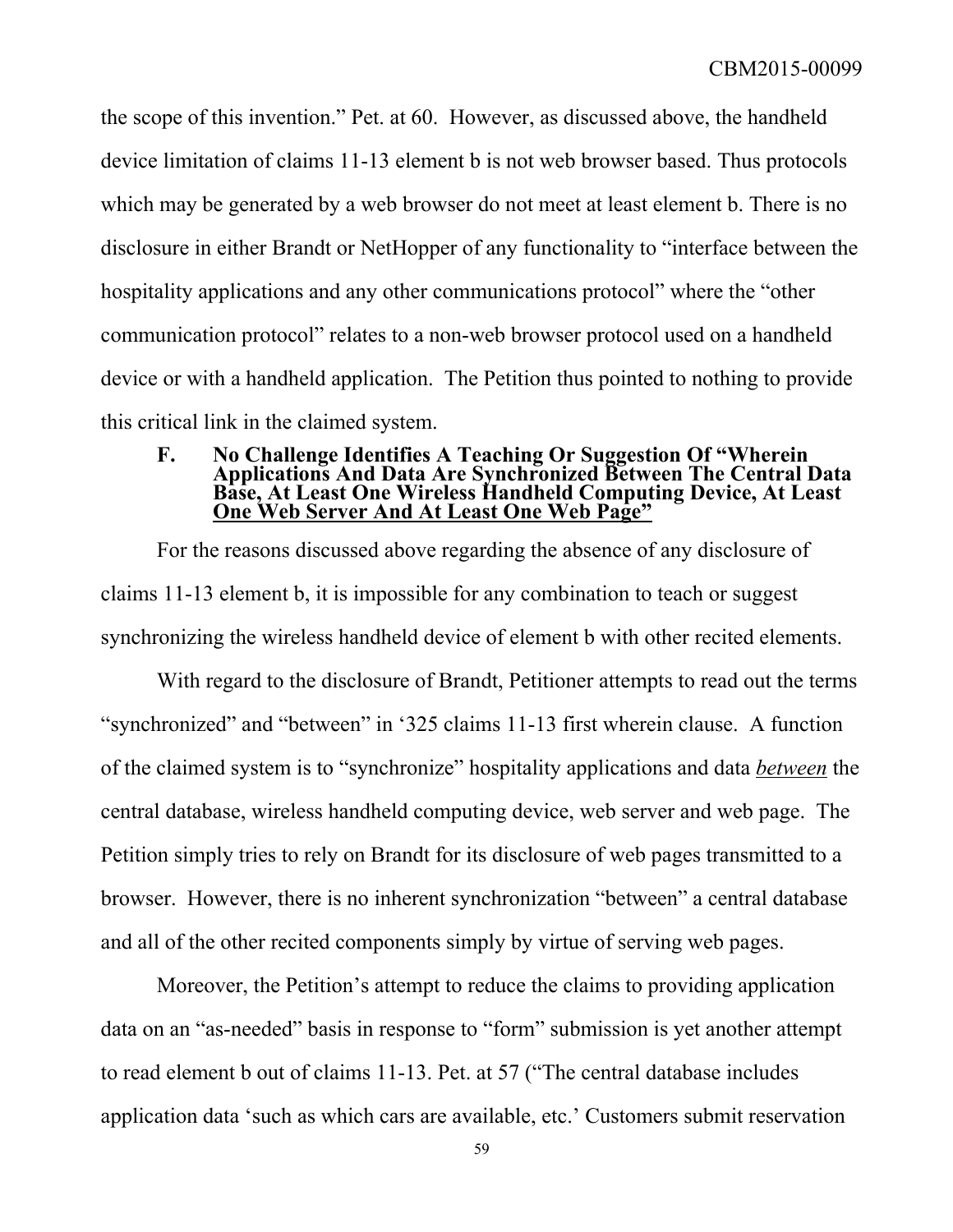the scope of this invention." Pet. at 60. However, as discussed above, the handheld device limitation of claims 11-13 element b is not web browser based. Thus protocols which may be generated by a web browser do not meet at least element b. There is no disclosure in either Brandt or NetHopper of any functionality to "interface between the hospitality applications and any other communications protocol" where the "other communication protocol" relates to a non-web browser protocol used on a handheld device or with a handheld application. The Petition thus pointed to nothing to provide this critical link in the claimed system.

### F. No Challenge Identifies A Teaching Or Suggestion Of "Wherein Applications And Data Are Synchronized Between The Central Data Base, At Least One Wireless Handheld Computing Device, At Least One Web Server And At Least One Web Page"

For the reasons discussed above regarding the absence of any disclosure of claims 11-13 element b, it is impossible for any combination to teach or suggest synchronizing the wireless handheld device of element b with other recited elements.

With regard to the disclosure of Brandt, Petitioner attempts to read out the terms "synchronized" and "between" in '325 claims 11-13 first wherein clause. A function of the claimed system is to "synchronize" hospitality applications and data ***between*** the central database, wireless handheld computing device, web server and web page. The Petition simply tries to rely on Brandt for its disclosure of web pages transmitted to a browser. However, there is no inherent synchronization "between" a central database and all of the other recited components simply by virtue of serving web pages.

Moreover, the Petition's attempt to reduce the claims to providing application data on an "as-needed" basis in response to "form" submission is yet another attempt to read element b out of claims 11-13. Pet. at 57 ("The central database includes application data 'such as which cars are available, etc.' Customers submit reservation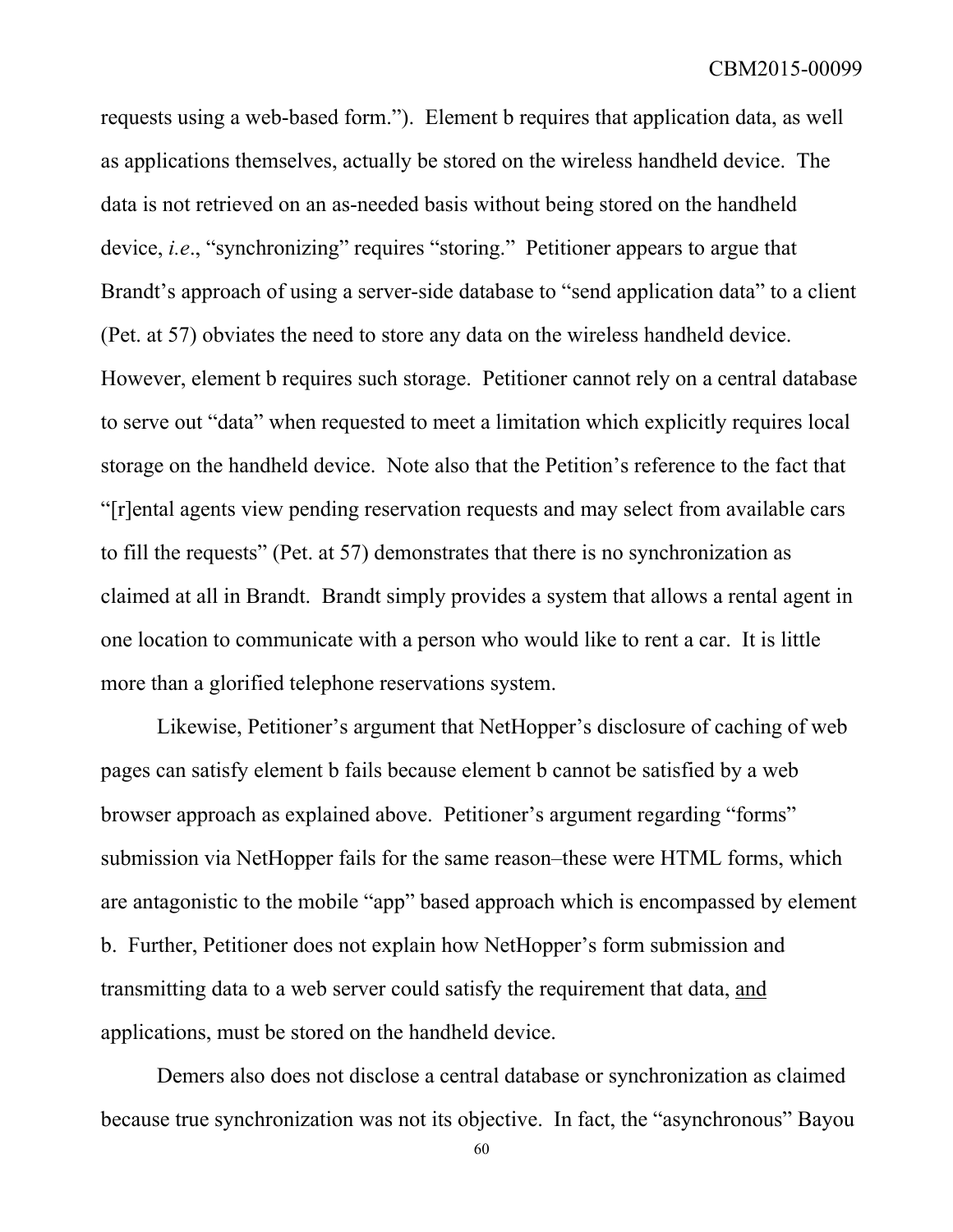requests using a web-based form.”). Element b requires that application data, as well as applications themselves, actually be stored on the wireless handheld device. The data is not retrieved on an as-needed basis without being stored on the handheld device, *i.e*., “synchronizing” requires “storing.” Petitioner appears to argue that Brandt’s approach of using a server-side database to “send application data” to a client (Pet. at 57) obviates the need to store any data on the wireless handheld device. However, element b requires such storage. Petitioner cannot rely on a central database to serve out “data” when requested to meet a limitation which explicitly requires local storage on the handheld device. Note also that the Petition’s reference to the fact that “[r]ental agents view pending reservation requests and may select from available cars to fill the requests” (Pet. at 57) demonstrates that there is no synchronization as claimed at all in Brandt. Brandt simply provides a system that allows a rental agent in one location to communicate with a person who would like to rent a car. It is little more than a glorified telephone reservations system.

Likewise, Petitioner’s argument that NetHopper’s disclosure of caching of web pages can satisfy element b fails because element b cannot be satisfied by a web browser approach as explained above. Petitioner’s argument regarding “forms” submission via NetHopper fails for the same reason–these were HTML forms, which are antagonistic to the mobile “app” based approach which is encompassed by element b. Further, Petitioner does not explain how NetHopper’s form submission and transmitting data to a web server could satisfy the requirement that data, <u>and</u> applications, must be stored on the handheld device.

Demers also does not disclose a central database or synchronization as claimed because true synchronization was not its objective. In fact, the “asynchronous” Bayou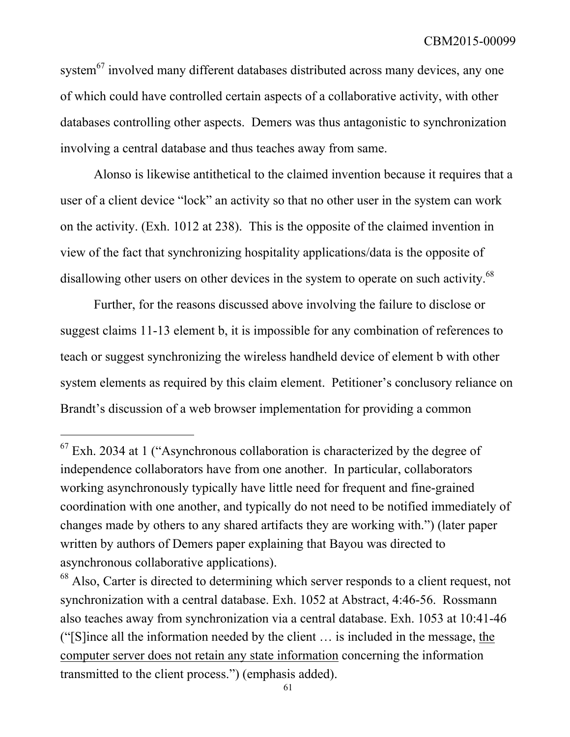system[67] involved many different databases distributed across many devices, any one of which could have controlled certain aspects of a collaborative activity, with other databases controlling other aspects. Demers was thus antagonistic to synchronization involving a central database and thus teaches away from same.

Alonso is likewise antithetical to the claimed invention because it requires that a user of a client device "lock" an activity so that no other user in the system can work on the activity. (Exh. 1012 at 238). This is the opposite of the claimed invention in view of the fact that synchronizing hospitality applications/data is the opposite of disallowing other users on other devices in the system to operate on such activity.[68]

Further, for the reasons discussed above involving the failure to disclose or suggest claims 11-13 element b, it is impossible for any combination of references to teach or suggest synchronizing the wireless handheld device of element b with other system elements as required by this claim element. Petitioner's conclusory reliance on Brandt's discussion of a web browser implementation for providing a common

---

[67] Exh. 2034 at 1 ("Asynchronous collaboration is characterized by the degree of independence collaborators have from one another. In particular, collaborators working asynchronously typically have little need for frequent and fine-grained coordination with one another, and typically do not need to be notified immediately of changes made by others to any shared artifacts they are working with.") (later paper written by authors of Demers paper explaining that Bayou was directed to asynchronous collaborative applications).

[68] Also, Carter is directed to determining which server responds to a client request, not synchronization with a central database. Exh. 1052 at Abstract, 4:46-56. Rossmann also teaches away from synchronization via a central database. Exh. 1053 at 10:41-46 ("[S]ince all the information needed by the client … is included in the message, <u>the computer server does not retain any state information</u> concerning the information transmitted to the client process.") (emphasis added).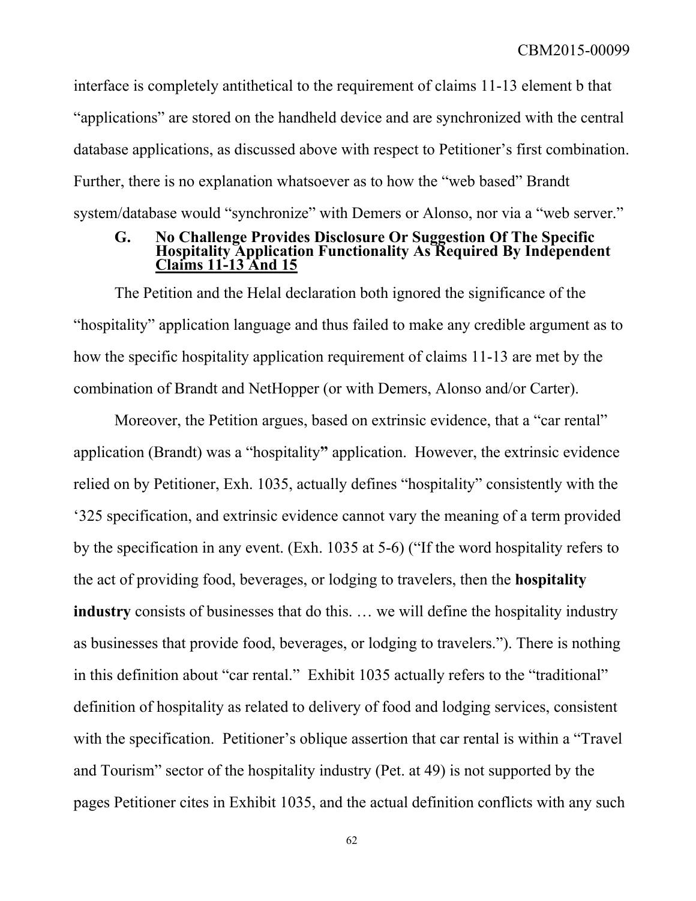interface is completely antithetical to the requirement of claims 11-13 element b that "applications" are stored on the handheld device and are synchronized with the central database applications, as discussed above with respect to Petitioner's first combination. Further, there is no explanation whatsoever as to how the "web based" Brandt system/database would "synchronize" with Demers or Alonso, nor via a "web server."

### G. No Challenge Provides Disclosure Or Suggestion Of The Specific Hospitality Application Functionality As Required By Independent Claims 11-13 And 15

The Petition and the Helal declaration both ignored the significance of the "hospitality" application language and thus failed to make any credible argument as to how the specific hospitality application requirement of claims 11-13 are met by the combination of Brandt and NetHopper (or with Demers, Alonso and/or Carter).

Moreover, the Petition argues, based on extrinsic evidence, that a "car rental" application (Brandt) was a "hospitality**"** application. However, the extrinsic evidence relied on by Petitioner, Exh. 1035, actually defines "hospitality" consistently with the '325 specification, and extrinsic evidence cannot vary the meaning of a term provided by the specification in any event. (Exh. 1035 at 5-6) ("If the word hospitality refers to the act of providing food, beverages, or lodging to travelers, then the **hospitality industry** consists of businesses that do this. … we will define the hospitality industry as businesses that provide food, beverages, or lodging to travelers."). There is nothing in this definition about "car rental." Exhibit 1035 actually refers to the "traditional" definition of hospitality as related to delivery of food and lodging services, consistent with the specification. Petitioner's oblique assertion that car rental is within a "Travel and Tourism" sector of the hospitality industry (Pet. at 49) is not supported by the pages Petitioner cites in Exhibit 1035, and the actual definition conflicts with any such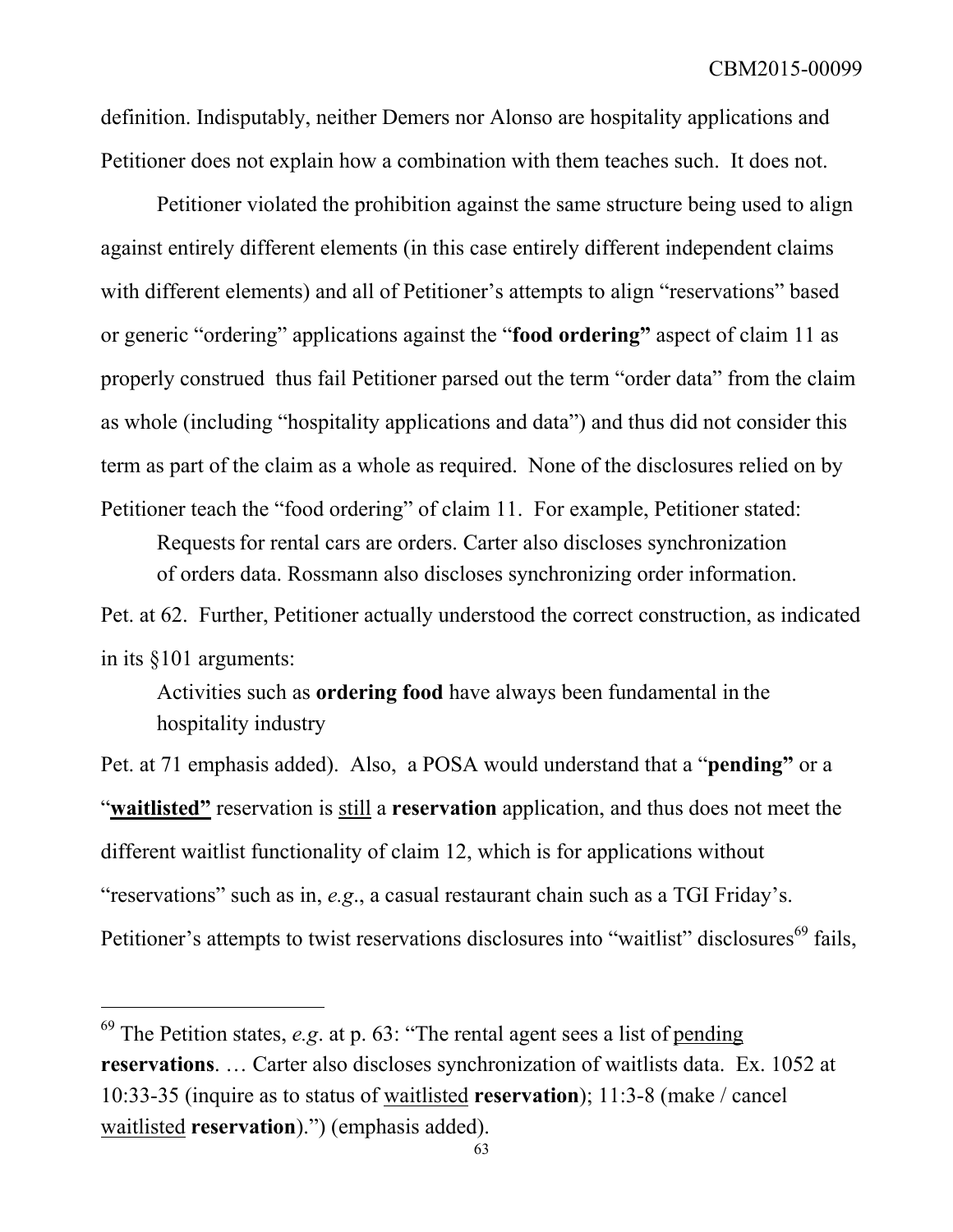definition. Indisputably, neither Demers nor Alonso are hospitality applications and Petitioner does not explain how a combination with them teaches such. It does not.

Petitioner violated the prohibition against the same structure being used to align against entirely different elements (in this case entirely different independent claims with different elements) and all of Petitioner's attempts to align "reservations" based or generic "ordering" applications against the "**food ordering"** aspect of claim 11 as properly construed thus fail Petitioner parsed out the term "order data" from the claim as whole (including "hospitality applications and data") and thus did not consider this term as part of the claim as a whole as required. None of the disclosures relied on by Petitioner teach the "food ordering" of claim 11. For example, Petitioner stated:

> Requests for rental cars are orders. Carter also discloses synchronization of orders data. Rossmann also discloses synchronizing order information.

Pet. at 62. Further, Petitioner actually understood the correct construction, as indicated in its §101 arguments:

> Activities such as **ordering food** have always been fundamental in the hospitality industry

Pet. at 71 emphasis added). Also, a POSA would understand that a "**pending"** or a "**<u>waitlisted"</u>** reservation is <u>still</u> a **reservation** application, and thus does not meet the different waitlist functionality of claim 12, which is for applications without "reservations" such as in, *e.g*., a casual restaurant chain such as a TGI Friday's. Petitioner's attempts to twist reservations disclosures into "waitlist" disclosures[69] fails,

---

[69] The Petition states, *e.g*. at p. 63: "The rental agent sees a list of <u>pending</u> **reservations**. … Carter also discloses synchronization of waitlists data. Ex. 1052 at 10:33-35 (inquire as to status of <u>waitlisted</u> **reservation**); 11:3-8 (make / cancel <u>waitlisted</u> **reservation**).") (emphasis added).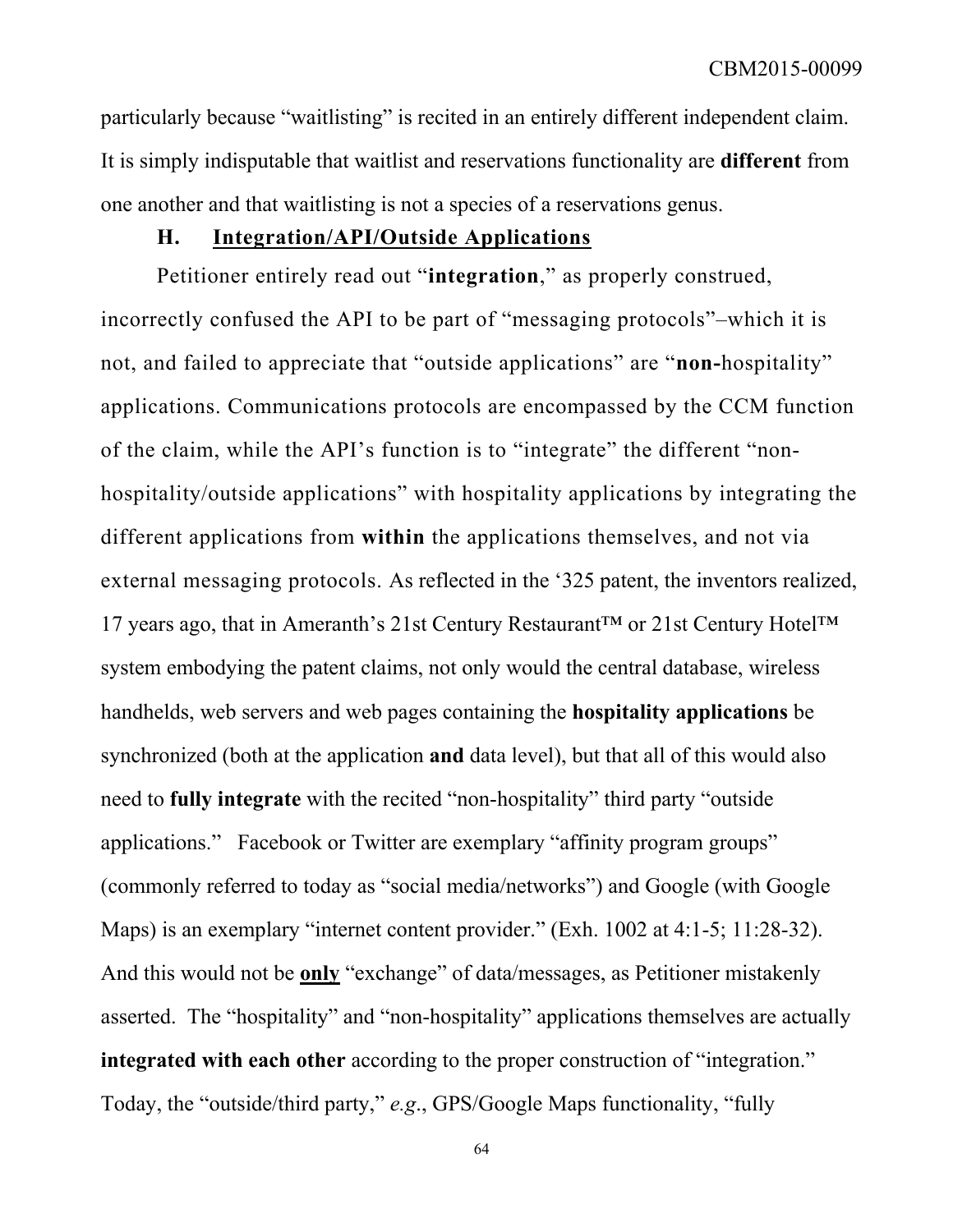particularly because "waitlisting" is recited in an entirely different independent claim. It is simply indisputable that waitlist and reservations functionality are **different** from one another and that waitlisting is not a species of a reservations genus.

### H. Integration/API/Outside Applications

Petitioner entirely read out "**integration**," as properly construed, incorrectly confused the API to be part of "messaging protocols"–which it is not, and failed to appreciate that "outside applications" are "**non-**hospitality" applications. Communications protocols are encompassed by the CCM function of the claim, while the API's function is to "integrate" the different "non-hospitality/outside applications" with hospitality applications by integrating the different applications from **within** the applications themselves, and not via external messaging protocols. As reflected in the '325 patent, the inventors realized, 17 years ago, that in Ameranth's 21st Century Restaurant™ or 21st Century Hotel™ system embodying the patent claims, not only would the central database, wireless handhelds, web servers and web pages containing the **hospitality applications** be synchronized (both at the application **and** data level), but that all of this would also need to **fully integrate** with the recited "non-hospitality" third party "outside applications." Facebook or Twitter are exemplary "affinity program groups" (commonly referred to today as "social media/networks") and Google (with Google Maps) is an exemplary "internet content provider." (Exh. 1002 at 4:1-5; 11:28-32). And this would not be **only** "exchange" of data/messages, as Petitioner mistakenly asserted. The "hospitality" and "non-hospitality" applications themselves are actually **integrated with each other** according to the proper construction of "integration." Today, the "outside/third party," *e.g.*, GPS/Google Maps functionality, "fully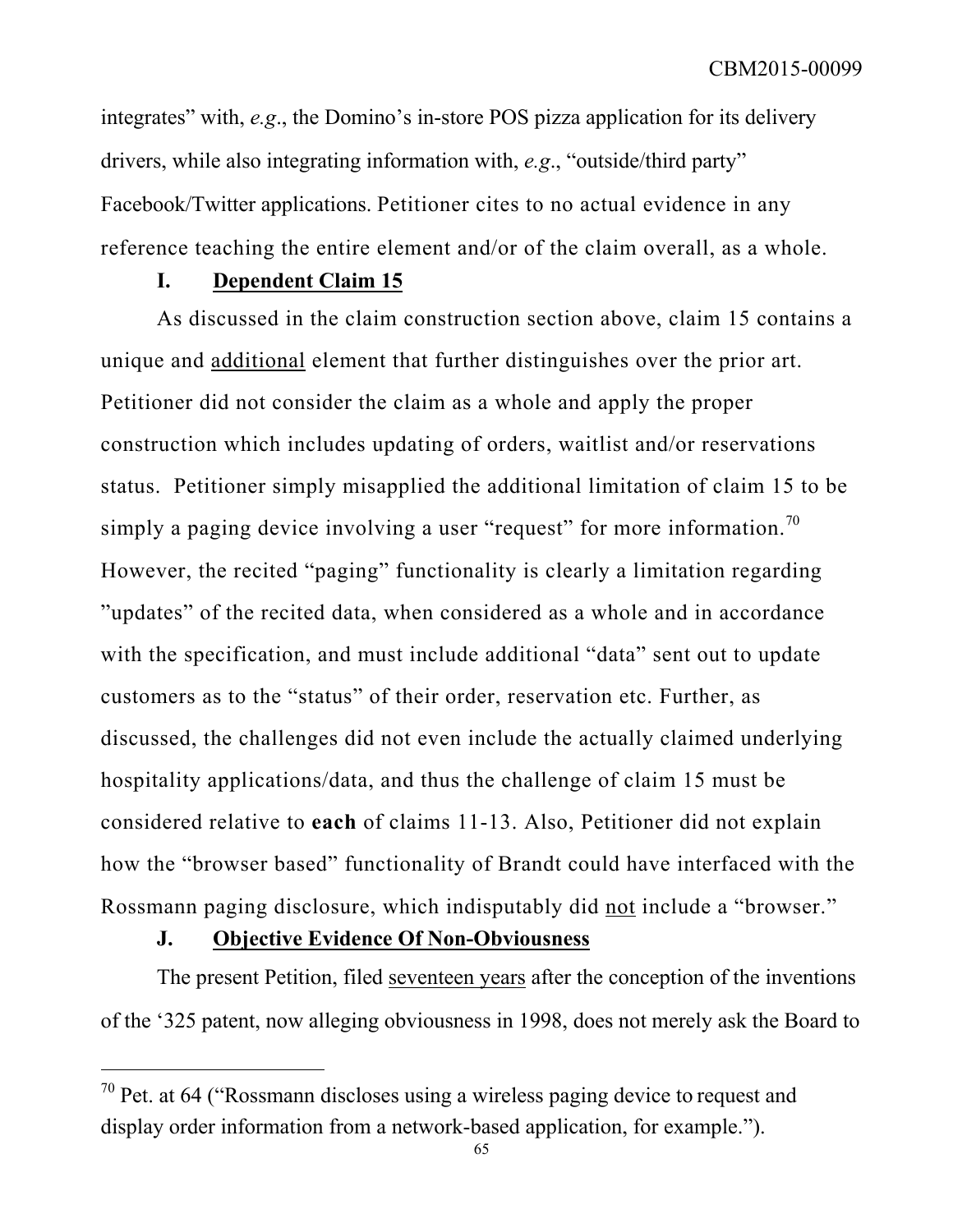integrates" with, *e.g*., the Domino's in-store POS pizza application for its delivery drivers, while also integrating information with, *e.g*., "outside/third party" Facebook/Twitter applications. Petitioner cites to no actual evidence in any reference teaching the entire element and/or of the claim overall, as a whole.

## I. Dependent Claim 15

As discussed in the claim construction section above, claim 15 contains a unique and additional element that further distinguishes over the prior art. Petitioner did not consider the claim as a whole and apply the proper construction which includes updating of orders, waitlist and/or reservations status. Petitioner simply misapplied the additional limitation of claim 15 to be simply a paging device involving a user "request" for more information.[70] However, the recited "paging" functionality is clearly a limitation regarding "updates" of the recited data, when considered as a whole and in accordance with the specification, and must include additional "data" sent out to update customers as to the "status" of their order, reservation etc. Further, as discussed, the challenges did not even include the actually claimed underlying hospitality applications/data, and thus the challenge of claim 15 must be considered relative to **each** of claims 11-13. Also, Petitioner did not explain how the "browser based" functionality of Brandt could have interfaced with the Rossmann paging disclosure, which indisputably did not include a "browser."

## J. Objective Evidence Of Non-Obviousness

The present Petition, filed seventeen years after the conception of the inventions of the '325 patent, now alleging obviousness in 1998, does not merely ask the Board to

[70] Pet. at 64 ("Rossmann discloses using a wireless paging device to request and display order information from a network-based application, for example.").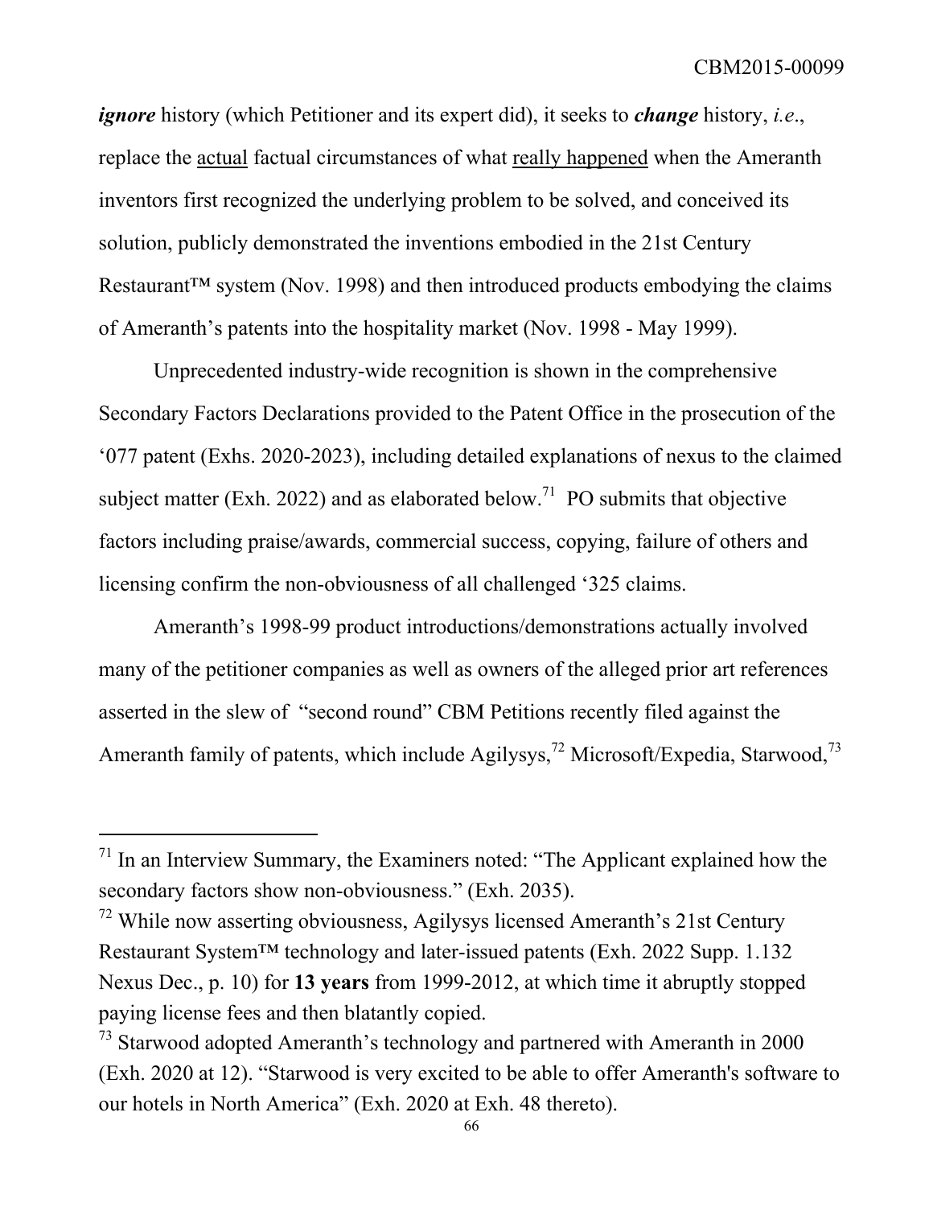*ignore* history (which Petitioner and its expert did), it seeks to ***change*** history, *i.e*., replace the actual factual circumstances of what really happened when the Ameranth inventors first recognized the underlying problem to be solved, and conceived its solution, publicly demonstrated the inventions embodied in the 21st Century Restaurant™ system (Nov. 1998) and then introduced products embodying the claims of Ameranth's patents into the hospitality market (Nov. 1998 - May 1999).

Unprecedented industry-wide recognition is shown in the comprehensive Secondary Factors Declarations provided to the Patent Office in the prosecution of the '077 patent (Exhs. 2020-2023), including detailed explanations of nexus to the claimed subject matter (Exh. 2022) and as elaborated below.[71] PO submits that objective factors including praise/awards, commercial success, copying, failure of others and licensing confirm the non-obviousness of all challenged '325 claims.

Ameranth's 1998-99 product introductions/demonstrations actually involved many of the petitioner companies as well as owners of the alleged prior art references asserted in the slew of "second round" CBM Petitions recently filed against the Ameranth family of patents, which include Agilysys,[72] Microsoft/Expedia, Starwood,[73]

---

[71] In an Interview Summary, the Examiners noted: "The Applicant explained how the secondary factors show non-obviousness." (Exh. 2035).

[72] While now asserting obviousness, Agilysys licensed Ameranth's 21st Century Restaurant System™ technology and later-issued patents (Exh. 2022 Supp. 1.132 Nexus Dec., p. 10) for **13 years** from 1999-2012, at which time it abruptly stopped paying license fees and then blatantly copied.

[73] Starwood adopted Ameranth's technology and partnered with Ameranth in 2000 (Exh. 2020 at 12). "Starwood is very excited to be able to offer Ameranth's software to our hotels in North America" (Exh. 2020 at Exh. 48 thereto).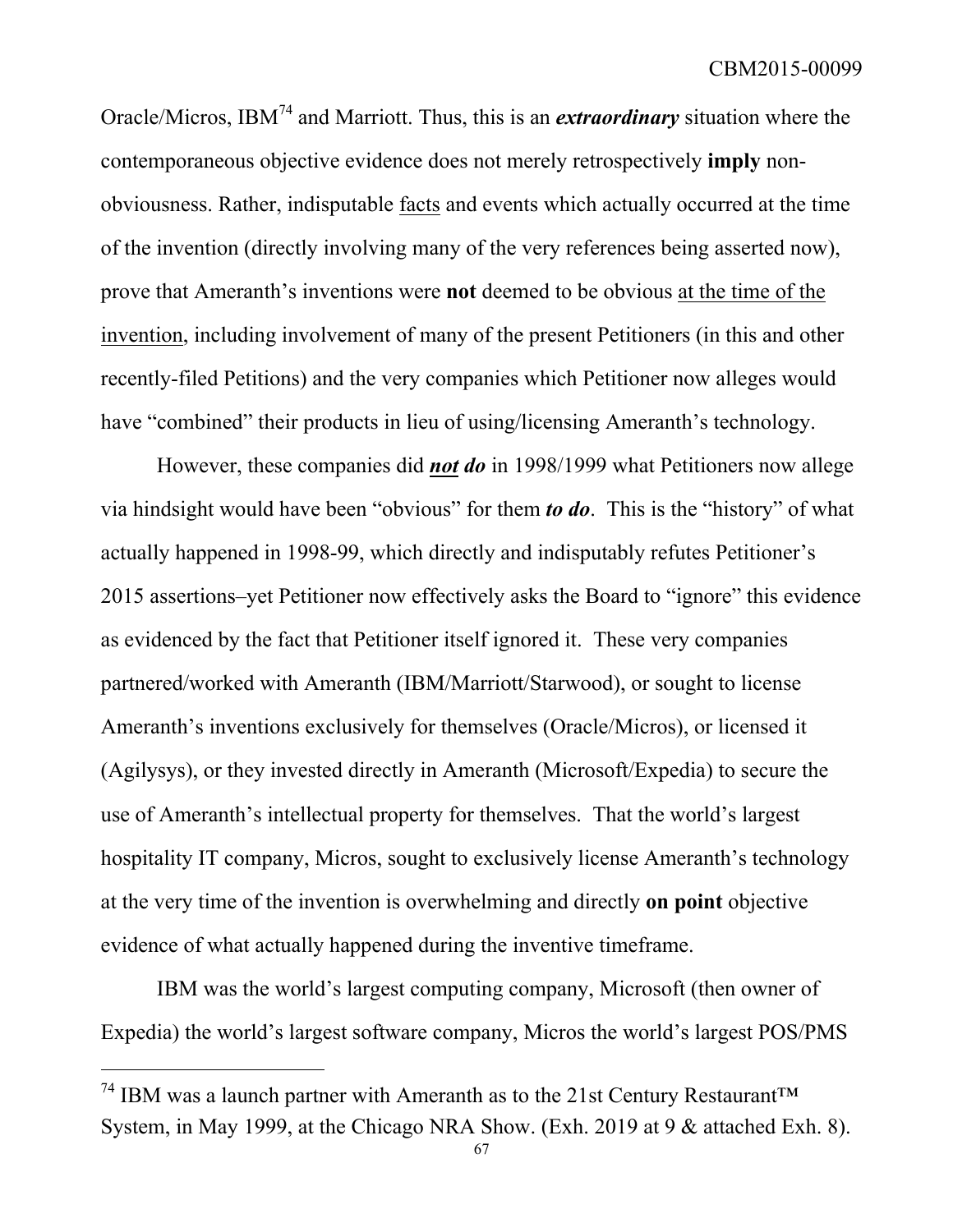Oracle/Micros, IBM[74] and Marriott. Thus, this is an ***extraordinary*** situation where the contemporaneous objective evidence does not merely retrospectively **imply** non-obviousness. Rather, indisputable facts and events which actually occurred at the time of the invention (directly involving many of the very references being asserted now), prove that Ameranth's inventions were **not** deemed to be obvious at the time of the invention, including involvement of many of the present Petitioners (in this and other recently-filed Petitions) and the very companies which Petitioner now alleges would have "combined" their products in lieu of using/licensing Ameranth's technology.

However, these companies did ***not do*** in 1998/1999 what Petitioners now allege via hindsight would have been "obvious" for them ***to do***. This is the "history" of what actually happened in 1998-99, which directly and indisputably refutes Petitioner's 2015 assertions–yet Petitioner now effectively asks the Board to "ignore" this evidence as evidenced by the fact that Petitioner itself ignored it. These very companies partnered/worked with Ameranth (IBM/Marriott/Starwood), or sought to license Ameranth's inventions exclusively for themselves (Oracle/Micros), or licensed it (Agilysys), or they invested directly in Ameranth (Microsoft/Expedia) to secure the use of Ameranth's intellectual property for themselves. That the world's largest hospitality IT company, Micros, sought to exclusively license Ameranth's technology at the very time of the invention is overwhelming and directly **on point** objective evidence of what actually happened during the inventive timeframe.

IBM was the world's largest computing company, Microsoft (then owner of Expedia) the world's largest software company, Micros the world's largest POS/PMS

[74] IBM was a launch partner with Ameranth as to the 21st Century Restaurant™ System, in May 1999, at the Chicago NRA Show. (Exh. 2019 at 9 & attached Exh. 8).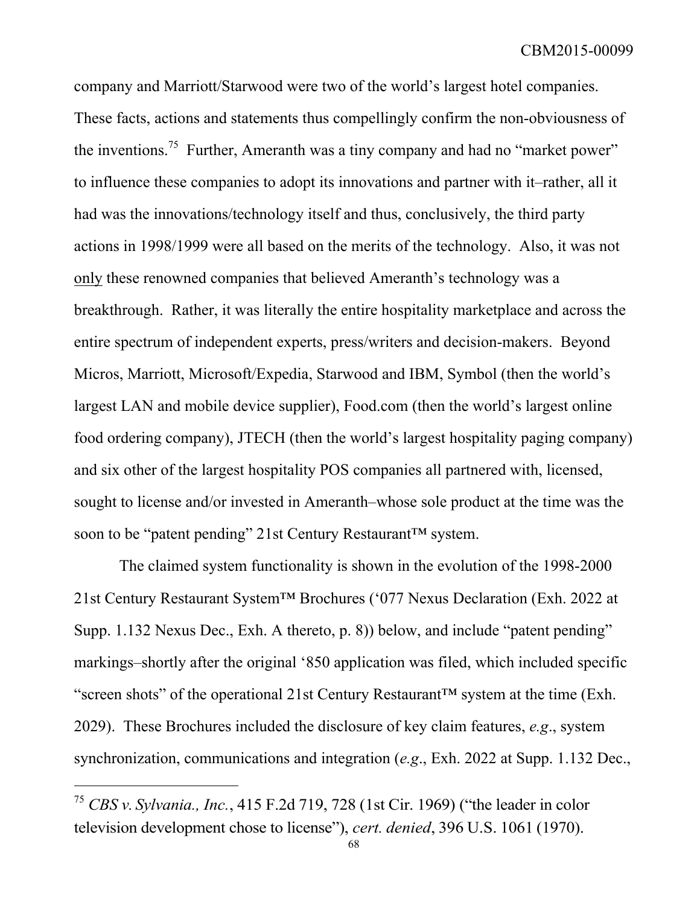company and Marriott/Starwood were two of the world's largest hotel companies. These facts, actions and statements thus compellingly confirm the non-obviousness of the inventions.[75] Further, Ameranth was a tiny company and had no "market power" to influence these companies to adopt its innovations and partner with it–rather, all it had was the innovations/technology itself and thus, conclusively, the third party actions in 1998/1999 were all based on the merits of the technology. Also, it was not <u>only</u> these renowned companies that believed Ameranth's technology was a breakthrough. Rather, it was literally the entire hospitality marketplace and across the entire spectrum of independent experts, press/writers and decision-makers. Beyond Micros, Marriott, Microsoft/Expedia, Starwood and IBM, Symbol (then the world's largest LAN and mobile device supplier), Food.com (then the world's largest online food ordering company), JTECH (then the world's largest hospitality paging company) and six other of the largest hospitality POS companies all partnered with, licensed, sought to license and/or invested in Ameranth–whose sole product at the time was the soon to be "patent pending" 21st Century Restaurant™ system.

The claimed system functionality is shown in the evolution of the 1998-2000 21st Century Restaurant System™ Brochures ('077 Nexus Declaration (Exh. 2022 at Supp. 1.132 Nexus Dec., Exh. A thereto, p. 8)) below, and include "patent pending" markings–shortly after the original '850 application was filed, which included specific "screen shots" of the operational 21st Century Restaurant™ system at the time (Exh. 2029). These Brochures included the disclosure of key claim features, *e.g*., system synchronization, communications and integration (*e.g*., Exh. 2022 at Supp. 1.132 Dec.,

---

[75] *CBS v. Sylvania., Inc.*, 415 F.2d 719, 728 (1st Cir. 1969) ("the leader in color television development chose to license"), *cert. denied*, 396 U.S. 1061 (1970).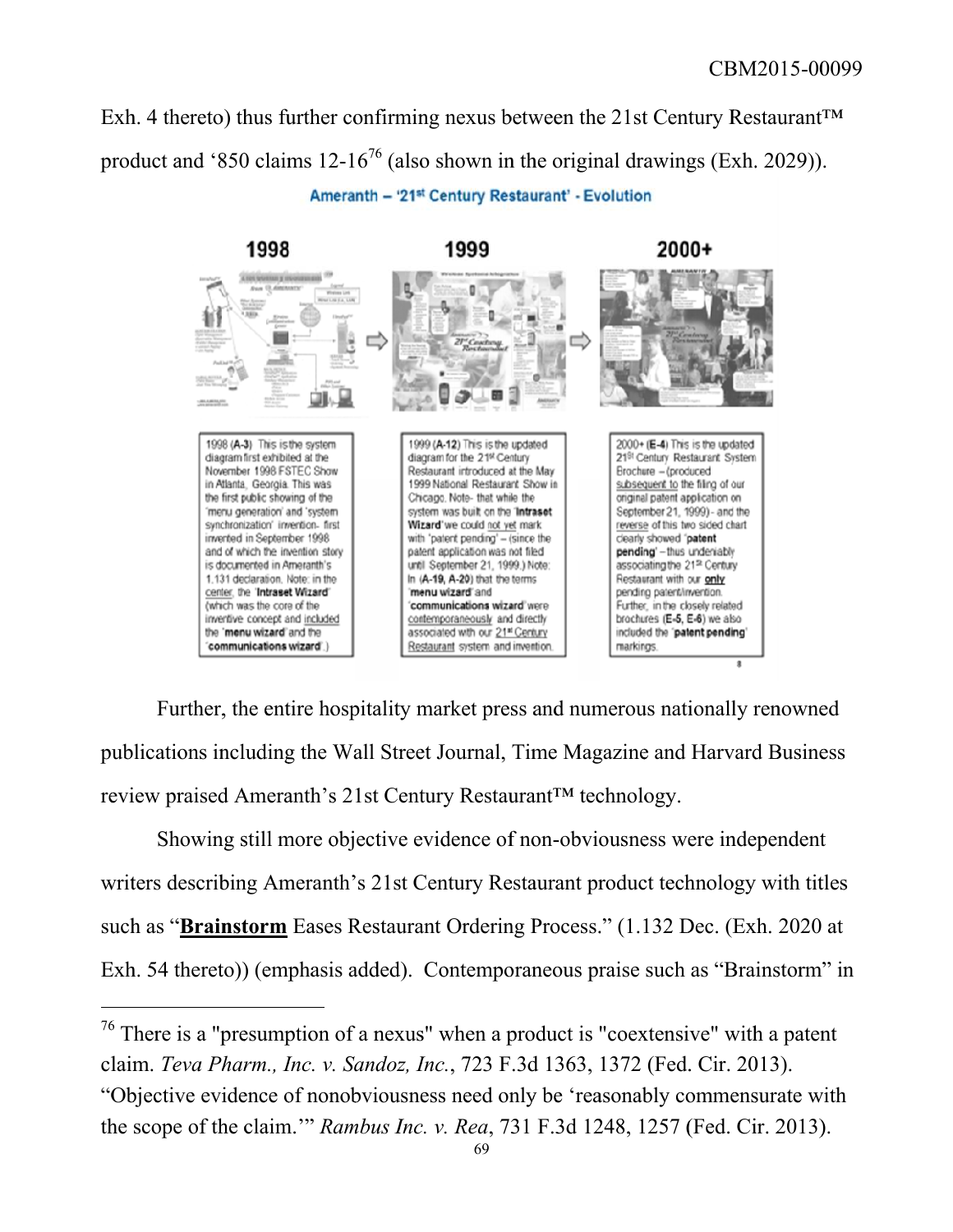Exh. 4 thereto) thus further confirming nexus between the 21st Century Restaurant™ product and '850 claims 12-16[76] (also shown in the original drawings (Exh. 2029)).

Ameranth – '21st Century Restaurant' - Evolution

1998

1999

2000+

1998 (A-3) This is the system diagram first exhibited at the November 1998 FSTEC Show in Atlanta, Georgia. This was the first public showing of the 'menu generation' and 'system synchronization' invention- first invented in September 1998 and of which the invention story is documented in Ameranth's 1.131 declaration. Note: in the center, the 'Intraset Wizard' (which was the core of the inventive concept and included the 'menu wizard' and the 'communications wizard'.)

1999 (A-12) This is the updated diagram for the 21st Century Restaurant introduced at the May 1999 National Restaurant Show in Chicago. Note- that while the system was built on the 'Intraset Wizard' we could not yet mark with 'patent pending' – (since the patent application was not filed until September 21, 1999.) Note: In (A-19, A-20) that the terms 'menu wizard' and 'communications wizard' were contemporaneously and directly associated with our 21st Century Restaurant system and invention.

2000+ (E-4) This is the updated 21st Century Restaurant System Brochure – (produced subsequent to the filing of our original patent application on September 21, 1999) - and the reverse of this two sided chart clearly showed 'patent pending' – thus undeniably associating the 21st Century Restaurant with our only pending patent/invention. Further, in the closely related brochures (E-5, E-6) we also included the 'patent pending' markings.

Further, the entire hospitality market press and numerous nationally renowned publications including the Wall Street Journal, Time Magazine and Harvard Business review praised Ameranth's 21st Century Restaurant™ technology.

Showing still more objective evidence of non-obviousness were independent writers describing Ameranth's 21st Century Restaurant product technology with titles such as "**Brainstorm** Eases Restaurant Ordering Process." (1.132 Dec. (Exh. 2020 at Exh. 54 thereto)) (emphasis added). Contemporaneous praise such as "Brainstorm" in

---

[76] There is a "presumption of a nexus" when a product is "coextensive" with a patent claim. *Teva Pharm., Inc. v. Sandoz, Inc.*, 723 F.3d 1363, 1372 (Fed. Cir. 2013). "Objective evidence of nonobviousness need only be 'reasonably commensurate with the scope of the claim.'" *Rambus Inc. v. Rea*, 731 F.3d 1248, 1257 (Fed. Cir. 2013).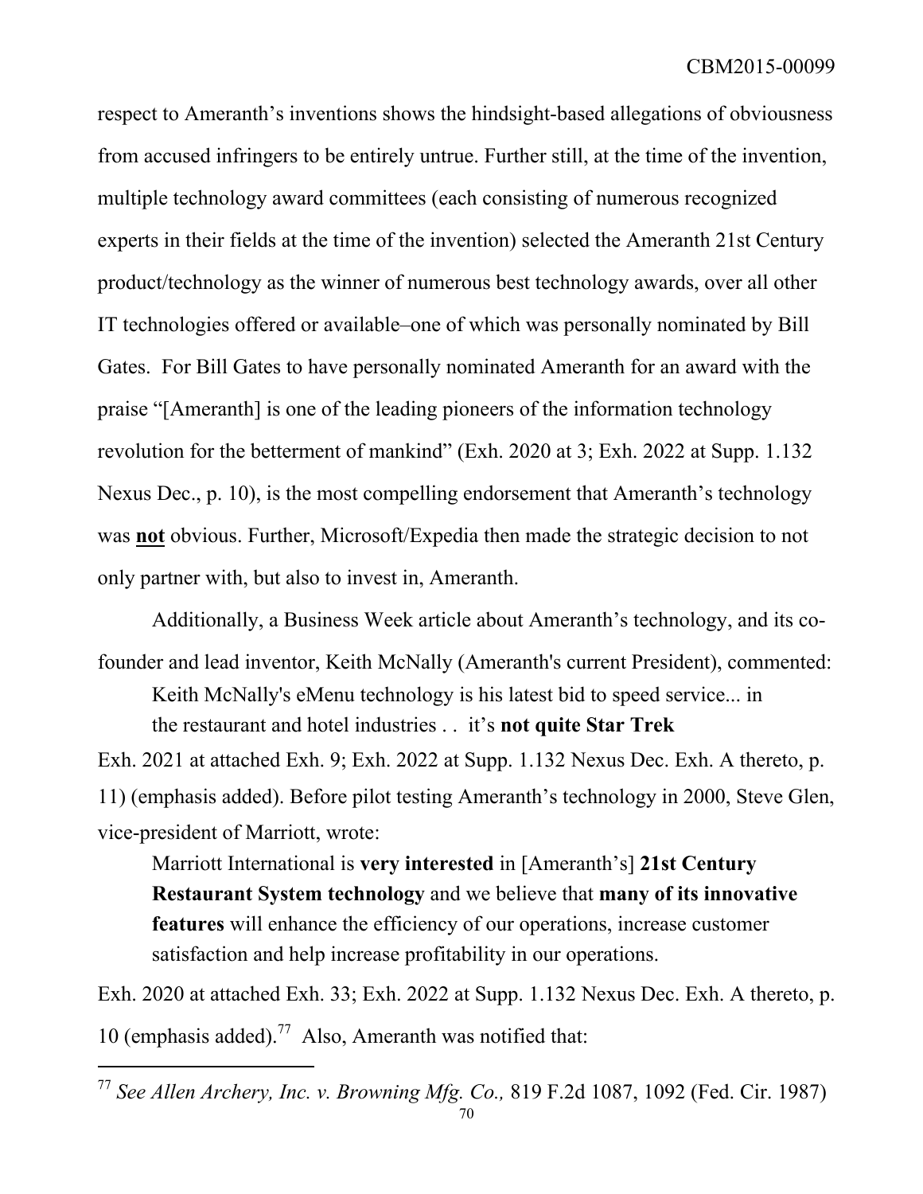respect to Ameranth's inventions shows the hindsight-based allegations of obviousness from accused infringers to be entirely untrue. Further still, at the time of the invention, multiple technology award committees (each consisting of numerous recognized experts in their fields at the time of the invention) selected the Ameranth 21st Century product/technology as the winner of numerous best technology awards, over all other IT technologies offered or available–one of which was personally nominated by Bill Gates. For Bill Gates to have personally nominated Ameranth for an award with the praise "[Ameranth] is one of the leading pioneers of the information technology revolution for the betterment of mankind" (Exh. 2020 at 3; Exh. 2022 at Supp. 1.132 Nexus Dec., p. 10), is the most compelling endorsement that Ameranth's technology was **not** obvious. Further, Microsoft/Expedia then made the strategic decision to not only partner with, but also to invest in, Ameranth.

Additionally, a Business Week article about Ameranth's technology, and its co-founder and lead inventor, Keith McNally (Ameranth's current President), commented:

> Keith McNally's eMenu technology is his latest bid to speed service... in the restaurant and hotel industries . . it's **not quite Star Trek**

Exh. 2021 at attached Exh. 9; Exh. 2022 at Supp. 1.132 Nexus Dec. Exh. A thereto, p. 11) (emphasis added). Before pilot testing Ameranth's technology in 2000, Steve Glen, vice-president of Marriott, wrote:

> Marriott International is **very interested** in [Ameranth's] **21st Century Restaurant System technology** and we believe that **many of its innovative features** will enhance the efficiency of our operations, increase customer satisfaction and help increase profitability in our operations.

Exh. 2020 at attached Exh. 33; Exh. 2022 at Supp. 1.132 Nexus Dec. Exh. A thereto, p. 10 (emphasis added).[77] Also, Ameranth was notified that:

[77] *See Allen Archery, Inc. v. Browning Mfg. Co.,* 819 F.2d 1087, 1092 (Fed. Cir. 1987)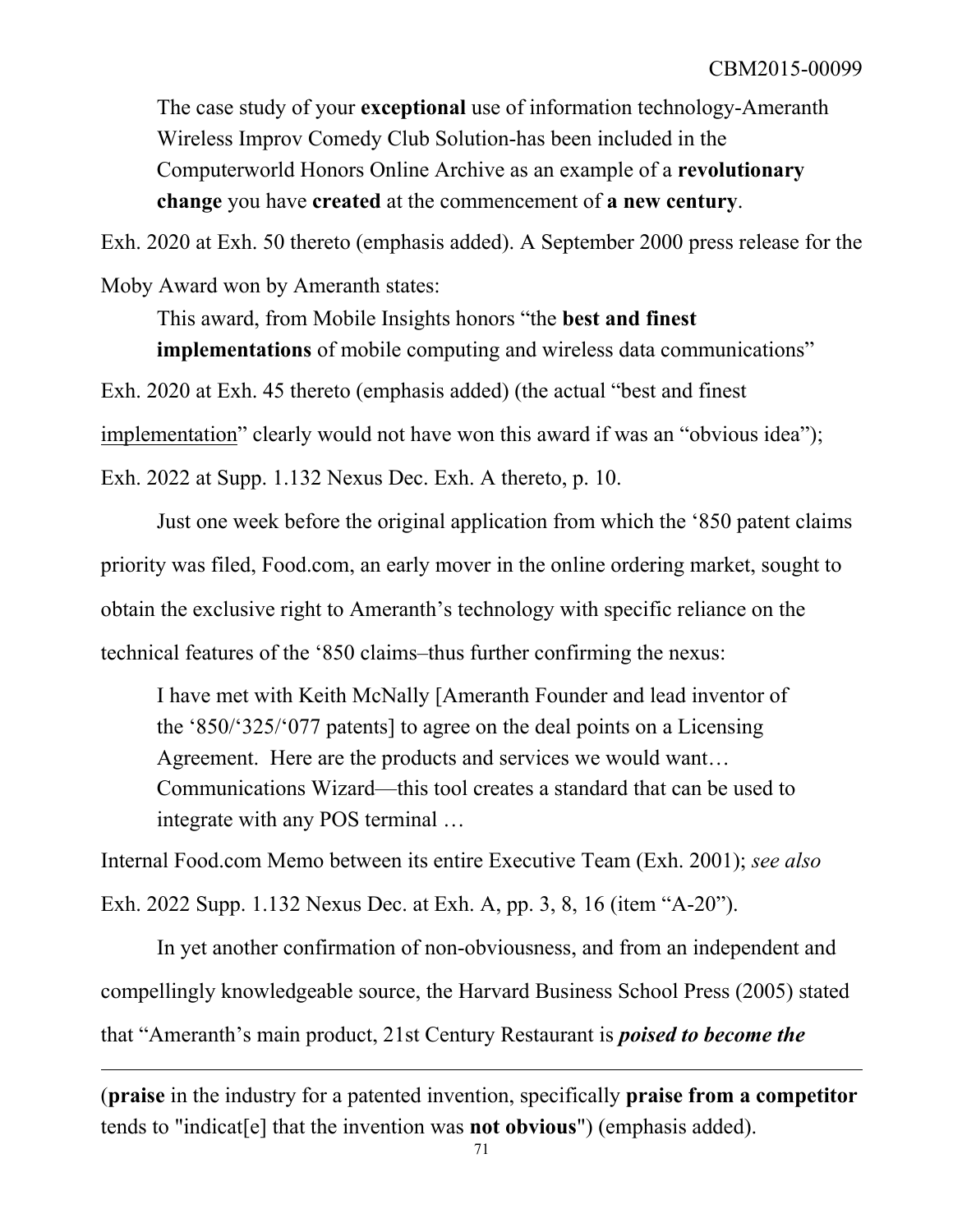> The case study of your **exceptional** use of information technology-Ameranth Wireless Improv Comedy Club Solution-has been included in the Computerworld Honors Online Archive as an example of a **revolutionary change** you have **created** at the commencement of **a new century**.

Exh. 2020 at Exh. 50 thereto (emphasis added). A September 2000 press release for the Moby Award won by Ameranth states:

> This award, from Mobile Insights honors "the **best and finest implementations** of mobile computing and wireless data communications"

Exh. 2020 at Exh. 45 thereto (emphasis added) (the actual "best and finest <u>implementation</u>" clearly would not have won this award if was an "obvious idea"); Exh. 2022 at Supp. 1.132 Nexus Dec. Exh. A thereto, p. 10.

Just one week before the original application from which the '850 patent claims priority was filed, Food.com, an early mover in the online ordering market, sought to obtain the exclusive right to Ameranth's technology with specific reliance on the technical features of the '850 claims–thus further confirming the nexus:

> I have met with Keith McNally [Ameranth Founder and lead inventor of the '850/'325/'077 patents] to agree on the deal points on a Licensing Agreement. Here are the products and services we would want… Communications Wizard—this tool creates a standard that can be used to integrate with any POS terminal …

Internal Food.com Memo between its entire Executive Team (Exh. 2001); *see also* Exh. 2022 Supp. 1.132 Nexus Dec. at Exh. A, pp. 3, 8, 16 (item "A-20").

In yet another confirmation of non-obviousness, and from an independent and compellingly knowledgeable source, the Harvard Business School Press (2005) stated that "Ameranth's main product, 21st Century Restaurant is ***poised to become the***

---

(**praise** in the industry for a patented invention, specifically **praise from a competitor** tends to "indicat[e] that the invention was **not obvious**") (emphasis added).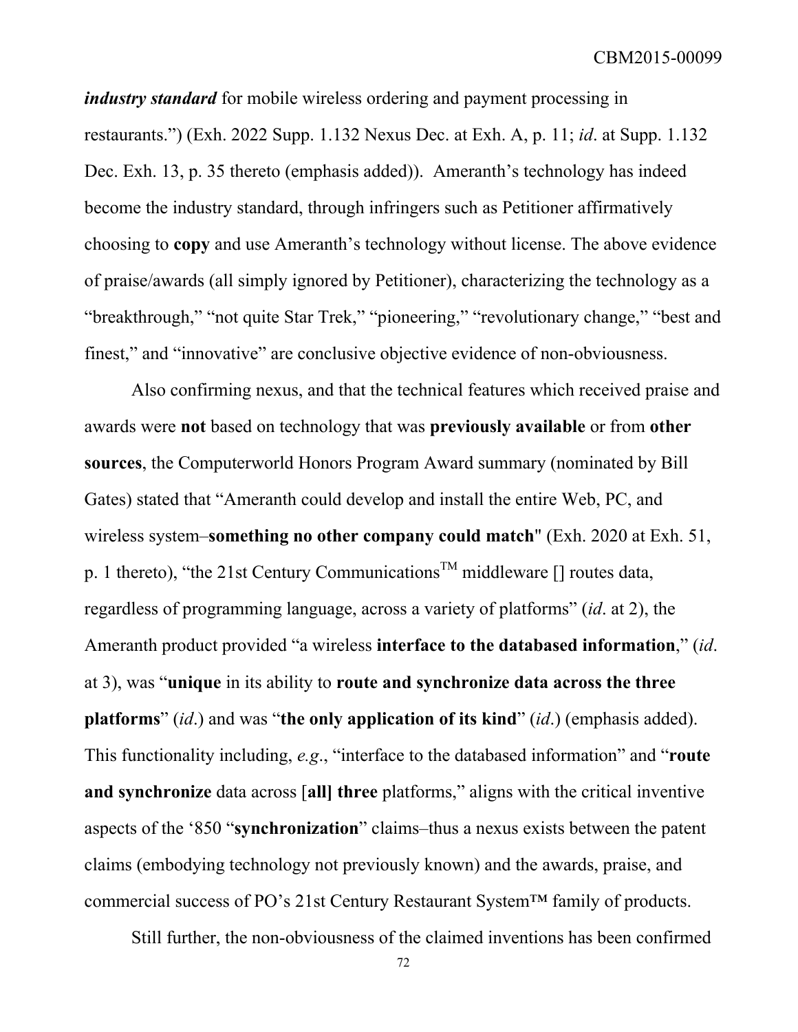***industry standard*** for mobile wireless ordering and payment processing in restaurants.") (Exh. 2022 Supp. 1.132 Nexus Dec. at Exh. A, p. 11; *id*. at Supp. 1.132 Dec. Exh. 13, p. 35 thereto (emphasis added)). Ameranth's technology has indeed become the industry standard, through infringers such as Petitioner affirmatively choosing to **copy** and use Ameranth's technology without license. The above evidence of praise/awards (all simply ignored by Petitioner), characterizing the technology as a "breakthrough," "not quite Star Trek," "pioneering," "revolutionary change," "best and finest," and "innovative" are conclusive objective evidence of non-obviousness.

Also confirming nexus, and that the technical features which received praise and awards were **not** based on technology that was **previously available** or from **other sources**, the Computerworld Honors Program Award summary (nominated by Bill Gates) stated that "Ameranth could develop and install the entire Web, PC, and wireless system–**something no other company could match**" (Exh. 2020 at Exh. 51, p. 1 thereto), "the 21st Century Communications™ middleware [] routes data, regardless of programming language, across a variety of platforms" (*id*. at 2), the Ameranth product provided "a wireless **interface to the databased information**," (*id*. at 3), was "**unique** in its ability to **route and synchronize data across the three platforms**" (*id*.) and was "**the only application of its kind**" (*id*.) (emphasis added). This functionality including, *e.g*., "interface to the databased information" and "**route and synchronize** data across [**all] three** platforms," aligns with the critical inventive aspects of the '850 "**synchronization**" claims–thus a nexus exists between the patent claims (embodying technology not previously known) and the awards, praise, and commercial success of PO's 21st Century Restaurant System™ family of products.

Still further, the non-obviousness of the claimed inventions has been confirmed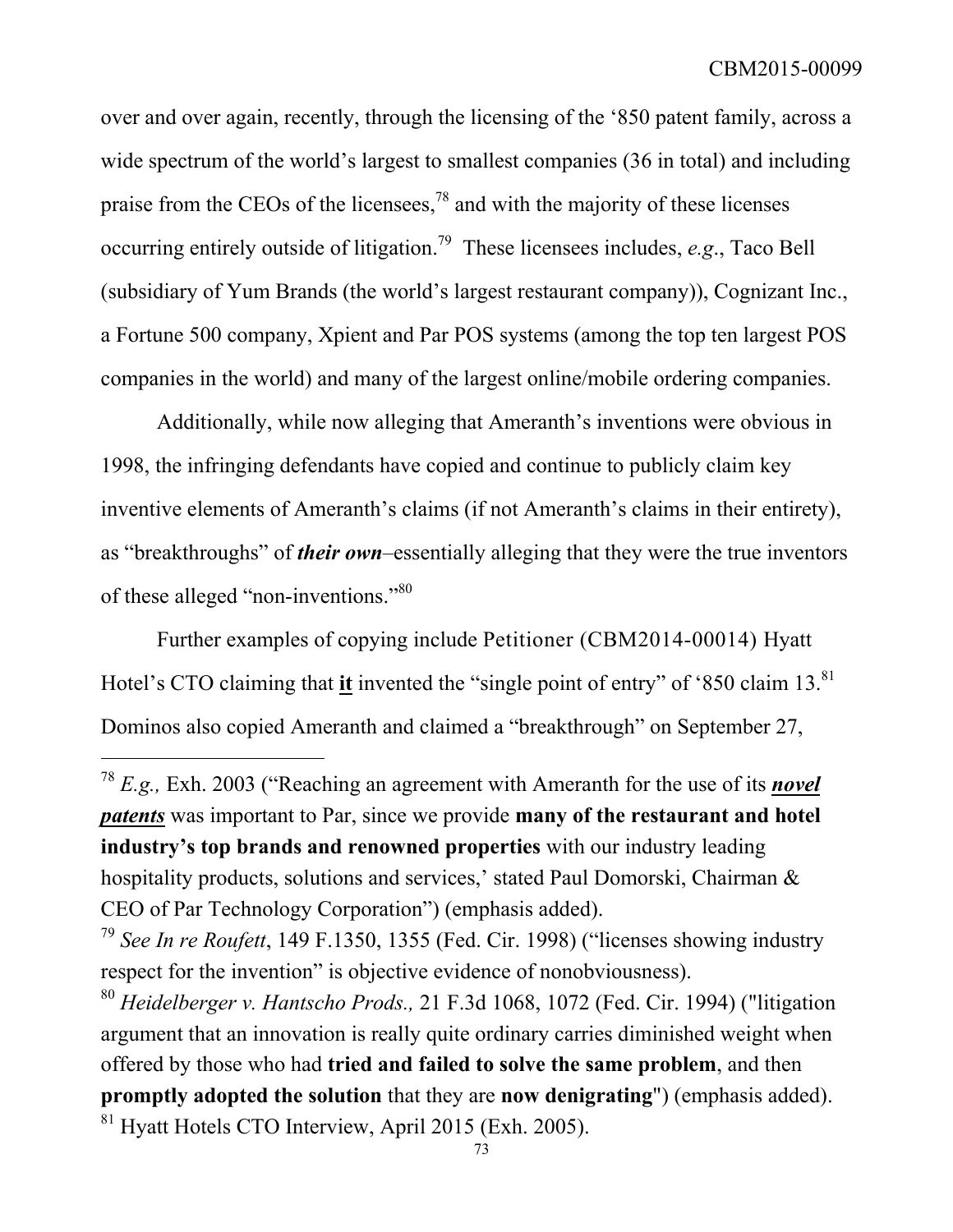over and over again, recently, through the licensing of the '850 patent family, across a wide spectrum of the world's largest to smallest companies (36 in total) and including praise from the CEOs of the licensees,[78] and with the majority of these licenses occurring entirely outside of litigation.[79] These licensees includes, *e.g.*, Taco Bell (subsidiary of Yum Brands (the world's largest restaurant company)), Cognizant Inc., a Fortune 500 company, Xpient and Par POS systems (among the top ten largest POS companies in the world) and many of the largest online/mobile ordering companies.

Additionally, while now alleging that Ameranth's inventions were obvious in 1998, the infringing defendants have copied and continue to publicly claim key inventive elements of Ameranth's claims (if not Ameranth's claims in their entirety), as "breakthroughs" of ***their own***–essentially alleging that they were the true inventors of these alleged "non-inventions."[80]

Further examples of copying include Petitioner (CBM2014-00014) Hyatt Hotel's CTO claiming that **<u>it</u>** invented the "single point of entry" of '850 claim 13.[81] Dominos also copied Ameranth and claimed a "breakthrough" on September 27,

---

[78] *E.g.,* Exh. 2003 ("Reaching an agreement with Ameranth for the use of its ***<u>novel patents</u>*** was important to Par, since we provide **many of the restaurant and hotel industry's top brands and renowned properties** with our industry leading hospitality products, solutions and services,' stated Paul Domorski, Chairman & CEO of Par Technology Corporation") (emphasis added).

[79] *See In re Roufett*, 149 F.1350, 1355 (Fed. Cir. 1998) ("licenses showing industry respect for the invention" is objective evidence of nonobviousness).

[80] *Heidelberger v. Hantscho Prods.,* 21 F.3d 1068, 1072 (Fed. Cir. 1994) ("litigation argument that an innovation is really quite ordinary carries diminished weight when offered by those who had **tried and failed to solve the same problem**, and then **promptly adopted the solution** that they are **now denigrating**") (emphasis added).

[81] Hyatt Hotels CTO Interview, April 2015 (Exh. 2005).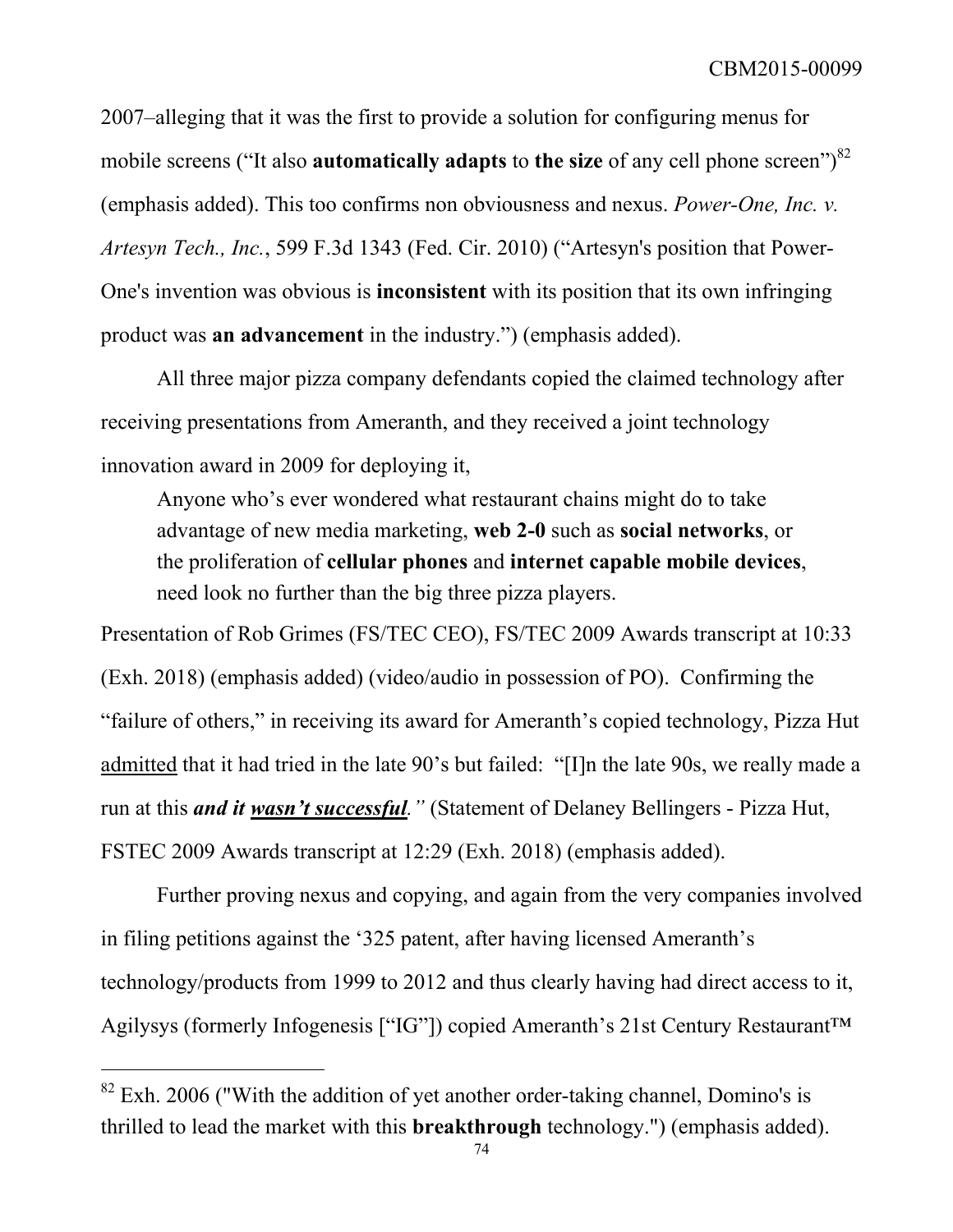2007–alleging that it was the first to provide a solution for configuring menus for mobile screens ("It also **automatically adapts** to **the size** of any cell phone screen")[82] (emphasis added). This too confirms non obviousness and nexus. *Power-One, Inc. v. Artesyn Tech., Inc.*, 599 F.3d 1343 (Fed. Cir. 2010) ("Artesyn's position that Power-One's invention was obvious is **inconsistent** with its position that its own infringing product was **an advancement** in the industry.") (emphasis added).

All three major pizza company defendants copied the claimed technology after receiving presentations from Ameranth, and they received a joint technology innovation award in 2009 for deploying it,

> Anyone who's ever wondered what restaurant chains might do to take advantage of new media marketing, **web 2-0** such as **social networks**, or the proliferation of **cellular phones** and **internet capable mobile devices**, need look no further than the big three pizza players.

Presentation of Rob Grimes (FS/TEC CEO), FS/TEC 2009 Awards transcript at 10:33 (Exh. 2018) (emphasis added) (video/audio in possession of PO). Confirming the "failure of others," in receiving its award for Ameranth's copied technology, Pizza Hut <u>admitted</u> that it had tried in the late 90's but failed: "[I]n the late 90s, we really made a run at this ***and it <u>wasn't successful</u>.*"** (Statement of Delaney Bellingers - Pizza Hut, FSTEC 2009 Awards transcript at 12:29 (Exh. 2018) (emphasis added).

Further proving nexus and copying, and again from the very companies involved in filing petitions against the '325 patent, after having licensed Ameranth's technology/products from 1999 to 2012 and thus clearly having had direct access to it, Agilysys (formerly Infogenesis ["IG"]) copied Ameranth's 21st Century Restaurant™

---

[82] Exh. 2006 ("With the addition of yet another order-taking channel, Domino's is thrilled to lead the market with this **breakthrough** technology.") (emphasis added).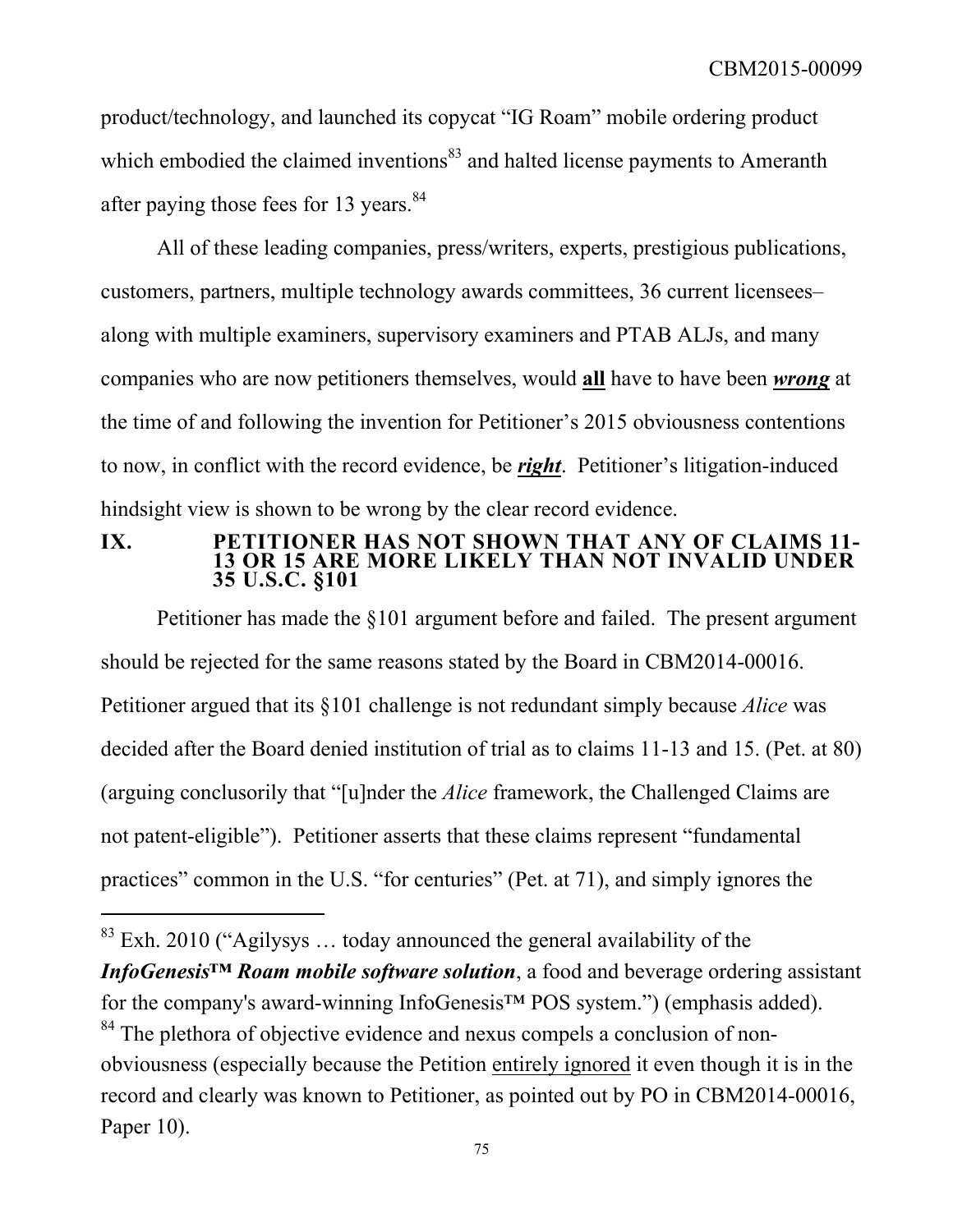product/technology, and launched its copycat "IG Roam" mobile ordering product which embodied the claimed inventions[83] and halted license payments to Ameranth after paying those fees for 13 years.[84]

All of these leading companies, press/writers, experts, prestigious publications, customers, partners, multiple technology awards committees, 36 current licensees– along with multiple examiners, supervisory examiners and PTAB ALJs, and many companies who are now petitioners themselves, would **all** have to have been ***wrong*** at the time of and following the invention for Petitioner's 2015 obviousness contentions to now, in conflict with the record evidence, be ***right***. Petitioner's litigation-induced hindsight view is shown to be wrong by the clear record evidence.

## IX. PETITIONER HAS NOT SHOWN THAT ANY OF CLAIMS 11-13 OR 15 ARE MORE LIKELY THAN NOT INVALID UNDER 35 U.S.C. §101

Petitioner has made the §101 argument before and failed. The present argument should be rejected for the same reasons stated by the Board in CBM2014-00016. Petitioner argued that its §101 challenge is not redundant simply because *Alice* was decided after the Board denied institution of trial as to claims 11-13 and 15. (Pet. at 80) (arguing conclusorily that "[u]nder the *Alice* framework, the Challenged Claims are not patent-eligible"). Petitioner asserts that these claims represent "fundamental practices" common in the U.S. "for centuries" (Pet. at 71), and simply ignores the

---

[83] Exh. 2010 ("Agilysys … today announced the general availability of the ***InfoGenesis™ Roam mobile software solution***, a food and beverage ordering assistant for the company's award-winning InfoGenesis™ POS system.") (emphasis added).

[84] The plethora of objective evidence and nexus compels a conclusion of non-obviousness (especially because the Petition entirely ignored it even though it is in the record and clearly was known to Petitioner, as pointed out by PO in CBM2014-00016, Paper 10).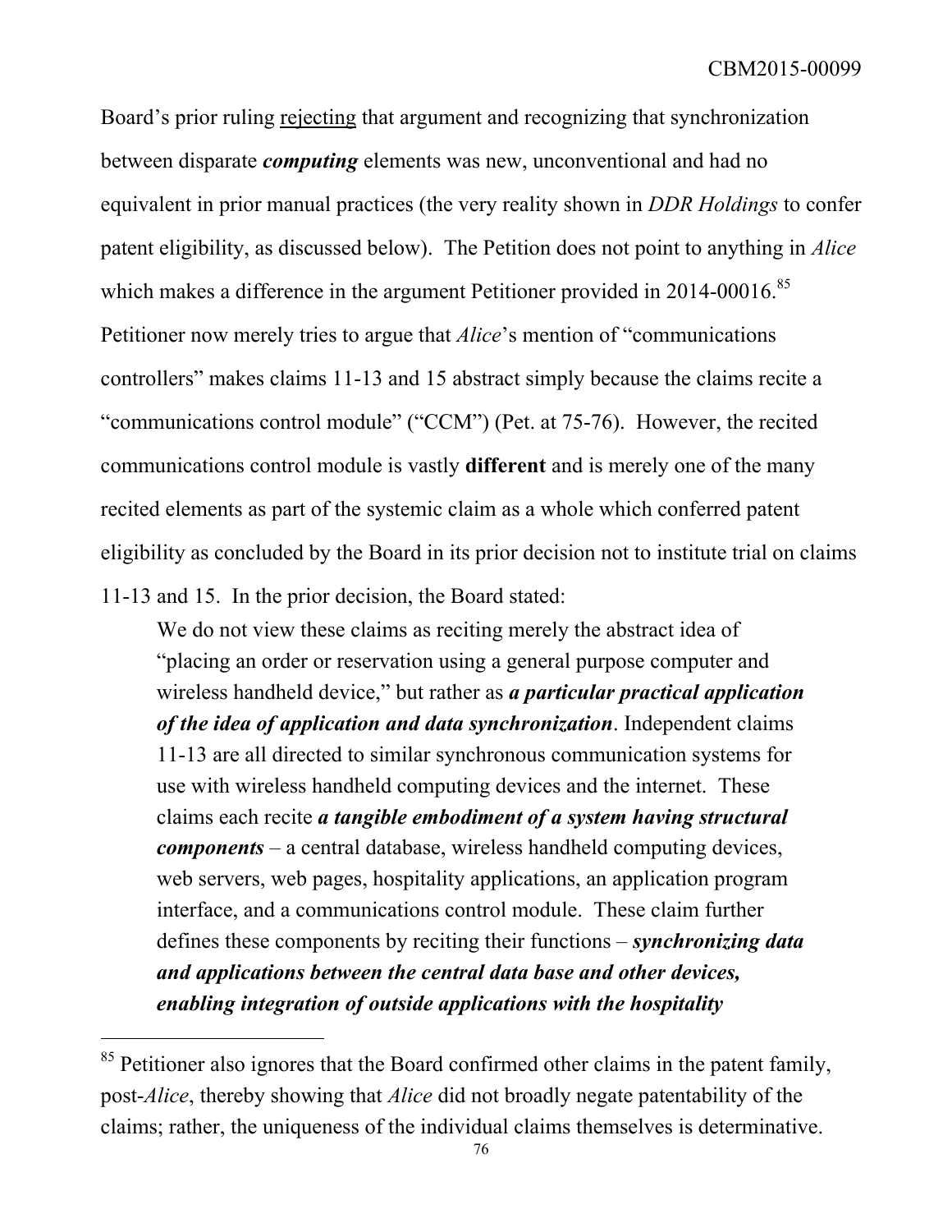Board's prior ruling <u>rejecting</u> that argument and recognizing that synchronization between disparate ***computing*** elements was new, unconventional and had no equivalent in prior manual practices (the very reality shown in *DDR Holdings* to confer patent eligibility, as discussed below). The Petition does not point to anything in *Alice* which makes a difference in the argument Petitioner provided in 2014-00016.[85] Petitioner now merely tries to argue that *Alice*'s mention of "communications controllers" makes claims 11-13 and 15 abstract simply because the claims recite a "communications control module" ("CCM") (Pet. at 75-76). However, the recited communications control module is vastly **different** and is merely one of the many recited elements as part of the systemic claim as a whole which conferred patent eligibility as concluded by the Board in its prior decision not to institute trial on claims 11-13 and 15. In the prior decision, the Board stated:

> We do not view these claims as reciting merely the abstract idea of "placing an order or reservation using a general purpose computer and wireless handheld device," but rather as ***a particular practical application of the idea of application and data synchronization***. Independent claims 11-13 are all directed to similar synchronous communication systems for use with wireless handheld computing devices and the internet. These claims each recite ***a tangible embodiment of a system having structural components*** – a central database, wireless handheld computing devices, web servers, web pages, hospitality applications, an application program interface, and a communications control module. These claim further defines these components by reciting their functions – ***synchronizing data and applications between the central data base and other devices, enabling integration of outside applications with the hospitality***

[85] Petitioner also ignores that the Board confirmed other claims in the patent family, post-*Alice*, thereby showing that *Alice* did not broadly negate patentability of the claims; rather, the uniqueness of the individual claims themselves is determinative.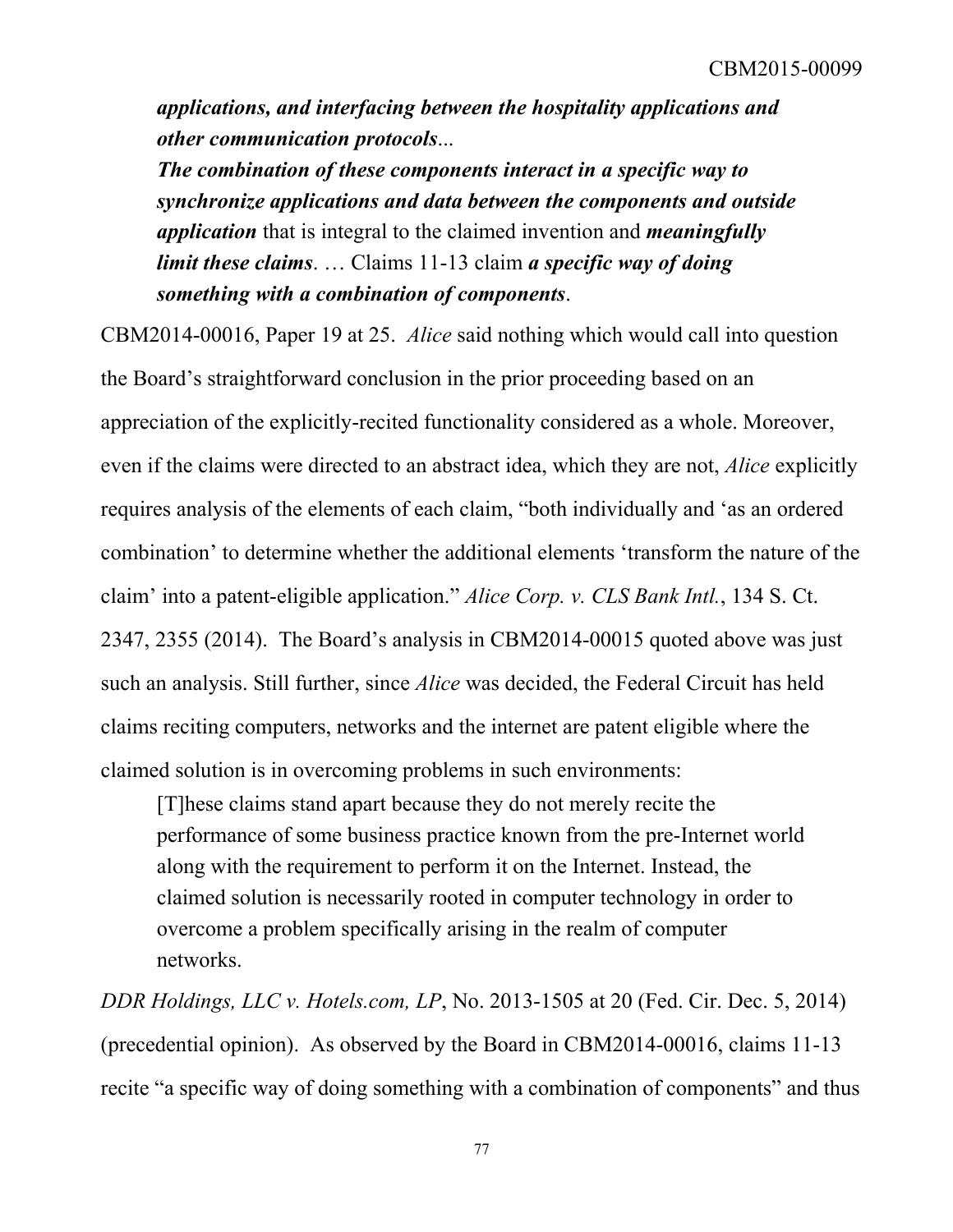> ***applications, and interfacing between the hospitality applications and other communication protocols***...
> ***The combination of these components interact in a specific way to synchronize applications and data between the components and outside application*** that is integral to the claimed invention and ***meaningfully limit these claims***. … Claims 11-13 claim ***a specific way of doing something with a combination of components***.

CBM2014-00016, Paper 19 at 25. *Alice* said nothing which would call into question the Board's straightforward conclusion in the prior proceeding based on an appreciation of the explicitly-recited functionality considered as a whole. Moreover, even if the claims were directed to an abstract idea, which they are not, *Alice* explicitly requires analysis of the elements of each claim, "both individually and 'as an ordered combination' to determine whether the additional elements 'transform the nature of the claim' into a patent-eligible application." *Alice Corp. v. CLS Bank Intl.*, 134 S. Ct. 2347, 2355 (2014). The Board's analysis in CBM2014-00015 quoted above was just such an analysis. Still further, since *Alice* was decided, the Federal Circuit has held claims reciting computers, networks and the internet are patent eligible where the claimed solution is in overcoming problems in such environments:

> [T]hese claims stand apart because they do not merely recite the performance of some business practice known from the pre-Internet world along with the requirement to perform it on the Internet. Instead, the claimed solution is necessarily rooted in computer technology in order to overcome a problem specifically arising in the realm of computer networks.

*DDR Holdings, LLC v. Hotels.com, LP*, No. 2013-1505 at 20 (Fed. Cir. Dec. 5, 2014) (precedential opinion). As observed by the Board in CBM2014-00016, claims 11-13 recite "a specific way of doing something with a combination of components" and thus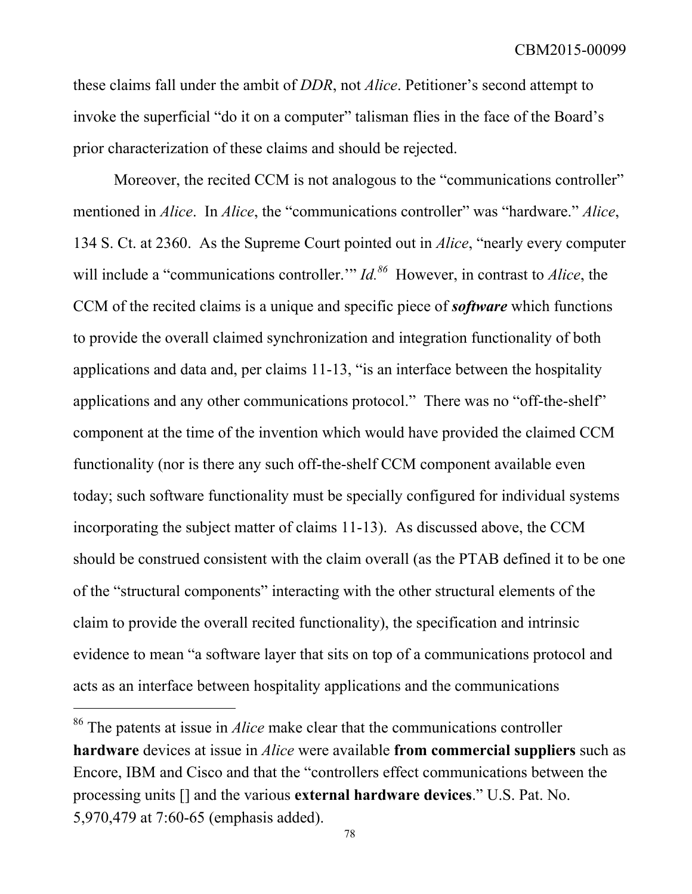these claims fall under the ambit of *DDR*, not *Alice*. Petitioner's second attempt to invoke the superficial "do it on a computer" talisman flies in the face of the Board's prior characterization of these claims and should be rejected.

Moreover, the recited CCM is not analogous to the "communications controller" mentioned in *Alice*. In *Alice*, the "communications controller" was "hardware." *Alice*, 134 S. Ct. at 2360. As the Supreme Court pointed out in *Alice*, "nearly every computer will include a "communications controller.'" *Id.*[86] However, in contrast to *Alice*, the CCM of the recited claims is a unique and specific piece of ***software*** which functions to provide the overall claimed synchronization and integration functionality of both applications and data and, per claims 11-13, "is an interface between the hospitality applications and any other communications protocol." There was no "off-the-shelf" component at the time of the invention which would have provided the claimed CCM functionality (nor is there any such off-the-shelf CCM component available even today; such software functionality must be specially configured for individual systems incorporating the subject matter of claims 11-13). As discussed above, the CCM should be construed consistent with the claim overall (as the PTAB defined it to be one of the "structural components" interacting with the other structural elements of the claim to provide the overall recited functionality), the specification and intrinsic evidence to mean "a software layer that sits on top of a communications protocol and acts as an interface between hospitality applications and the communications

---

[86] The patents at issue in *Alice* make clear that the communications controller **hardware** devices at issue in *Alice* were available **from commercial suppliers** such as Encore, IBM and Cisco and that the "controllers effect communications between the processing units [] and the various **external hardware devices**." U.S. Pat. No. 5,970,479 at 7:60-65 (emphasis added).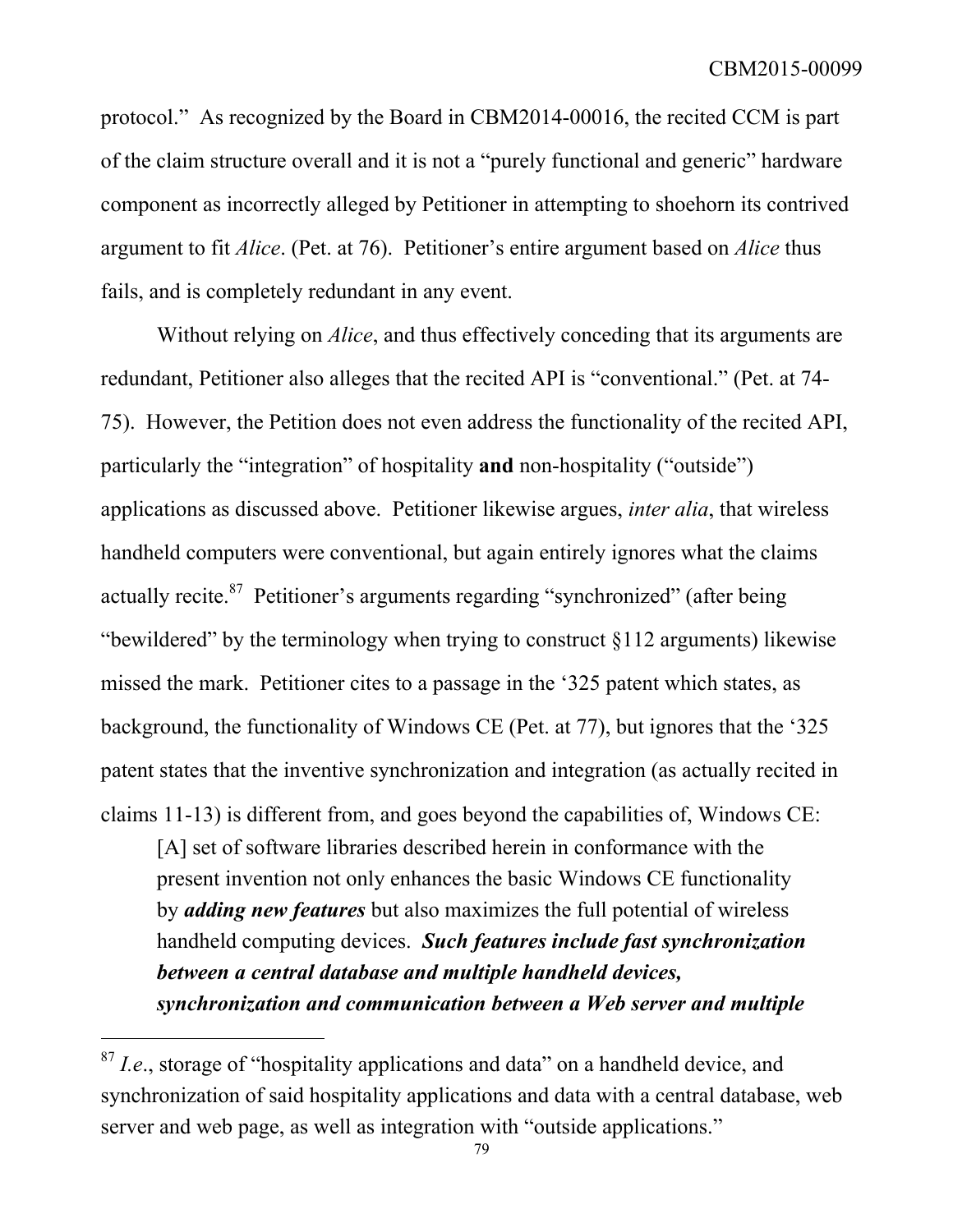protocol." As recognized by the Board in CBM2014-00016, the recited CCM is part of the claim structure overall and it is not a "purely functional and generic" hardware component as incorrectly alleged by Petitioner in attempting to shoehorn its contrived argument to fit *Alice*. (Pet. at 76). Petitioner's entire argument based on *Alice* thus fails, and is completely redundant in any event.

Without relying on *Alice*, and thus effectively conceding that its arguments are redundant, Petitioner also alleges that the recited API is "conventional." (Pet. at 74-75). However, the Petition does not even address the functionality of the recited API, particularly the "integration" of hospitality **and** non-hospitality ("outside") applications as discussed above. Petitioner likewise argues, *inter alia*, that wireless handheld computers were conventional, but again entirely ignores what the claims actually recite.[87] Petitioner's arguments regarding "synchronized" (after being "bewildered" by the terminology when trying to construct §112 arguments) likewise missed the mark. Petitioner cites to a passage in the '325 patent which states, as background, the functionality of Windows CE (Pet. at 77), but ignores that the '325 patent states that the inventive synchronization and integration (as actually recited in claims 11-13) is different from, and goes beyond the capabilities of, Windows CE:

> [A] set of software libraries described herein in conformance with the present invention not only enhances the basic Windows CE functionality by ***adding new features*** but also maximizes the full potential of wireless handheld computing devices. ***Such features include fast synchronization between a central database and multiple handheld devices, synchronization and communication between a Web server and multiple***

[87] *I.e.*, storage of "hospitality applications and data" on a handheld device, and synchronization of said hospitality applications and data with a central database, web server and web page, as well as integration with "outside applications."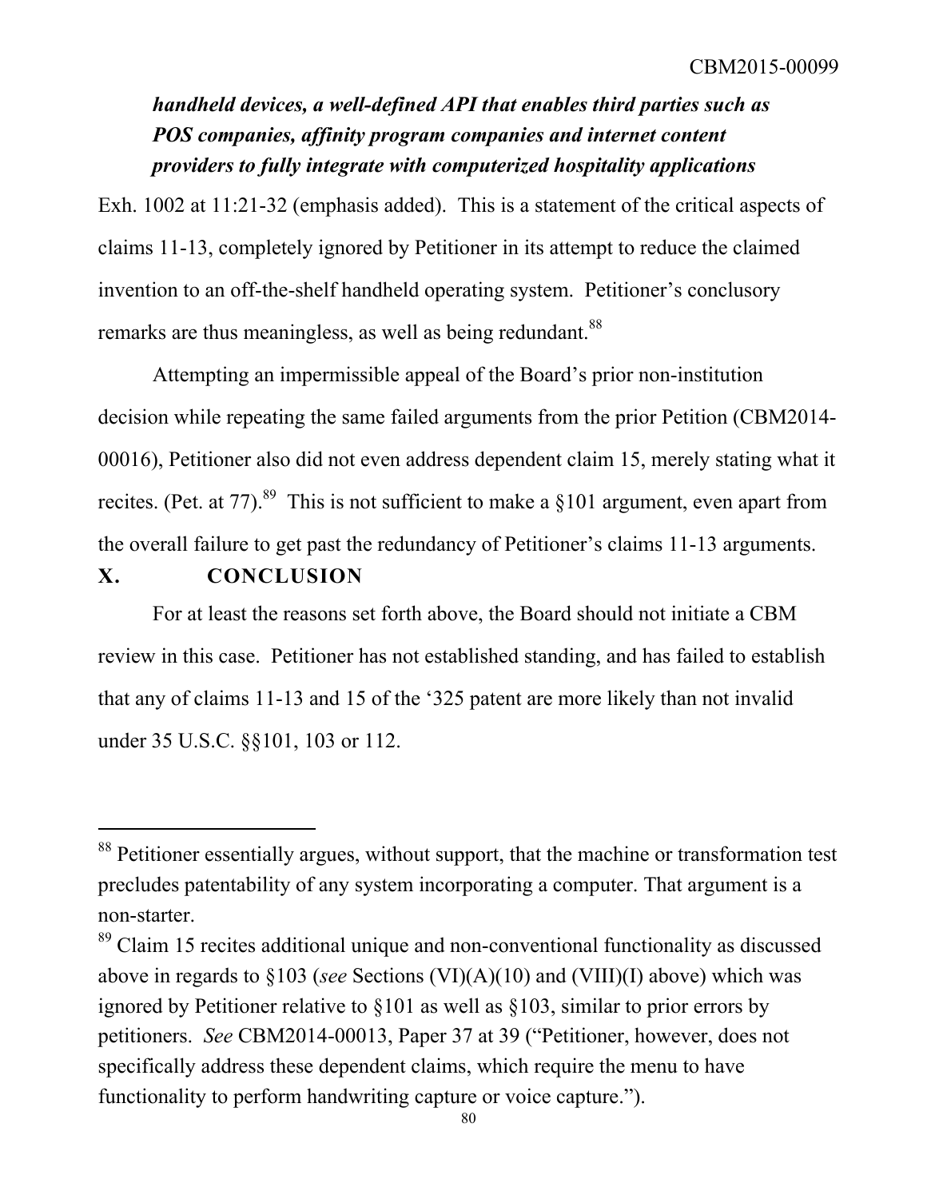***handheld devices, a well-defined API that enables third parties such as POS companies, affinity program companies and internet content providers to fully integrate with computerized hospitality applications***

Exh. 1002 at 11:21-32 (emphasis added). This is a statement of the critical aspects of claims 11-13, completely ignored by Petitioner in its attempt to reduce the claimed invention to an off-the-shelf handheld operating system. Petitioner's conclusory remarks are thus meaningless, as well as being redundant.[88]

Attempting an impermissible appeal of the Board's prior non-institution decision while repeating the same failed arguments from the prior Petition (CBM2014-00016), Petitioner also did not even address dependent claim 15, merely stating what it recites. (Pet. at 77).[89] This is not sufficient to make a §101 argument, even apart from the overall failure to get past the redundancy of Petitioner's claims 11-13 arguments.

## X. CONCLUSION

For at least the reasons set forth above, the Board should not initiate a CBM review in this case. Petitioner has not established standing, and has failed to establish that any of claims 11-13 and 15 of the '325 patent are more likely than not invalid under 35 U.S.C. §§101, 103 or 112.

---

[88] Petitioner essentially argues, without support, that the machine or transformation test precludes patentability of any system incorporating a computer. That argument is a non-starter.

[89] Claim 15 recites additional unique and non-conventional functionality as discussed above in regards to §103 (*see* Sections (VI)(A)(10) and (VIII)(I) above) which was ignored by Petitioner relative to §101 as well as §103, similar to prior errors by petitioners. *See* CBM2014-00013, Paper 37 at 39 ("Petitioner, however, does not specifically address these dependent claims, which require the menu to have functionality to perform handwriting capture or voice capture.").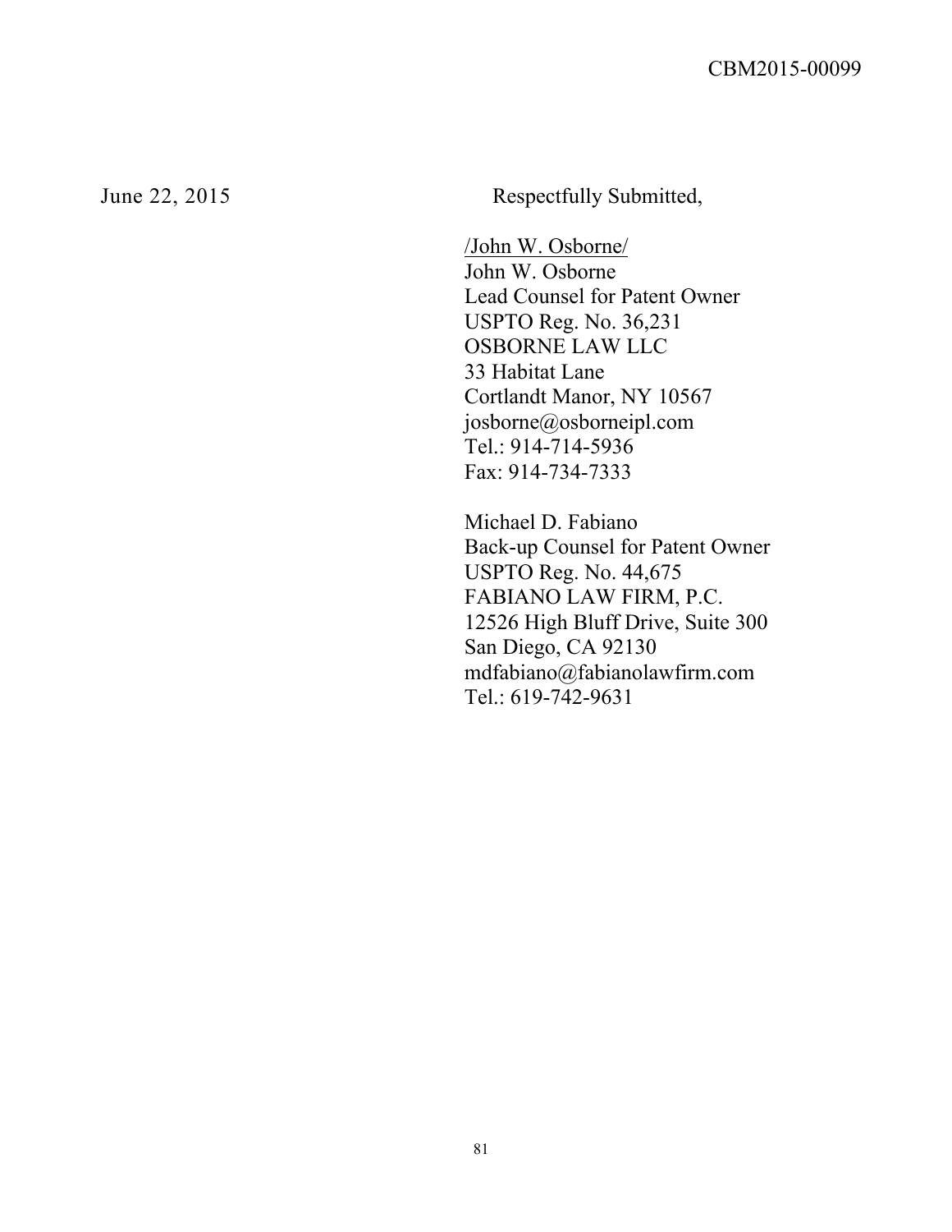June 22, 2015

Respectfully Submitted,

/John W. Osborne/
John W. Osborne
Lead Counsel for Patent Owner
USPTO Reg. No. 36,231
OSBORNE LAW LLC
33 Habitat Lane
Cortlandt Manor, NY 10567
josborne@osborneipl.com
Tel.: 914-714-5936
Fax: 914-734-7333

Michael D. Fabiano
Back-up Counsel for Patent Owner
USPTO Reg. No. 44,675
FABIANO LAW FIRM, P.C.
12526 High Bluff Drive, Suite 300
San Diego, CA 92130
mdfabiano@fabianolawfirm.com
Tel.: 619-742-9631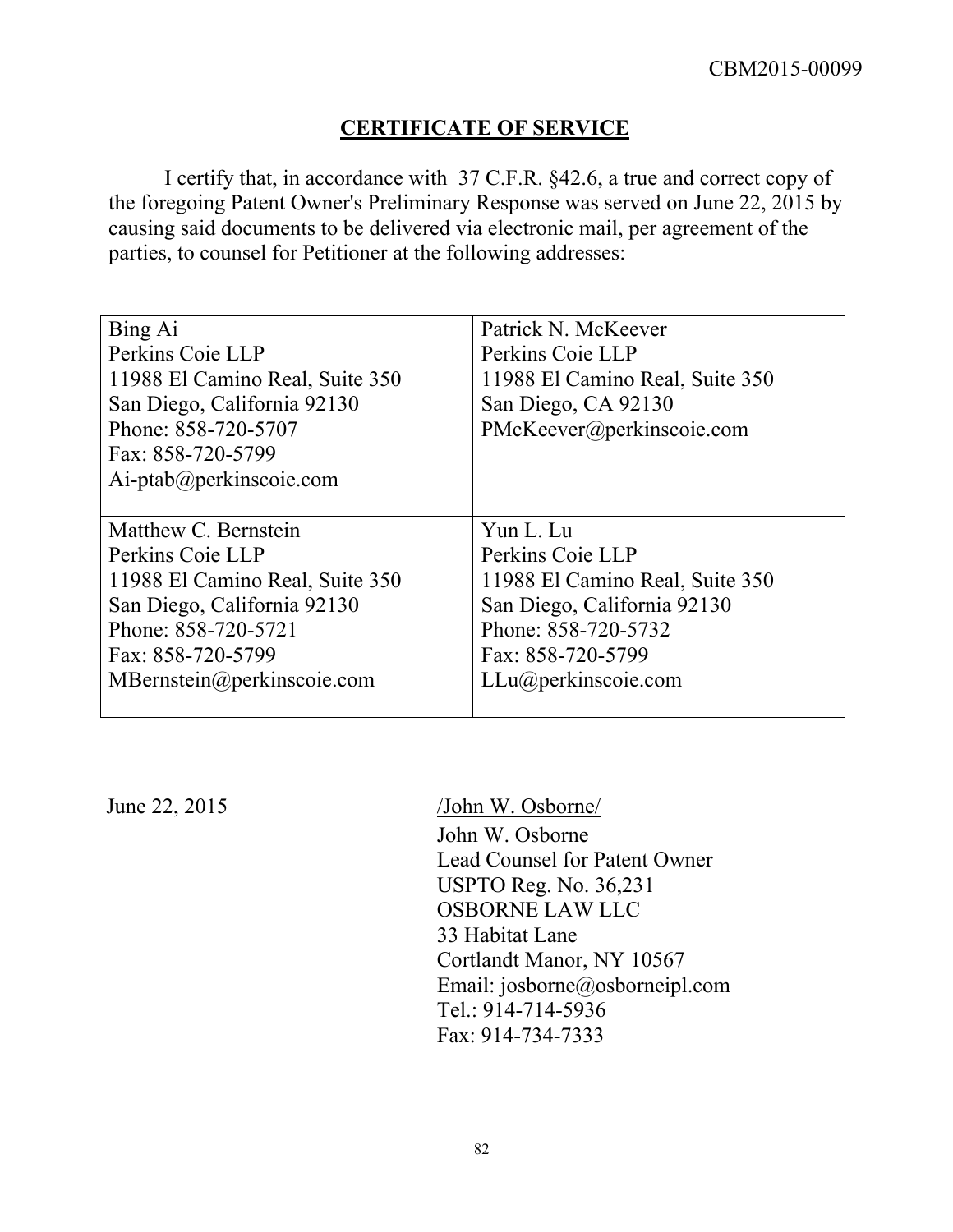CBM2015-00099

## CERTIFICATE OF SERVICE

I certify that, in accordance with 37 C.F.R. §42.6, a true and correct copy of the foregoing Patent Owner's Preliminary Response was served on June 22, 2015 by causing said documents to be delivered via electronic mail, per agreement of the parties, to counsel for Petitioner at the following addresses:

| | |
|---|---|
| Bing Ai<br>Perkins Coie LLP<br>11988 El Camino Real, Suite 350<br>San Diego, California 92130<br>Phone: 858-720-5707<br>Fax: 858-720-5799<br>Ai-ptab@perkinscoie.com | Patrick N. McKeever<br>Perkins Coie LLP<br>11988 El Camino Real, Suite 350<br>San Diego, CA 92130<br>PMcKeever@perkinscoie.com |
| Matthew C. Bernstein<br>Perkins Coie LLP<br>11988 El Camino Real, Suite 350<br>San Diego, California 92130<br>Phone: 858-720-5721<br>Fax: 858-720-5799<br>MBernstein@perkinscoie.com | Yun L. Lu<br>Perkins Coie LLP<br>11988 El Camino Real, Suite 350<br>San Diego, California 92130<br>Phone: 858-720-5732<br>Fax: 858-720-5799<br>LLu@perkinscoie.com |

June 22, 2015

/John W. Osborne/
John W. Osborne
Lead Counsel for Patent Owner
USPTO Reg. No. 36,231
OSBORNE LAW LLC
33 Habitat Lane
Cortlandt Manor, NY 10567
Email: josborne@osborneipl.com
Tel.: 914-714-5936
Fax: 914-734-7333